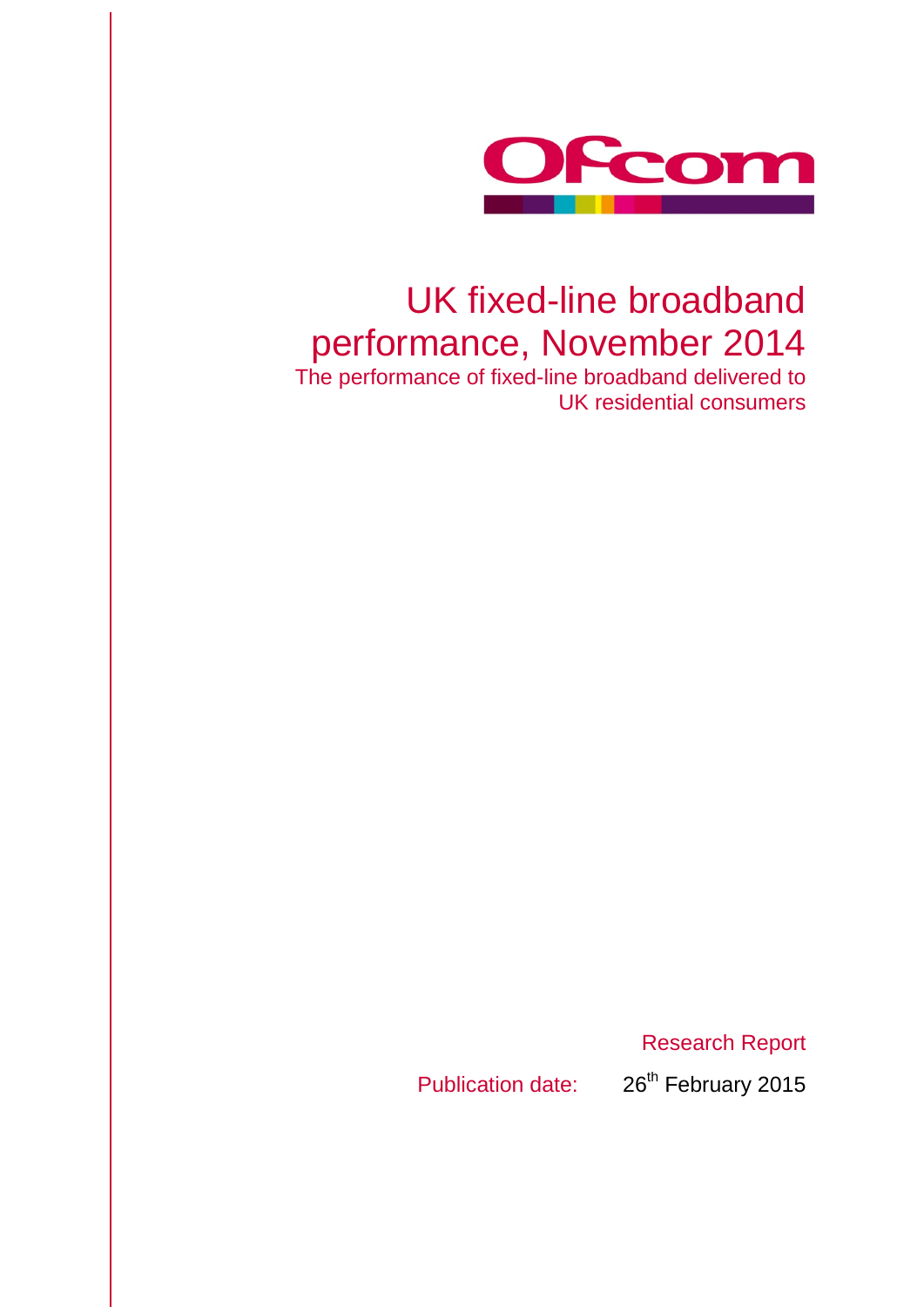# UK fixed-line broadband performance, November 2014

The performance of fixed-line broadband delivered to UK residential consumers

Research Report

Publication date: 26th February 2015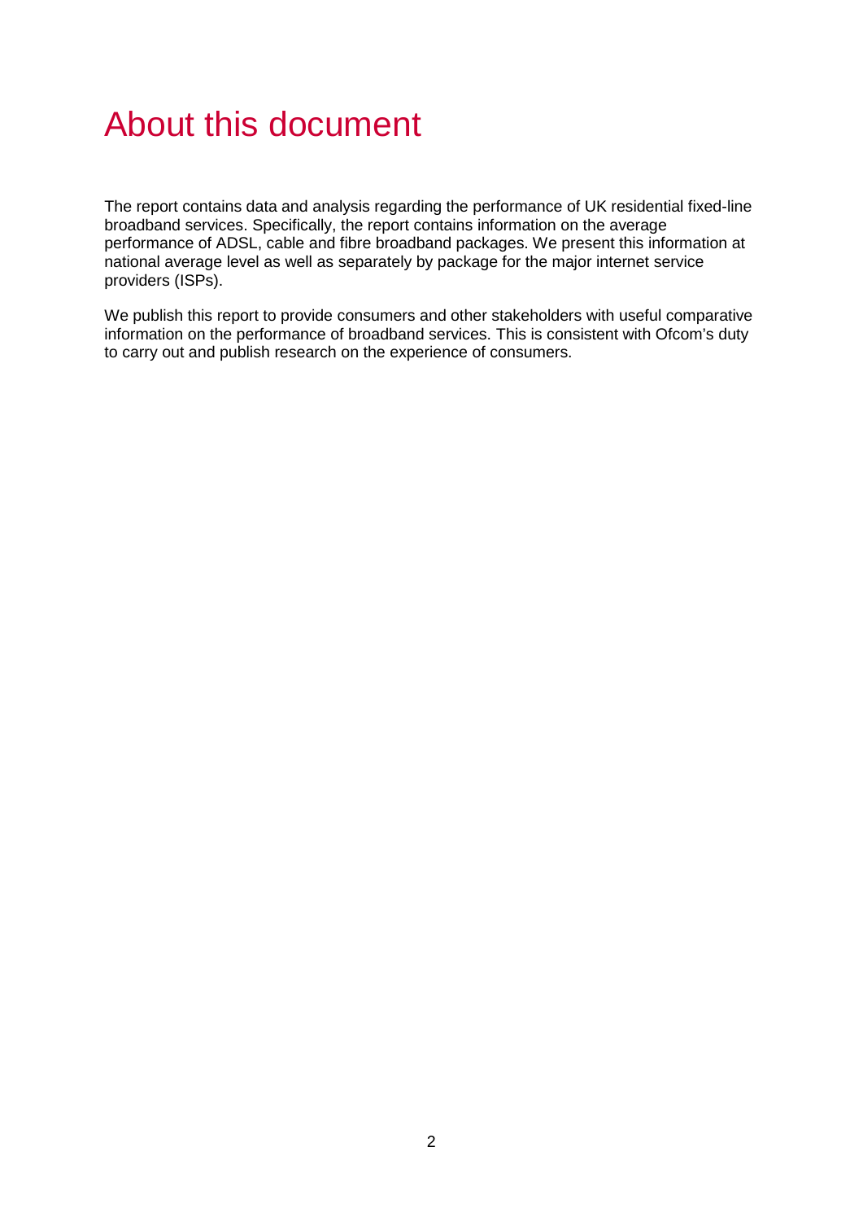# About this document

The report contains data and analysis regarding the performance of UK residential fixed-line broadband services. Specifically, the report contains information on the average performance of ADSL, cable and fibre broadband packages. We present this information at national average level as well as separately by package for the major internet service providers (ISPs).

We publish this report to provide consumers and other stakeholders with useful comparative information on the performance of broadband services. This is consistent with Ofcom's duty to carry out and publish research on the experience of consumers.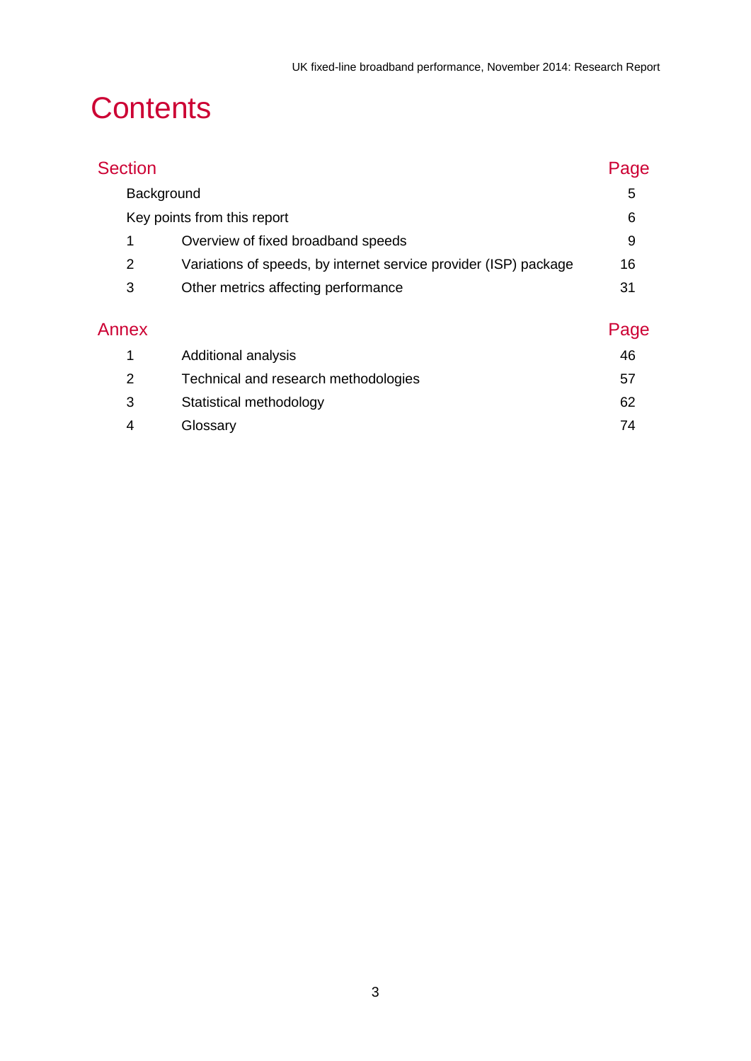# Contents

| Section | | Page |
|---|---|---|
| Background | | 5 |
| Key points from this report | | 6 |
| 1 | Overview of fixed broadband speeds | 9 |
| 2 | Variations of speeds, by internet service provider (ISP) package | 16 |
| 3 | Other metrics affecting performance | 31 |

| Annex | | Page |
|---|---|---|
| 1 | Additional analysis | 46 |
| 2 | Technical and research methodologies | 57 |
| 3 | Statistical methodology | 62 |
| 4 | Glossary | 74 |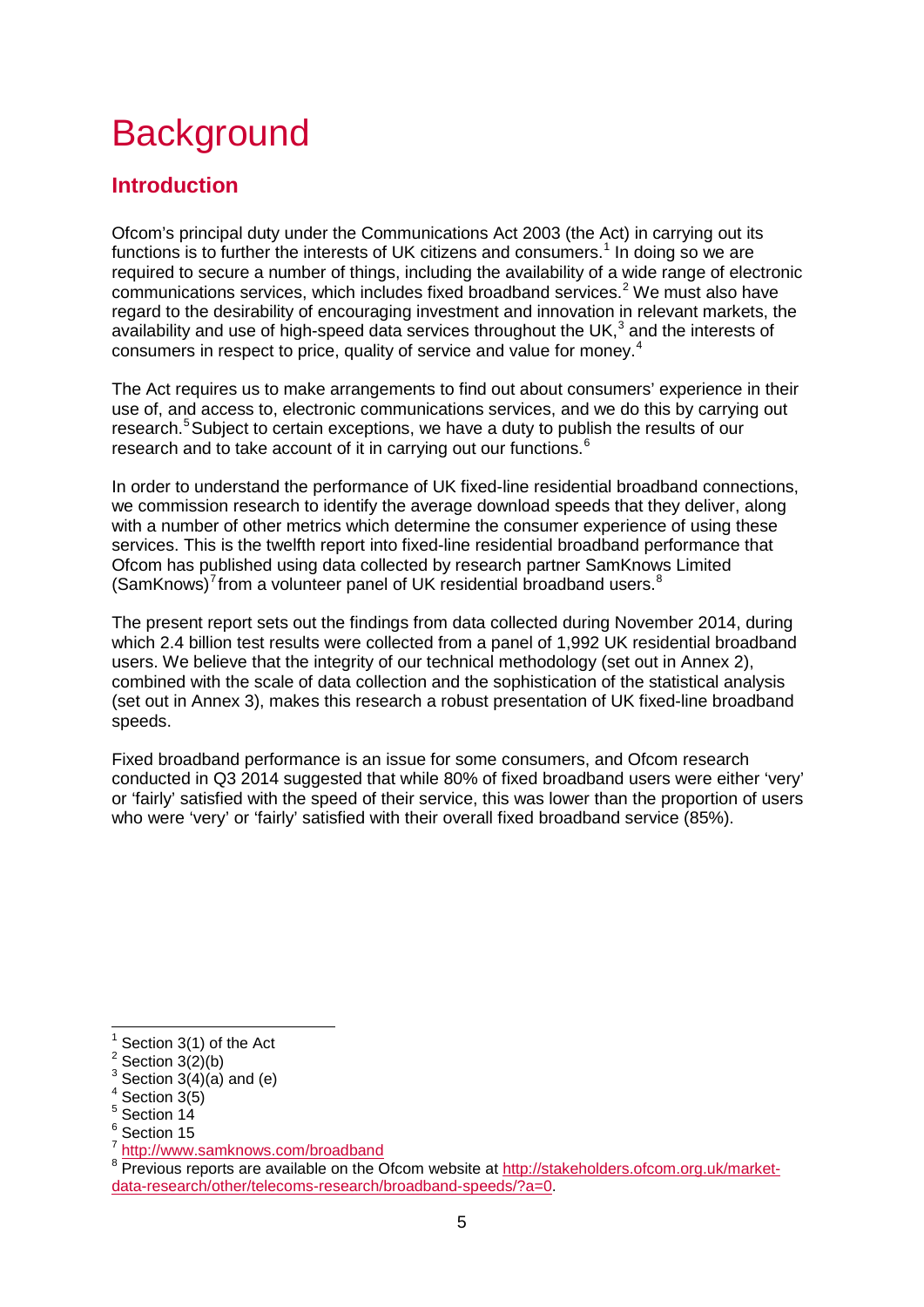# Background

## Introduction

Ofcom's principal duty under the Communications Act 2003 (the Act) in carrying out its functions is to further the interests of UK citizens and consumers.[1] In doing so we are required to secure a number of things, including the availability of a wide range of electronic communications services, which includes fixed broadband services.[2] We must also have regard to the desirability of encouraging investment and innovation in relevant markets, the availability and use of high-speed data services throughout the UK,[3] and the interests of consumers in respect to price, quality of service and value for money.[4]

The Act requires us to make arrangements to find out about consumers' experience in their use of, and access to, electronic communications services, and we do this by carrying out research.[5] Subject to certain exceptions, we have a duty to publish the results of our research and to take account of it in carrying out our functions.[6]

In order to understand the performance of UK fixed-line residential broadband connections, we commission research to identify the average download speeds that they deliver, along with a number of other metrics which determine the consumer experience of using these services. This is the twelfth report into fixed-line residential broadband performance that Ofcom has published using data collected by research partner SamKnows Limited (SamKnows)[7] from a volunteer panel of UK residential broadband users.[8]

The present report sets out the findings from data collected during November 2014, during which 2.4 billion test results were collected from a panel of 1,992 UK residential broadband users. We believe that the integrity of our technical methodology (set out in Annex 2), combined with the scale of data collection and the sophistication of the statistical analysis (set out in Annex 3), makes this research a robust presentation of UK fixed-line broadband speeds.

Fixed broadband performance is an issue for some consumers, and Ofcom research conducted in Q3 2014 suggested that while 80% of fixed broadband users were either 'very' or 'fairly' satisfied with the speed of their service, this was lower than the proportion of users who were 'very' or 'fairly' satisfied with their overall fixed broadband service (85%).

---

[1] Section 3(1) of the Act
[2] Section 3(2)(b)
[3] Section 3(4)(a) and (e)
[4] Section 3(5)
[5] Section 14
[6] Section 15
[7] http://www.samknows.com/broadband
[8] Previous reports are available on the Ofcom website at http://stakeholders.ofcom.org.uk/market-data-research/other/telecoms-research/broadband-speeds/?a=0.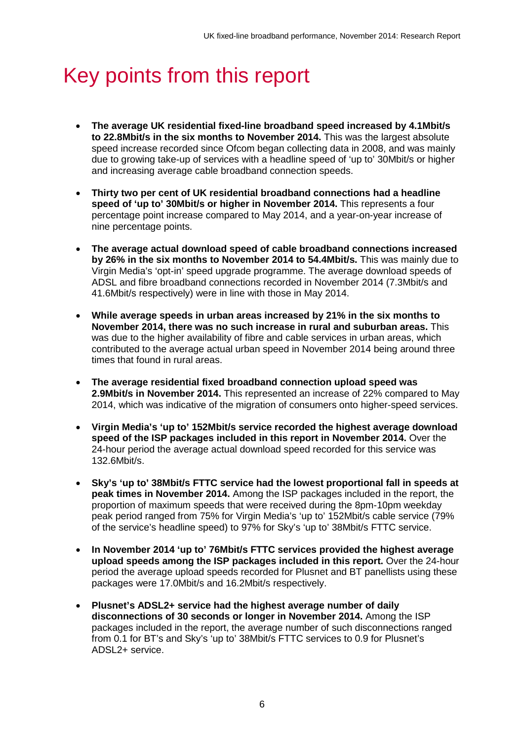# Key points from this report

- **The average UK residential fixed-line broadband speed increased by 4.1Mbit/s to 22.8Mbit/s in the six months to November 2014.** This was the largest absolute speed increase recorded since Ofcom began collecting data in 2008, and was mainly due to growing take-up of services with a headline speed of 'up to' 30Mbit/s or higher and increasing average cable broadband connection speeds.

- **Thirty two per cent of UK residential broadband connections had a headline speed of 'up to' 30Mbit/s or higher in November 2014.** This represents a four percentage point increase compared to May 2014, and a year-on-year increase of nine percentage points.

- **The average actual download speed of cable broadband connections increased by 26% in the six months to November 2014 to 54.4Mbit/s.** This was mainly due to Virgin Media's 'opt-in' speed upgrade programme. The average download speeds of ADSL and fibre broadband connections recorded in November 2014 (7.3Mbit/s and 41.6Mbit/s respectively) were in line with those in May 2014.

- **While average speeds in urban areas increased by 21% in the six months to November 2014, there was no such increase in rural and suburban areas.** This was due to the higher availability of fibre and cable services in urban areas, which contributed to the average actual urban speed in November 2014 being around three times that found in rural areas.

- **The average residential fixed broadband connection upload speed was 2.9Mbit/s in November 2014.** This represented an increase of 22% compared to May 2014, which was indicative of the migration of consumers onto higher-speed services.

- **Virgin Media's 'up to' 152Mbit/s service recorded the highest average download speed of the ISP packages included in this report in November 2014.** Over the 24-hour period the average actual download speed recorded for this service was 132.6Mbit/s.

- **Sky's 'up to' 38Mbit/s FTTC service had the lowest proportional fall in speeds at peak times in November 2014.** Among the ISP packages included in the report, the proportion of maximum speeds that were received during the 8pm-10pm weekday peak period ranged from 75% for Virgin Media's 'up to' 152Mbit/s cable service (79% of the service's headline speed) to 97% for Sky's 'up to' 38Mbit/s FTTC service.

- **In November 2014 'up to' 76Mbit/s FTTC services provided the highest average upload speeds among the ISP packages included in this report.** Over the 24-hour period the average upload speeds recorded for Plusnet and BT panellists using these packages were 17.0Mbit/s and 16.2Mbit/s respectively.

- **Plusnet's ADSL2+ service had the highest average number of daily disconnections of 30 seconds or longer in November 2014.** Among the ISP packages included in the report, the average number of such disconnections ranged from 0.1 for BT's and Sky's 'up to' 38Mbit/s FTTC services to 0.9 for Plusnet's ADSL2+ service.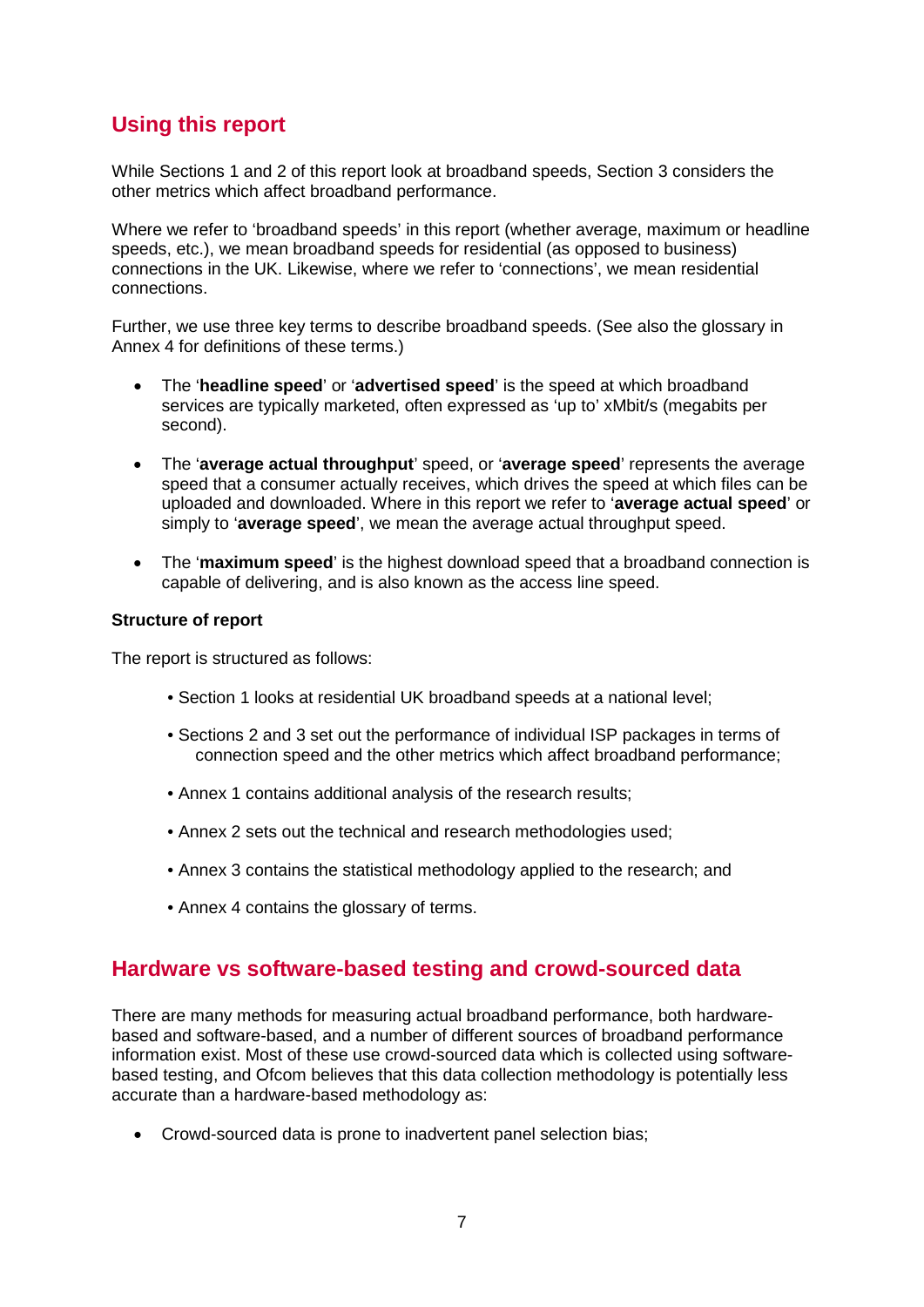## Using this report

While Sections 1 and 2 of this report look at broadband speeds, Section 3 considers the other metrics which affect broadband performance.

Where we refer to 'broadband speeds' in this report (whether average, maximum or headline speeds, etc.), we mean broadband speeds for residential (as opposed to business) connections in the UK. Likewise, where we refer to 'connections', we mean residential connections.

Further, we use three key terms to describe broadband speeds. (See also the glossary in Annex 4 for definitions of these terms.)

- The '**headline speed**' or '**advertised speed**' is the speed at which broadband services are typically marketed, often expressed as 'up to' xMbit/s (megabits per second).
- The '**average actual throughput**' speed, or '**average speed**' represents the average speed that a consumer actually receives, which drives the speed at which files can be uploaded and downloaded. Where in this report we refer to '**average actual speed**' or simply to '**average speed**', we mean the average actual throughput speed.
- The '**maximum speed**' is the highest download speed that a broadband connection is capable of delivering, and is also known as the access line speed.

**Structure of report**

The report is structured as follows:

- Section 1 looks at residential UK broadband speeds at a national level;
- Sections 2 and 3 set out the performance of individual ISP packages in terms of connection speed and the other metrics which affect broadband performance;
- Annex 1 contains additional analysis of the research results;
- Annex 2 sets out the technical and research methodologies used;
- Annex 3 contains the statistical methodology applied to the research; and
- Annex 4 contains the glossary of terms.

## Hardware vs software-based testing and crowd-sourced data

There are many methods for measuring actual broadband performance, both hardware-based and software-based, and a number of different sources of broadband performance information exist. Most of these use crowd-sourced data which is collected using software-based testing, and Ofcom believes that this data collection methodology is potentially less accurate than a hardware-based methodology as:

- Crowd-sourced data is prone to inadvertent panel selection bias;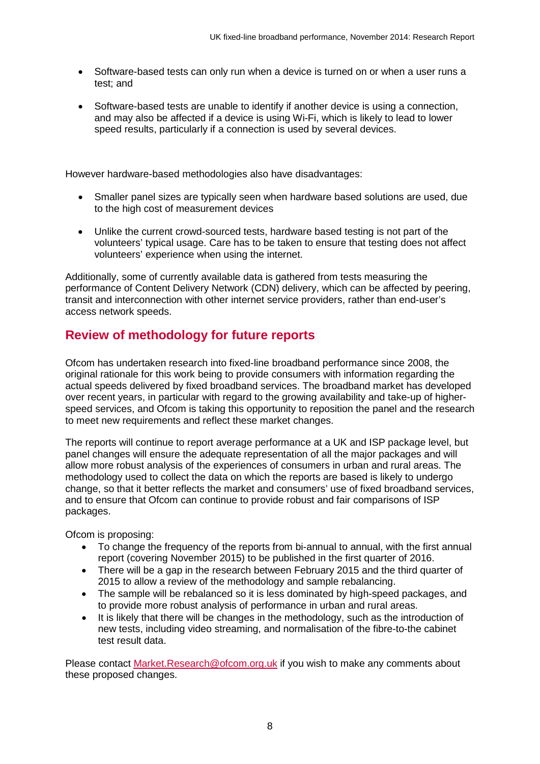- Software-based tests can only run when a device is turned on or when a user runs a test; and
- Software-based tests are unable to identify if another device is using a connection, and may also be affected if a device is using Wi-Fi, which is likely to lead to lower speed results, particularly if a connection is used by several devices.

However hardware-based methodologies also have disadvantages:

- Smaller panel sizes are typically seen when hardware based solutions are used, due to the high cost of measurement devices
- Unlike the current crowd-sourced tests, hardware based testing is not part of the volunteers' typical usage. Care has to be taken to ensure that testing does not affect volunteers' experience when using the internet.

Additionally, some of currently available data is gathered from tests measuring the performance of Content Delivery Network (CDN) delivery, which can be affected by peering, transit and interconnection with other internet service providers, rather than end-user's access network speeds.

## Review of methodology for future reports

Ofcom has undertaken research into fixed-line broadband performance since 2008, the original rationale for this work being to provide consumers with information regarding the actual speeds delivered by fixed broadband services. The broadband market has developed over recent years, in particular with regard to the growing availability and take-up of higher-speed services, and Ofcom is taking this opportunity to reposition the panel and the research to meet new requirements and reflect these market changes.

The reports will continue to report average performance at a UK and ISP package level, but panel changes will ensure the adequate representation of all the major packages and will allow more robust analysis of the experiences of consumers in urban and rural areas. The methodology used to collect the data on which the reports are based is likely to undergo change, so that it better reflects the market and consumers' use of fixed broadband services, and to ensure that Ofcom can continue to provide robust and fair comparisons of ISP packages.

Ofcom is proposing:

- To change the frequency of the reports from bi-annual to annual, with the first annual report (covering November 2015) to be published in the first quarter of 2016.
- There will be a gap in the research between February 2015 and the third quarter of 2015 to allow a review of the methodology and sample rebalancing.
- The sample will be rebalanced so it is less dominated by high-speed packages, and to provide more robust analysis of performance in urban and rural areas.
- It is likely that there will be changes in the methodology, such as the introduction of new tests, including video streaming, and normalisation of the fibre-to-the cabinet test result data.

Please contact Market.Research@ofcom.org.uk if you wish to make any comments about these proposed changes.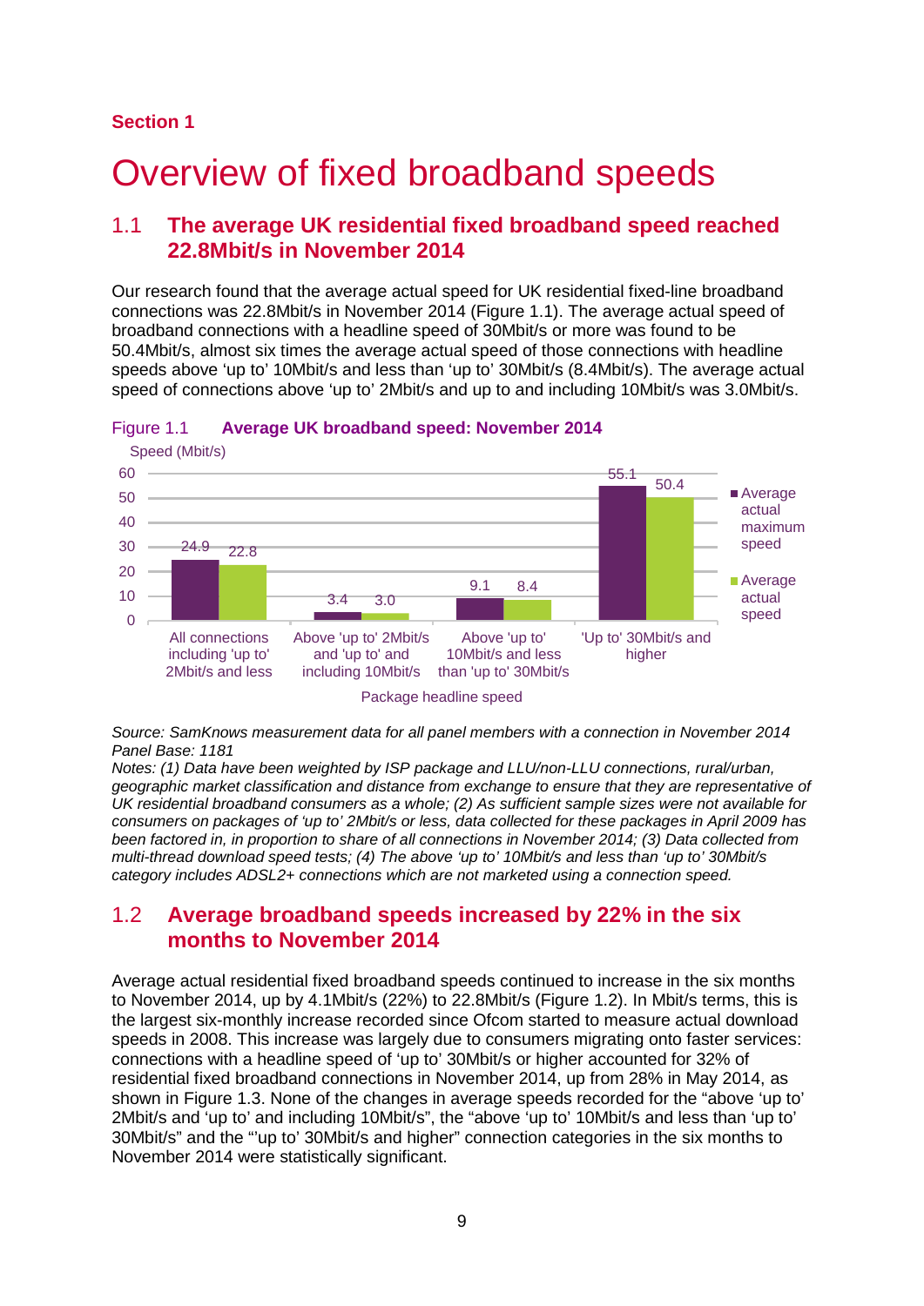**Section 1**

# Overview of fixed broadband speeds

## 1.1 The average UK residential fixed broadband speed reached 22.8Mbit/s in November 2014

Our research found that the average actual speed for UK residential fixed-line broadband connections was 22.8Mbit/s in November 2014 (Figure 1.1). The average actual speed of broadband connections with a headline speed of 30Mbit/s or more was found to be 50.4Mbit/s, almost six times the average actual speed of those connections with headline speeds above 'up to' 10Mbit/s and less than 'up to' 30Mbit/s (8.4Mbit/s). The average actual speed of connections above 'up to' 2Mbit/s and up to and including 10Mbit/s was 3.0Mbit/s.

Figure 1.1 **Average UK broadband speed: November 2014**

| Package headline speed | Average actual maximum speed (Mbit/s) | Average actual speed (Mbit/s) |
| --- | --- | --- |
| All connections including 'up to' 2Mbit/s and less | 24.9 | 22.8 |
| Above 'up to' 2Mbit/s and 'up to' and including 10Mbit/s | 3.4 | 3.0 |
| Above 'up to' 10Mbit/s and less than 'up to' 30Mbit/s | 9.1 | 8.4 |
| 'Up to' 30Mbit/s and higher | 55.1 | 50.4 |

*Source: SamKnows measurement data for all panel members with a connection in November 2014*
*Panel Base: 1181*
*Notes: (1) Data have been weighted by ISP package and LLU/non-LLU connections, rural/urban, geographic market classification and distance from exchange to ensure that they are representative of UK residential broadband consumers as a whole; (2) As sufficient sample sizes were not available for consumers on packages of 'up to' 2Mbit/s or less, data collected for these packages in April 2009 has been factored in, in proportion to share of all connections in November 2014; (3) Data collected from multi-thread download speed tests; (4) The above 'up to' 10Mbit/s and less than 'up to' 30Mbit/s category includes ADSL2+ connections which are not marketed using a connection speed.*

## 1.2 Average broadband speeds increased by 22% in the six months to November 2014

Average actual residential fixed broadband speeds continued to increase in the six months to November 2014, up by 4.1Mbit/s (22%) to 22.8Mbit/s (Figure 1.2). In Mbit/s terms, this is the largest six-monthly increase recorded since Ofcom started to measure actual download speeds in 2008. This increase was largely due to consumers migrating onto faster services: connections with a headline speed of 'up to' 30Mbit/s or higher accounted for 32% of residential fixed broadband connections in November 2014, up from 28% in May 2014, as shown in Figure 1.3. None of the changes in average speeds recorded for the "above 'up to' 2Mbit/s and 'up to' and including 10Mbit/s", the "above 'up to' 10Mbit/s and less than 'up to' 30Mbit/s" and the "'up to' 30Mbit/s and higher" connection categories in the six months to November 2014 were statistically significant.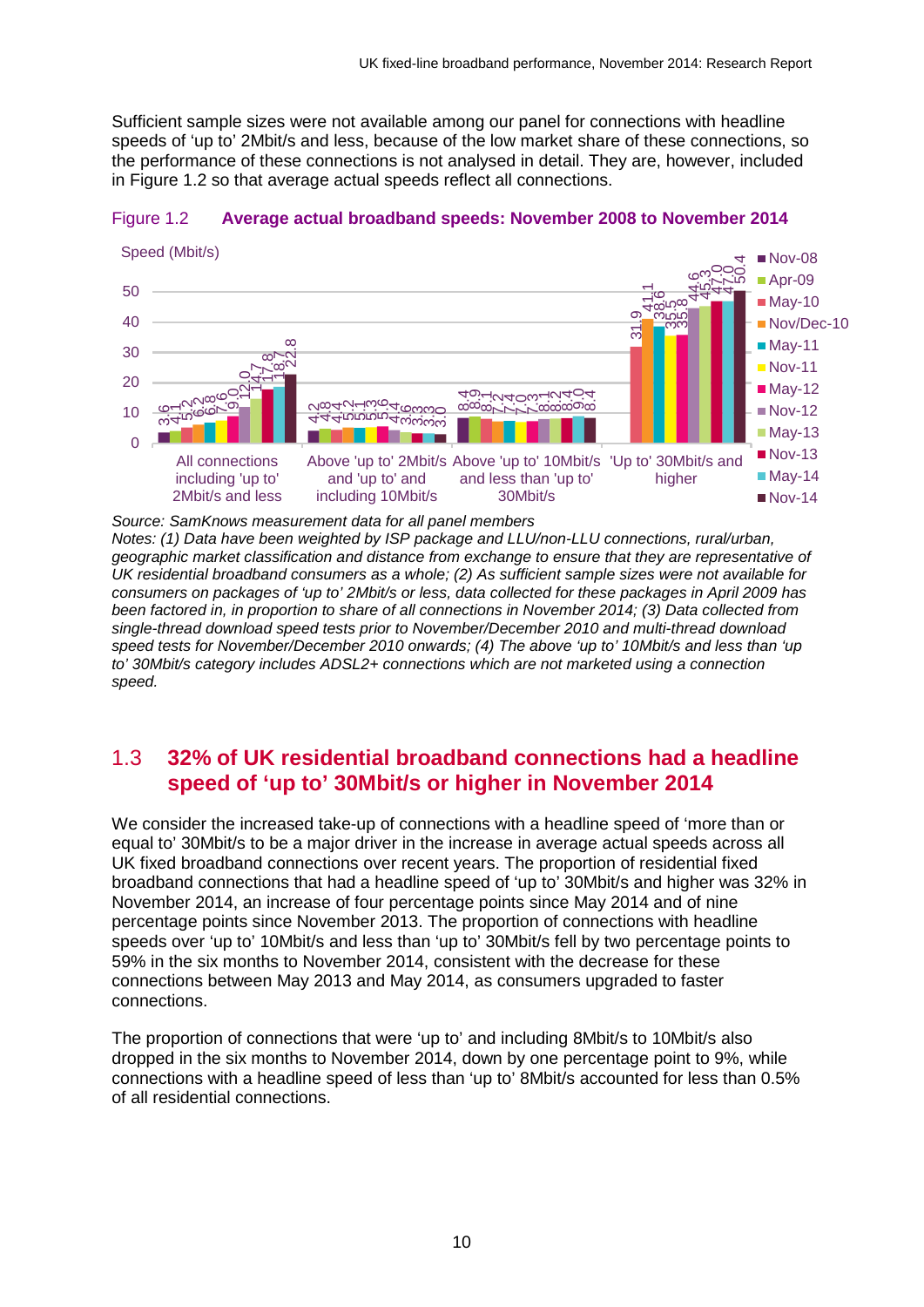Sufficient sample sizes were not available among our panel for connections with headline speeds of 'up to' 2Mbit/s and less, because of the low market share of these connections, so the performance of these connections is not analysed in detail. They are, however, included in Figure 1.2 so that average actual speeds reflect all connections.

Figure 1.2 **Average actual broadband speeds: November 2008 to November 2014**

Speed (Mbit/s)

| | Nov-08 | Apr-09 | May-10 | Nov/Dec-10 | May-11 | Nov-11 | May-12 | Nov-12 | May-13 | Nov-13 | May-14 | Nov-14 |
|---|---|---|---|---|---|---|---|---|---|---|---|---|
| All connections including 'up to' 2Mbit/s and less | 3.6 | 4.1 | 5.2 | 6.2 | 6.8 | 7.6 | 9.0 | 12.0 | 14.7 | 17.8 | 18.7 | 22.8 |
| Above 'up to' 2Mbit/s and 'up to' and including 10Mbit/s | 4.2 | 4.8 | 4.4 | 5.2 | 5.1 | 5.3 | 5.6 | 4.4 | 3.6 | 3.3 | 3.3 | 3.0 |
| Above 'up to' 10Mbit/s and less than 'up to' 30Mbit/s | 8.4 | 8.9 | 8.1 | 7.2 | 7.4 | 7.0 | 7.3 | 8.1 | 8.2 | 8.4 | 9.0 | 8.4 |
| 'Up to' 30Mbit/s and higher | | | 31.9 | 41.1 | 38.6 | 35.5 | 35.8 | 44.6 | 45.3 | 47.0 | 47.0 | 50.4 |

*Source: SamKnows measurement data for all panel members*
*Notes: (1) Data have been weighted by ISP package and LLU/non-LLU connections, rural/urban, geographic market classification and distance from exchange to ensure that they are representative of UK residential broadband consumers as a whole; (2) As sufficient sample sizes were not available for consumers on packages of 'up to' 2Mbit/s or less, data collected for these packages in April 2009 has been factored in, in proportion to share of all connections in November 2014; (3) Data collected from single-thread download speed tests prior to November/December 2010 and multi-thread download speed tests for November/December 2010 onwards; (4) The above 'up to' 10Mbit/s and less than 'up to' 30Mbit/s category includes ADSL2+ connections which are not marketed using a connection speed.*

## 1.3 32% of UK residential broadband connections had a headline speed of 'up to' 30Mbit/s or higher in November 2014

We consider the increased take-up of connections with a headline speed of 'more than or equal to' 30Mbit/s to be a major driver in the increase in average actual speeds across all UK fixed broadband connections over recent years. The proportion of residential fixed broadband connections that had a headline speed of 'up to' 30Mbit/s and higher was 32% in November 2014, an increase of four percentage points since May 2014 and of nine percentage points since November 2013. The proportion of connections with headline speeds over 'up to' 10Mbit/s and less than 'up to' 30Mbit/s fell by two percentage points to 59% in the six months to November 2014, consistent with the decrease for these connections between May 2013 and May 2014, as consumers upgraded to faster connections.

The proportion of connections that were 'up to' and including 8Mbit/s to 10Mbit/s also dropped in the six months to November 2014, down by one percentage point to 9%, while connections with a headline speed of less than 'up to' 8Mbit/s accounted for less than 0.5% of all residential connections.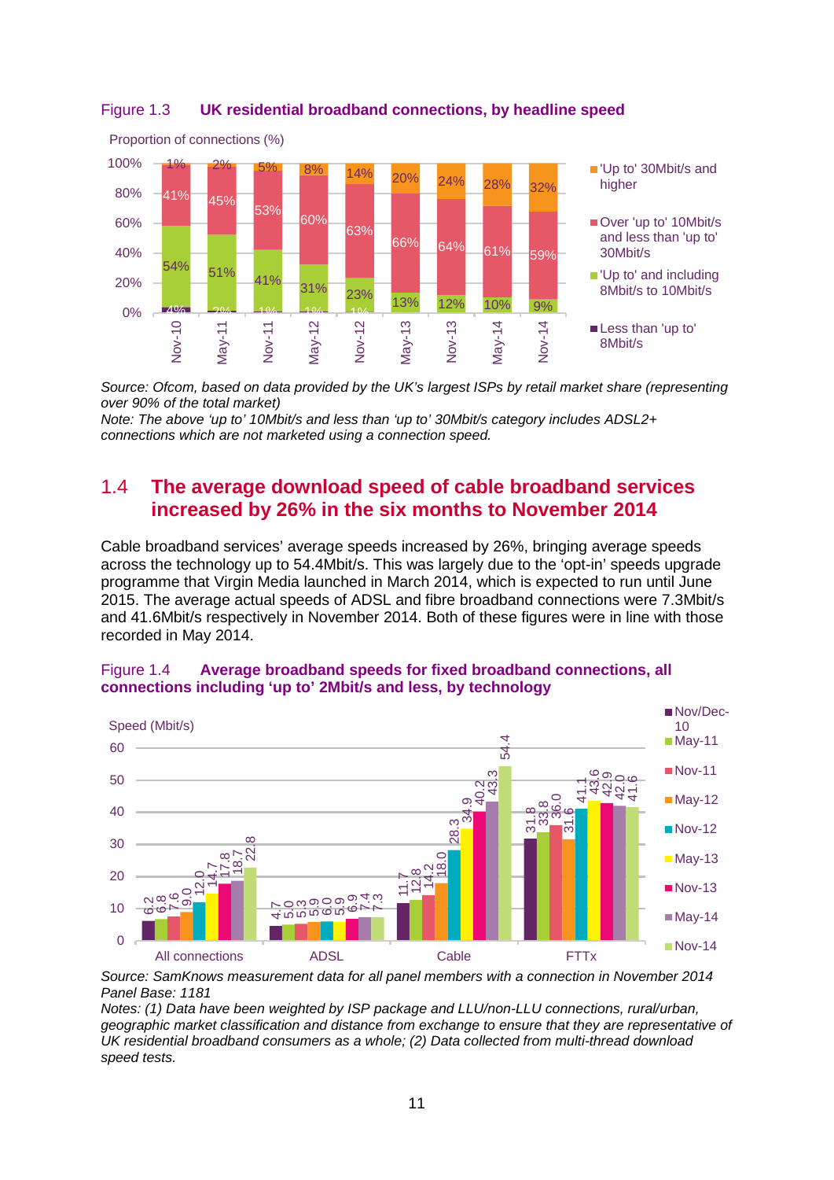Figure 1.3 **UK residential broadband connections, by headline speed**

Proportion of connections (%)

| | Nov-10 | May-11 | Nov-11 | May-12 | Nov-12 | May-13 | Nov-13 | May-14 | Nov-14 |
|---|---|---|---|---|---|---|---|---|---|
| 'Up to' 30Mbit/s and higher | 1% | 2% | 5% | 8% | 14% | 20% | 24% | 28% | 32% |
| Over 'up to' 10Mbit/s and less than 'up to' 30Mbit/s | 41% | 45% | 53% | 60% | 63% | 66% | 64% | 61% | 59% |
| 'Up to' and including 8Mbit/s to 10Mbit/s | 54% | 51% | 41% | 31% | 23% | 13% | 12% | 10% | 9% |
| Less than 'up to' 8Mbit/s | 4% | 2% | 1% | 1% | 1% | | | | |

*Source: Ofcom, based on data provided by the UK's largest ISPs by retail market share (representing over 90% of the total market)*
*Note: The above 'up to' 10Mbit/s and less than 'up to' 30Mbit/s category includes ADSL2+ connections which are not marketed using a connection speed.*

## 1.4 The average download speed of cable broadband services increased by 26% in the six months to November 2014

Cable broadband services' average speeds increased by 26%, bringing average speeds across the technology up to 54.4Mbit/s. This was largely due to the 'opt-in' speeds upgrade programme that Virgin Media launched in March 2014, which is expected to run until June 2015. The average actual speeds of ADSL and fibre broadband connections were 7.3Mbit/s and 41.6Mbit/s respectively in November 2014. Both of these figures were in line with those recorded in May 2014.

Figure 1.4 **Average broadband speeds for fixed broadband connections, all connections including 'up to' 2Mbit/s and less, by technology**

Speed (Mbit/s)

| | Nov/Dec-10 | May-11 | Nov-11 | May-12 | Nov-12 | May-13 | Nov-13 | May-14 | Nov-14 |
|---|---|---|---|---|---|---|---|---|---|
| All connections | 6.2 | 6.8 | 7.6 | 9.0 | 12.0 | 14.7 | 17.8 | 18.7 | 22.8 |
| ADSL | 4.7 | 5.0 | 5.3 | 5.9 | 6.0 | 5.9 | 6.9 | 7.4 | 7.3 |
| Cable | 11.7 | 12.8 | 14.2 | 18.0 | 28.3 | 34.9 | 40.2 | 43.3 | 54.4 |
| FTTx | 31.8 | 33.8 | 36.0 | 31.6 | 41.1 | 43.6 | 42.9 | 42.0 | 41.6 |

*Source: SamKnows measurement data for all panel members with a connection in November 2014*
*Panel Base: 1181*
*Notes: (1) Data have been weighted by ISP package and LLU/non-LLU connections, rural/urban, geographic market classification and distance from exchange to ensure that they are representative of UK residential broadband consumers as a whole; (2) Data collected from multi-thread download speed tests.*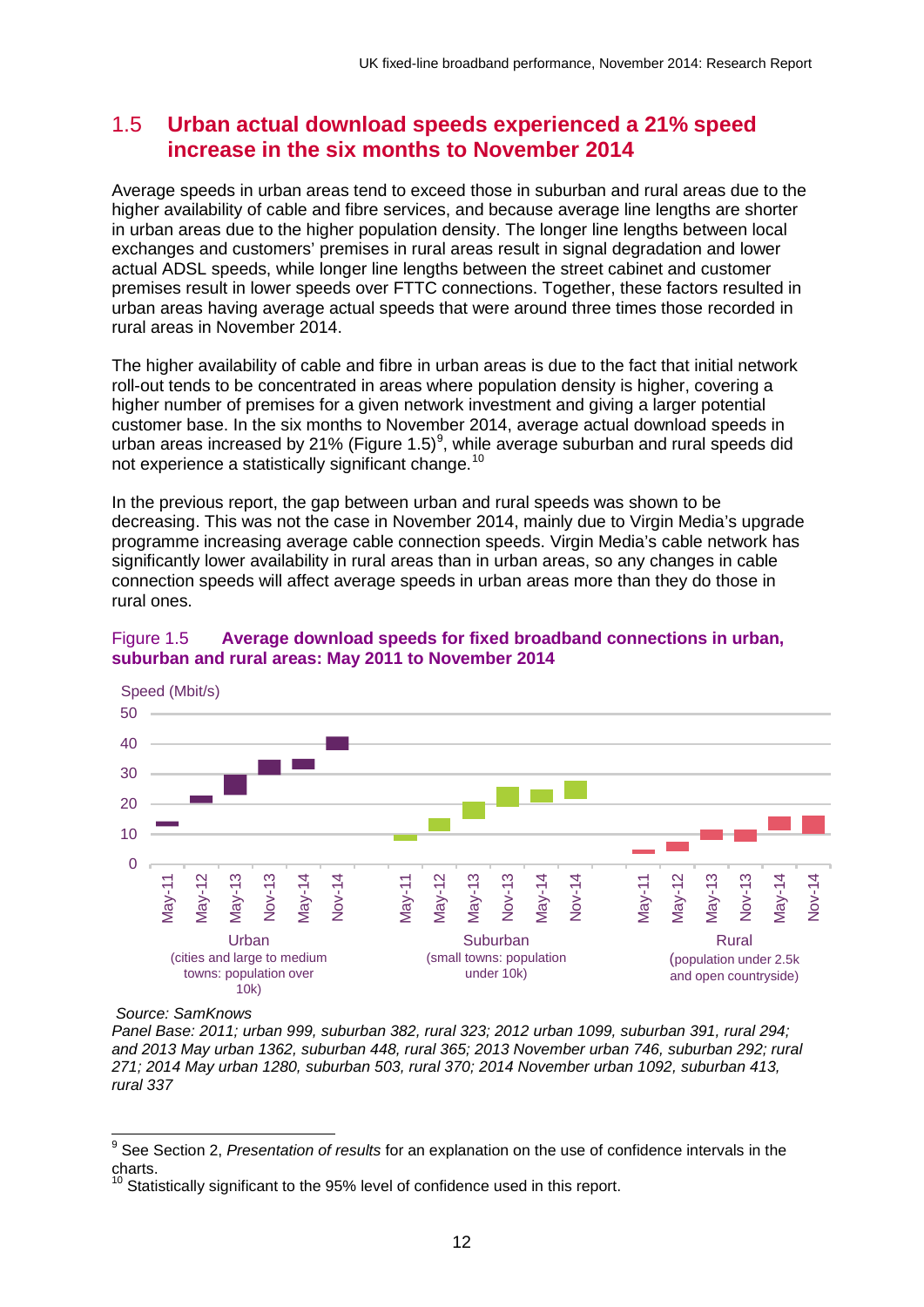## 1.5 Urban actual download speeds experienced a 21% speed increase in the six months to November 2014

Average speeds in urban areas tend to exceed those in suburban and rural areas due to the higher availability of cable and fibre services, and because average line lengths are shorter in urban areas due to the higher population density. The longer line lengths between local exchanges and customers' premises in rural areas result in signal degradation and lower actual ADSL speeds, while longer line lengths between the street cabinet and customer premises result in lower speeds over FTTC connections. Together, these factors resulted in urban areas having average actual speeds that were around three times those recorded in rural areas in November 2014.

The higher availability of cable and fibre in urban areas is due to the fact that initial network roll-out tends to be concentrated in areas where population density is higher, covering a higher number of premises for a given network investment and giving a larger potential customer base. In the six months to November 2014, average actual download speeds in urban areas increased by 21% (Figure 1.5)[9], while average suburban and rural speeds did not experience a statistically significant change.[10]

In the previous report, the gap between urban and rural speeds was shown to be decreasing. This was not the case in November 2014, mainly due to Virgin Media's upgrade programme increasing average cable connection speeds. Virgin Media's cable network has significantly lower availability in rural areas than in urban areas, so any changes in cable connection speeds will affect average speeds in urban areas more than they do those in rural ones.

**Figure 1.5 Average download speeds for fixed broadband connections in urban, suburban and rural areas: May 2011 to November 2014**

Speed (Mbit/s)

Urban (cities and large to medium towns: population over 10k) — May-11, May-12, May-13, Nov-13, May-14, Nov-14

Suburban (small towns: population under 10k) — May-11, May-12, May-13, Nov-13, May-14, Nov-14

Rural (population under 2.5k and open countryside) — May-11, May-12, May-13, Nov-13, May-14, Nov-14

*Source: SamKnows*

*Panel Base: 2011; urban 999, suburban 382, rural 323; 2012 urban 1099, suburban 391, rural 294; and 2013 May urban 1362, suburban 448, rural 365; 2013 November urban 746, suburban 292; rural 271; 2014 May urban 1280, suburban 503, rural 370; 2014 November urban 1092, suburban 413, rural 337*

---

[9] See Section 2, *Presentation of results* for an explanation on the use of confidence intervals in the charts.

[10] Statistically significant to the 95% level of confidence used in this report.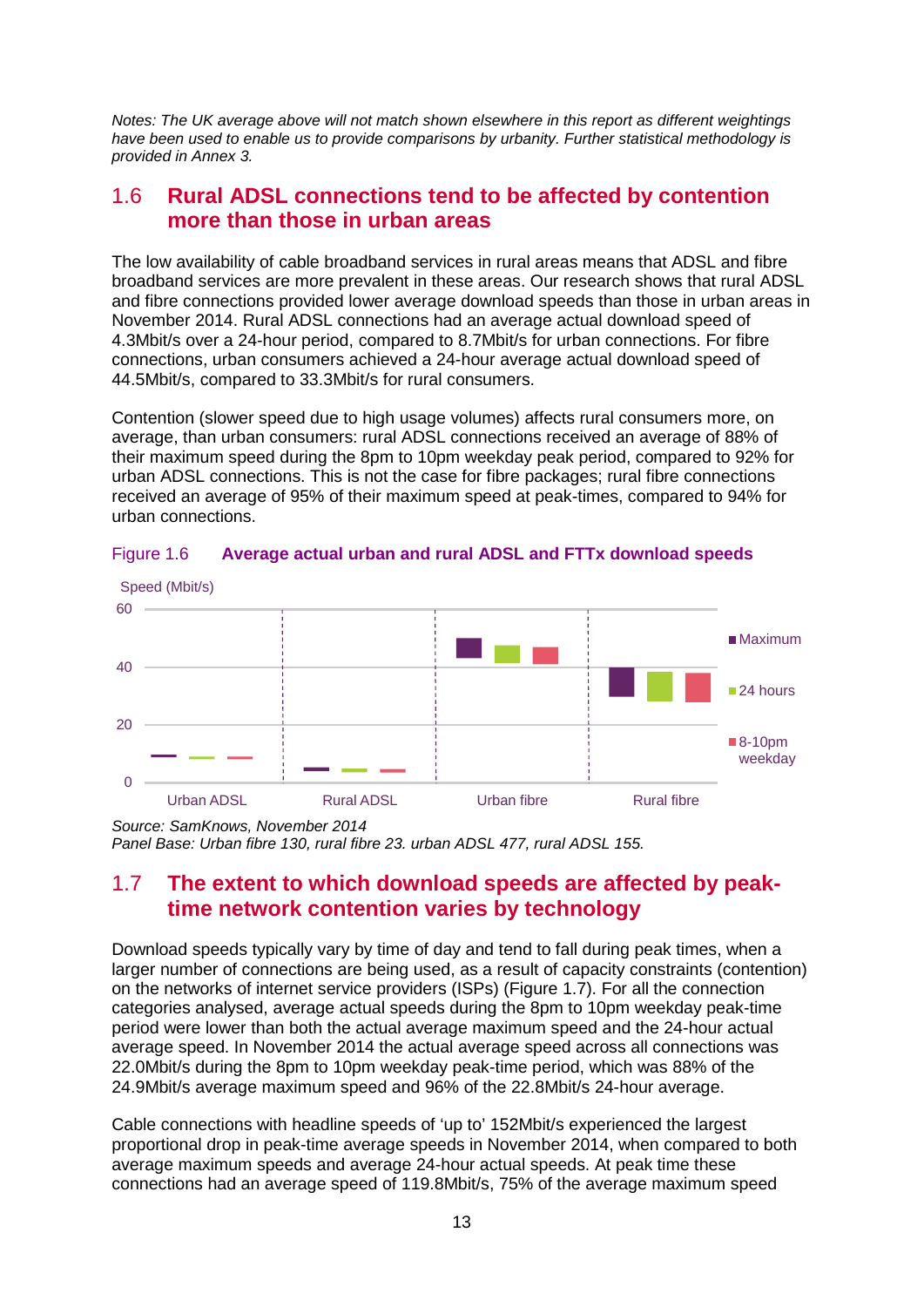*Notes: The UK average above will not match shown elsewhere in this report as different weightings have been used to enable us to provide comparisons by urbanity. Further statistical methodology is provided in Annex 3.*

## 1.6 Rural ADSL connections tend to be affected by contention more than those in urban areas

The low availability of cable broadband services in rural areas means that ADSL and fibre broadband services are more prevalent in these areas. Our research shows that rural ADSL and fibre connections provided lower average download speeds than those in urban areas in November 2014. Rural ADSL connections had an average actual download speed of 4.3Mbit/s over a 24-hour period, compared to 8.7Mbit/s for urban connections. For fibre connections, urban consumers achieved a 24-hour average actual download speed of 44.5Mbit/s, compared to 33.3Mbit/s for rural consumers.

Contention (slower speed due to high usage volumes) affects rural consumers more, on average, than urban consumers: rural ADSL connections received an average of 88% of their maximum speed during the 8pm to 10pm weekday peak period, compared to 92% for urban ADSL connections. This is not the case for fibre packages; rural fibre connections received an average of 95% of their maximum speed at peak-times, compared to 94% for urban connections.

Figure 1.6 **Average actual urban and rural ADSL and FTTx download speeds**

Speed (Mbit/s)

Legend: Maximum; 24 hours; 8-10pm weekday

Categories: Urban ADSL, Rural ADSL, Urban fibre, Rural fibre

*Source: SamKnows, November 2014*
*Panel Base: Urban fibre 130, rural fibre 23. urban ADSL 477, rural ADSL 155.*

## 1.7 The extent to which download speeds are affected by peak-time network contention varies by technology

Download speeds typically vary by time of day and tend to fall during peak times, when a larger number of connections are being used, as a result of capacity constraints (contention) on the networks of internet service providers (ISPs) (Figure 1.7). For all the connection categories analysed, average actual speeds during the 8pm to 10pm weekday peak-time period were lower than both the actual average maximum speed and the 24-hour actual average speed. In November 2014 the actual average speed across all connections was 22.0Mbit/s during the 8pm to 10pm weekday peak-time period, which was 88% of the 24.9Mbit/s average maximum speed and 96% of the 22.8Mbit/s 24-hour average.

Cable connections with headline speeds of 'up to' 152Mbit/s experienced the largest proportional drop in peak-time average speeds in November 2014, when compared to both average maximum speeds and average 24-hour actual speeds. At peak time these connections had an average speed of 119.8Mbit/s, 75% of the average maximum speed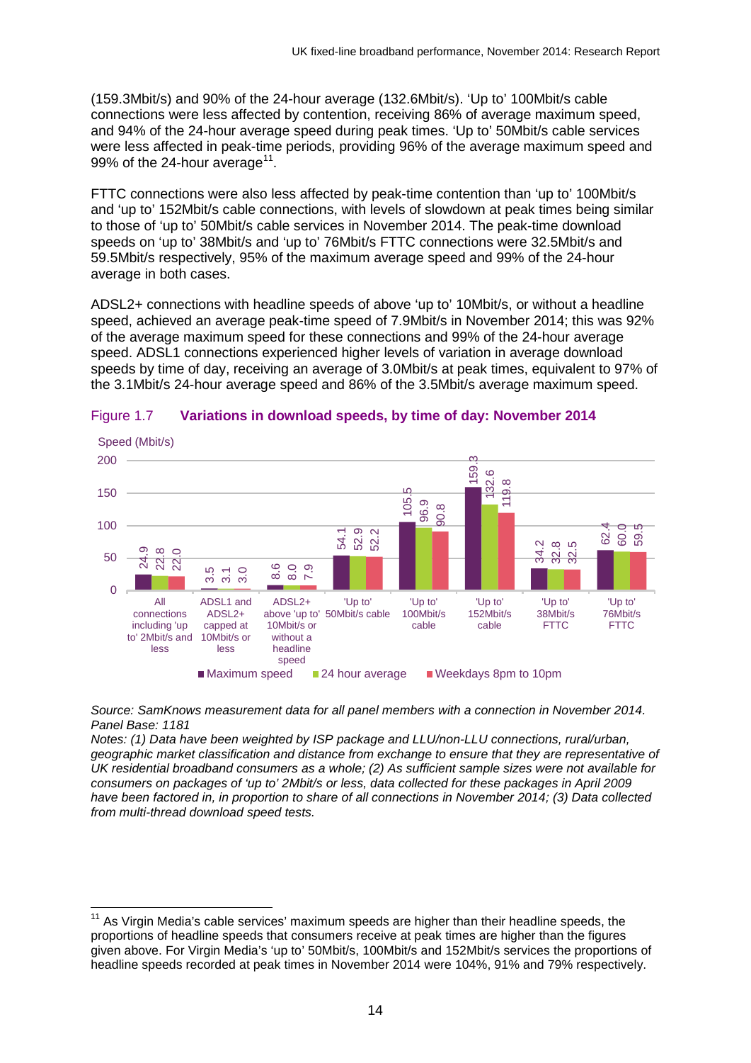(159.3Mbit/s) and 90% of the 24-hour average (132.6Mbit/s). 'Up to' 100Mbit/s cable connections were less affected by contention, receiving 86% of average maximum speed, and 94% of the 24-hour average speed during peak times. 'Up to' 50Mbit/s cable services were less affected in peak-time periods, providing 96% of the average maximum speed and 99% of the 24-hour average[11].

FTTC connections were also less affected by peak-time contention than 'up to' 100Mbit/s and 'up to' 152Mbit/s cable connections, with levels of slowdown at peak times being similar to those of 'up to' 50Mbit/s cable services in November 2014. The peak-time download speeds on 'up to' 38Mbit/s and 'up to' 76Mbit/s FTTC connections were 32.5Mbit/s and 59.5Mbit/s respectively, 95% of the maximum average speed and 99% of the 24-hour average in both cases.

ADSL2+ connections with headline speeds of above 'up to' 10Mbit/s, or without a headline speed, achieved an average peak-time speed of 7.9Mbit/s in November 2014; this was 92% of the average maximum speed for these connections and 99% of the 24-hour average speed. ADSL1 connections experienced higher levels of variation in average download speeds by time of day, receiving an average of 3.0Mbit/s at peak times, equivalent to 97% of the 3.1Mbit/s 24-hour average speed and 86% of the 3.5Mbit/s average maximum speed.

Figure 1.7 **Variations in download speeds, by time of day: November 2014**

Speed (Mbit/s)

| | Maximum speed | 24 hour average | Weekdays 8pm to 10pm |
|---|---|---|---|
| All connections including 'up to' 2Mbit/s and less | 24.9 | 22.8 | 22.0 |
| ADSL1 and ADSL2+ capped at 10Mbit/s or less | 3.5 | 3.1 | 3.0 |
| ADSL2+ above 'up to' 10Mbit/s or without a headline speed | 8.6 | 8.0 | 7.9 |
| 'Up to' 50Mbit/s cable | 54.1 | 52.9 | 52.2 |
| 'Up to' 100Mbit/s cable | 105.5 | 96.9 | 90.8 |
| 'Up to' 152Mbit/s cable | 159.3 | 132.6 | 119.8 |
| 'Up to' 38Mbit/s FTTC | 34.2 | 32.8 | 32.5 |
| 'Up to' 76Mbit/s FTTC | 62.4 | 60.0 | 59.5 |

*Source: SamKnows measurement data for all panel members with a connection in November 2014. Panel Base: 1181*

*Notes: (1) Data have been weighted by ISP package and LLU/non-LLU connections, rural/urban, geographic market classification and distance from exchange to ensure that they are representative of UK residential broadband consumers as a whole; (2) As sufficient sample sizes were not available for consumers on packages of 'up to' 2Mbit/s or less, data collected for these packages in April 2009 have been factored in, in proportion to share of all connections in November 2014; (3) Data collected from multi-thread download speed tests.*

[11] As Virgin Media's cable services' maximum speeds are higher than their headline speeds, the proportions of headline speeds that consumers receive at peak times are higher than the figures given above. For Virgin Media's 'up to' 50Mbit/s, 100Mbit/s and 152Mbit/s services the proportions of headline speeds recorded at peak times in November 2014 were 104%, 91% and 79% respectively.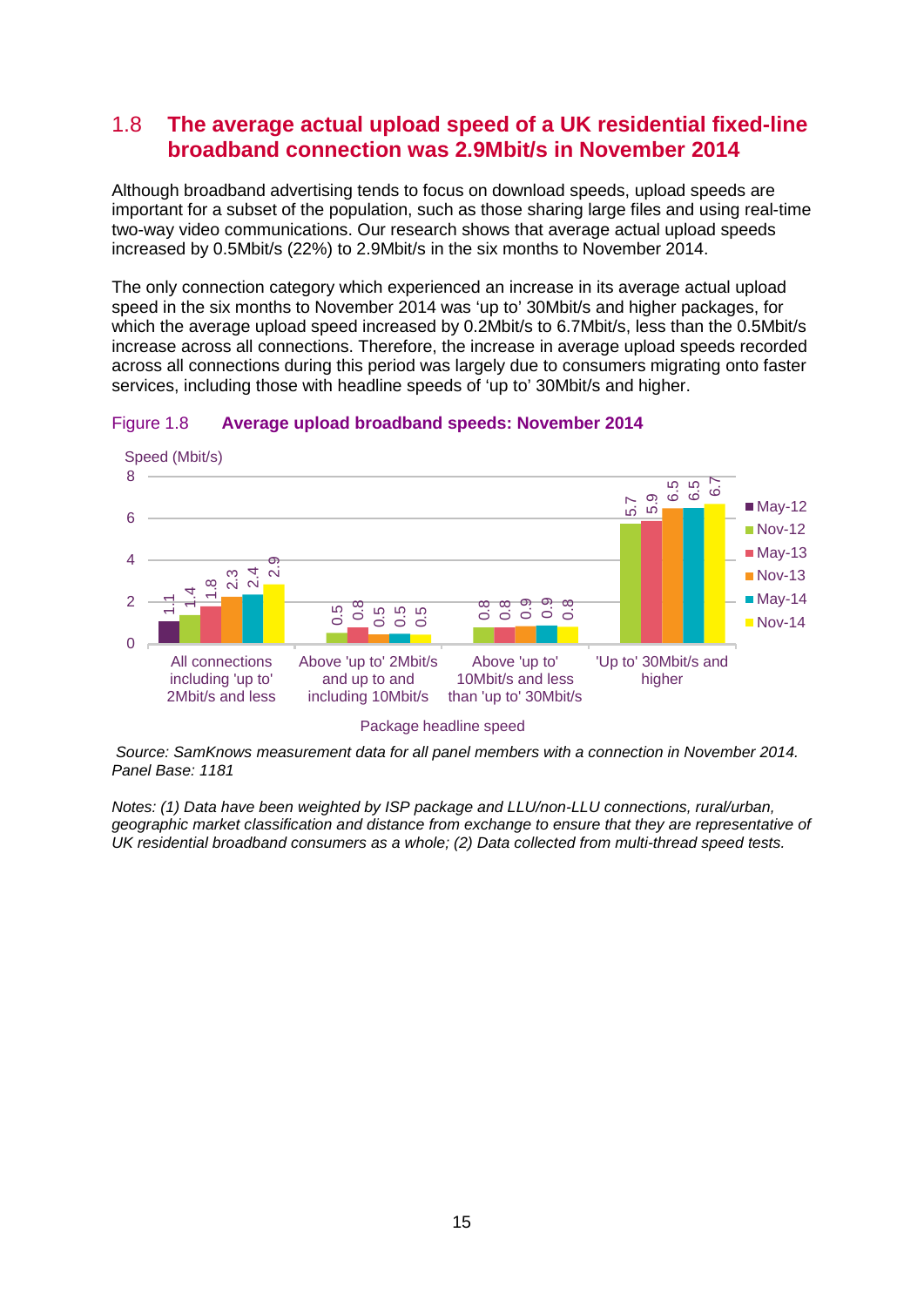## 1.8 The average actual upload speed of a UK residential fixed-line broadband connection was 2.9Mbit/s in November 2014

Although broadband advertising tends to focus on download speeds, upload speeds are important for a subset of the population, such as those sharing large files and using real-time two-way video communications. Our research shows that average actual upload speeds increased by 0.5Mbit/s (22%) to 2.9Mbit/s in the six months to November 2014.

The only connection category which experienced an increase in its average actual upload speed in the six months to November 2014 was 'up to' 30Mbit/s and higher packages, for which the average upload speed increased by 0.2Mbit/s to 6.7Mbit/s, less than the 0.5Mbit/s increase across all connections. Therefore, the increase in average upload speeds recorded across all connections during this period was largely due to consumers migrating onto faster services, including those with headline speeds of 'up to' 30Mbit/s and higher.

Figure 1.8 **Average upload broadband speeds: November 2014**

Speed (Mbit/s)

| Package headline speed | May-12 | Nov-12 | May-13 | Nov-13 | May-14 | Nov-14 |
|---|---|---|---|---|---|---|
| All connections including 'up to' 2Mbit/s and less | 1.1 | 1.4 | 1.8 | 2.3 | 2.4 | 2.9 |
| Above 'up to' 2Mbit/s and up to and including 10Mbit/s | | 0.5 | 0.8 | 0.5 | 0.5 | 0.5 |
| Above 'up to' 10Mbit/s and less than 'up to' 30Mbit/s | | 0.8 | 0.8 | 0.9 | 0.9 | 0.8 |
| 'Up to' 30Mbit/s and higher | | 5.7 | 5.9 | 6.5 | 6.5 | 6.7 |

*Source: SamKnows measurement data for all panel members with a connection in November 2014. Panel Base: 1181*

*Notes: (1) Data have been weighted by ISP package and LLU/non-LLU connections, rural/urban, geographic market classification and distance from exchange to ensure that they are representative of UK residential broadband consumers as a whole; (2) Data collected from multi-thread speed tests.*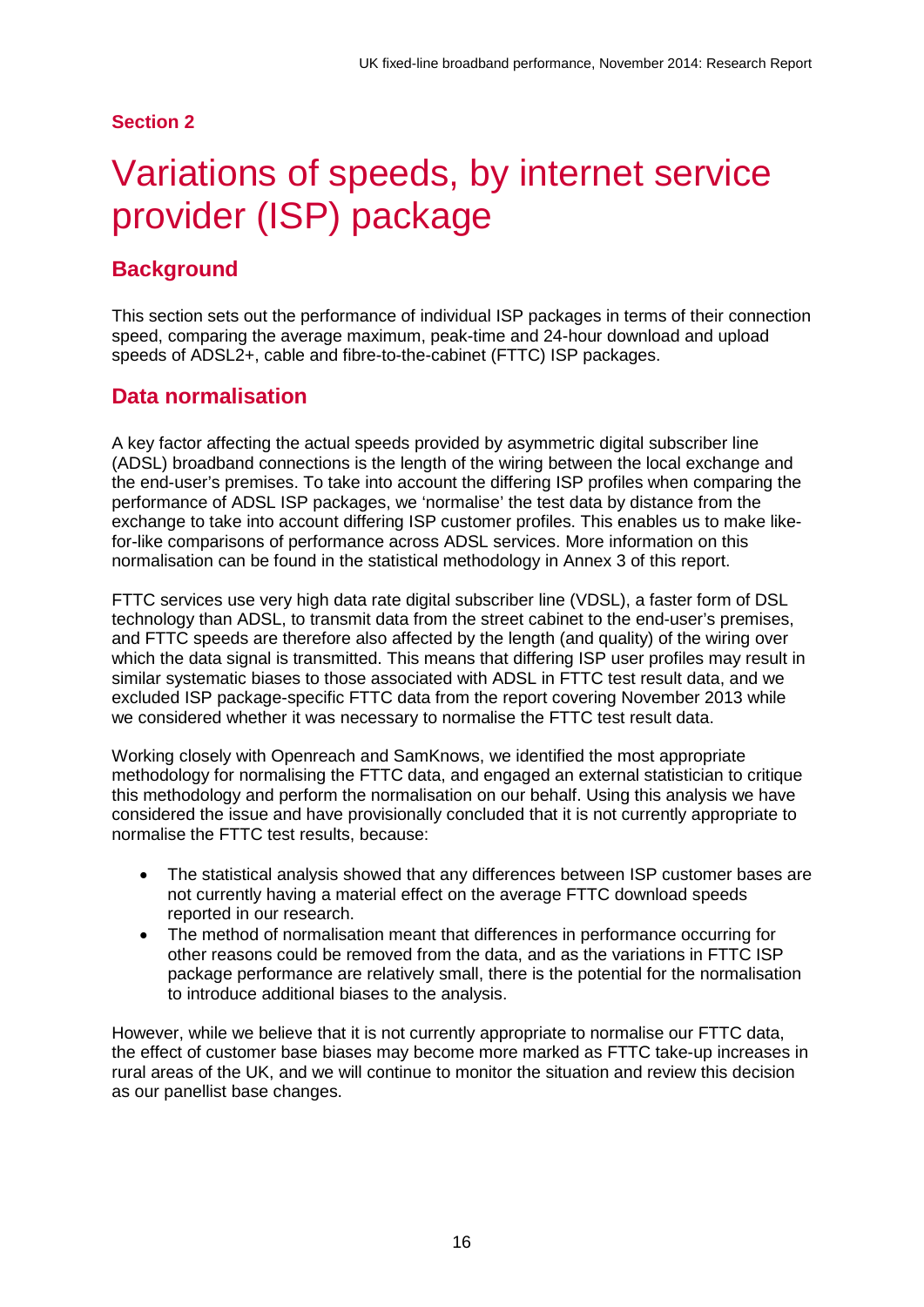**Section 2**

# Variations of speeds, by internet service provider (ISP) package

## Background

This section sets out the performance of individual ISP packages in terms of their connection speed, comparing the average maximum, peak-time and 24-hour download and upload speeds of ADSL2+, cable and fibre-to-the-cabinet (FTTC) ISP packages.

## Data normalisation

A key factor affecting the actual speeds provided by asymmetric digital subscriber line (ADSL) broadband connections is the length of the wiring between the local exchange and the end-user's premises. To take into account the differing ISP profiles when comparing the performance of ADSL ISP packages, we 'normalise' the test data by distance from the exchange to take into account differing ISP customer profiles. This enables us to make like-for-like comparisons of performance across ADSL services. More information on this normalisation can be found in the statistical methodology in Annex 3 of this report.

FTTC services use very high data rate digital subscriber line (VDSL), a faster form of DSL technology than ADSL, to transmit data from the street cabinet to the end-user's premises, and FTTC speeds are therefore also affected by the length (and quality) of the wiring over which the data signal is transmitted. This means that differing ISP user profiles may result in similar systematic biases to those associated with ADSL in FTTC test result data, and we excluded ISP package-specific FTTC data from the report covering November 2013 while we considered whether it was necessary to normalise the FTTC test result data.

Working closely with Openreach and SamKnows, we identified the most appropriate methodology for normalising the FTTC data, and engaged an external statistician to critique this methodology and perform the normalisation on our behalf. Using this analysis we have considered the issue and have provisionally concluded that it is not currently appropriate to normalise the FTTC test results, because:

- The statistical analysis showed that any differences between ISP customer bases are not currently having a material effect on the average FTTC download speeds reported in our research.
- The method of normalisation meant that differences in performance occurring for other reasons could be removed from the data, and as the variations in FTTC ISP package performance are relatively small, there is the potential for the normalisation to introduce additional biases to the analysis.

However, while we believe that it is not currently appropriate to normalise our FTTC data, the effect of customer base biases may become more marked as FTTC take-up increases in rural areas of the UK, and we will continue to monitor the situation and review this decision as our panellist base changes.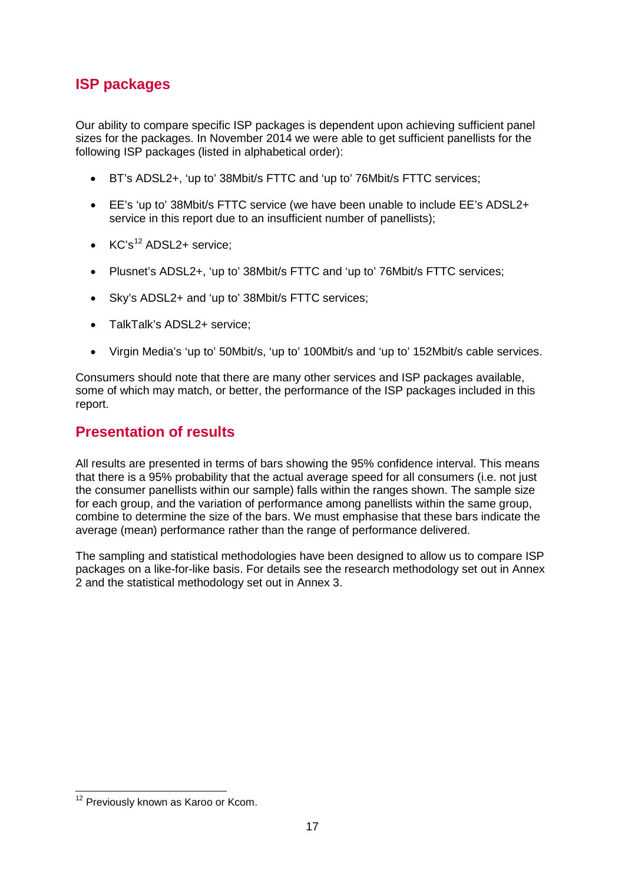## ISP packages

Our ability to compare specific ISP packages is dependent upon achieving sufficient panel sizes for the packages. In November 2014 we were able to get sufficient panellists for the following ISP packages (listed in alphabetical order):

- BT's ADSL2+, 'up to' 38Mbit/s FTTC and 'up to' 76Mbit/s FTTC services;
- EE's 'up to' 38Mbit/s FTTC service (we have been unable to include EE's ADSL2+ service in this report due to an insufficient number of panellists);
- KC's[12] ADSL2+ service;
- Plusnet's ADSL2+, 'up to' 38Mbit/s FTTC and 'up to' 76Mbit/s FTTC services;
- Sky's ADSL2+ and 'up to' 38Mbit/s FTTC services;
- TalkTalk's ADSL2+ service;
- Virgin Media's 'up to' 50Mbit/s, 'up to' 100Mbit/s and 'up to' 152Mbit/s cable services.

Consumers should note that there are many other services and ISP packages available, some of which may match, or better, the performance of the ISP packages included in this report.

## Presentation of results

All results are presented in terms of bars showing the 95% confidence interval. This means that there is a 95% probability that the actual average speed for all consumers (i.e. not just the consumer panellists within our sample) falls within the ranges shown. The sample size for each group, and the variation of performance among panellists within the same group, combine to determine the size of the bars. We must emphasise that these bars indicate the average (mean) performance rather than the range of performance delivered.

The sampling and statistical methodologies have been designed to allow us to compare ISP packages on a like-for-like basis. For details see the research methodology set out in Annex 2 and the statistical methodology set out in Annex 3.

[12] Previously known as Karoo or Kcom.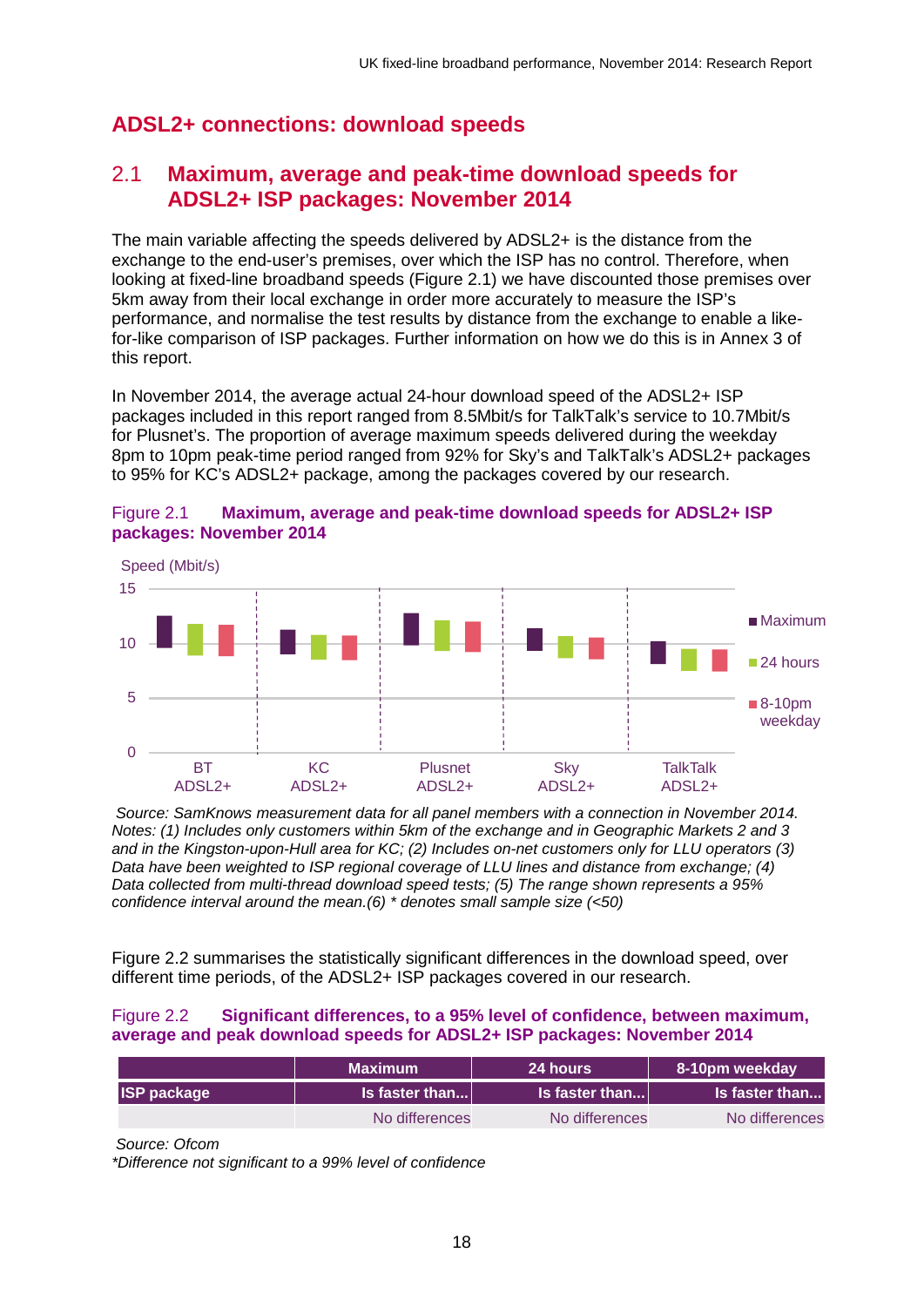## ADSL2+ connections: download speeds

### 2.1 Maximum, average and peak-time download speeds for ADSL2+ ISP packages: November 2014

The main variable affecting the speeds delivered by ADSL2+ is the distance from the exchange to the end-user's premises, over which the ISP has no control. Therefore, when looking at fixed-line broadband speeds (Figure 2.1) we have discounted those premises over 5km away from their local exchange in order more accurately to measure the ISP's performance, and normalise the test results by distance from the exchange to enable a like-for-like comparison of ISP packages. Further information on how we do this is in Annex 3 of this report.

In November 2014, the average actual 24-hour download speed of the ADSL2+ ISP packages included in this report ranged from 8.5Mbit/s for TalkTalk's service to 10.7Mbit/s for Plusnet's. The proportion of average maximum speeds delivered during the weekday 8pm to 10pm peak-time period ranged from 92% for Sky's and TalkTalk's ADSL2+ packages to 95% for KC's ADSL2+ package, among the packages covered by our research.

Figure 2.1 **Maximum, average and peak-time download speeds for ADSL2+ ISP packages: November 2014**

Speed (Mbit/s)

Legend: Maximum; 24 hours; 8-10pm weekday

Categories: BT ADSL2+; KC ADSL2+; Plusnet ADSL2+; Sky ADSL2+; TalkTalk ADSL2+

*Source: SamKnows measurement data for all panel members with a connection in November 2014. Notes: (1) Includes only customers within 5km of the exchange and in Geographic Markets 2 and 3 and in the Kingston-upon-Hull area for KC; (2) Includes on-net customers only for LLU operators (3) Data have been weighted to ISP regional coverage of LLU lines and distance from exchange; (4) Data collected from multi-thread download speed tests; (5) The range shown represents a 95% confidence interval around the mean.(6) * denotes small sample size (<50)*

Figure 2.2 summarises the statistically significant differences in the download speed, over different time periods, of the ADSL2+ ISP packages covered in our research.

Figure 2.2 **Significant differences, to a 95% level of confidence, between maximum, average and peak download speeds for ADSL2+ ISP packages: November 2014**

| | Maximum | 24 hours | 8-10pm weekday |
|---|---|---|---|
| **ISP package** | **Is faster than...** | **Is faster than...** | **Is faster than...** |
| | No differences | No differences | No differences |

*Source: Ofcom*
*\*Difference not significant to a 99% level of confidence*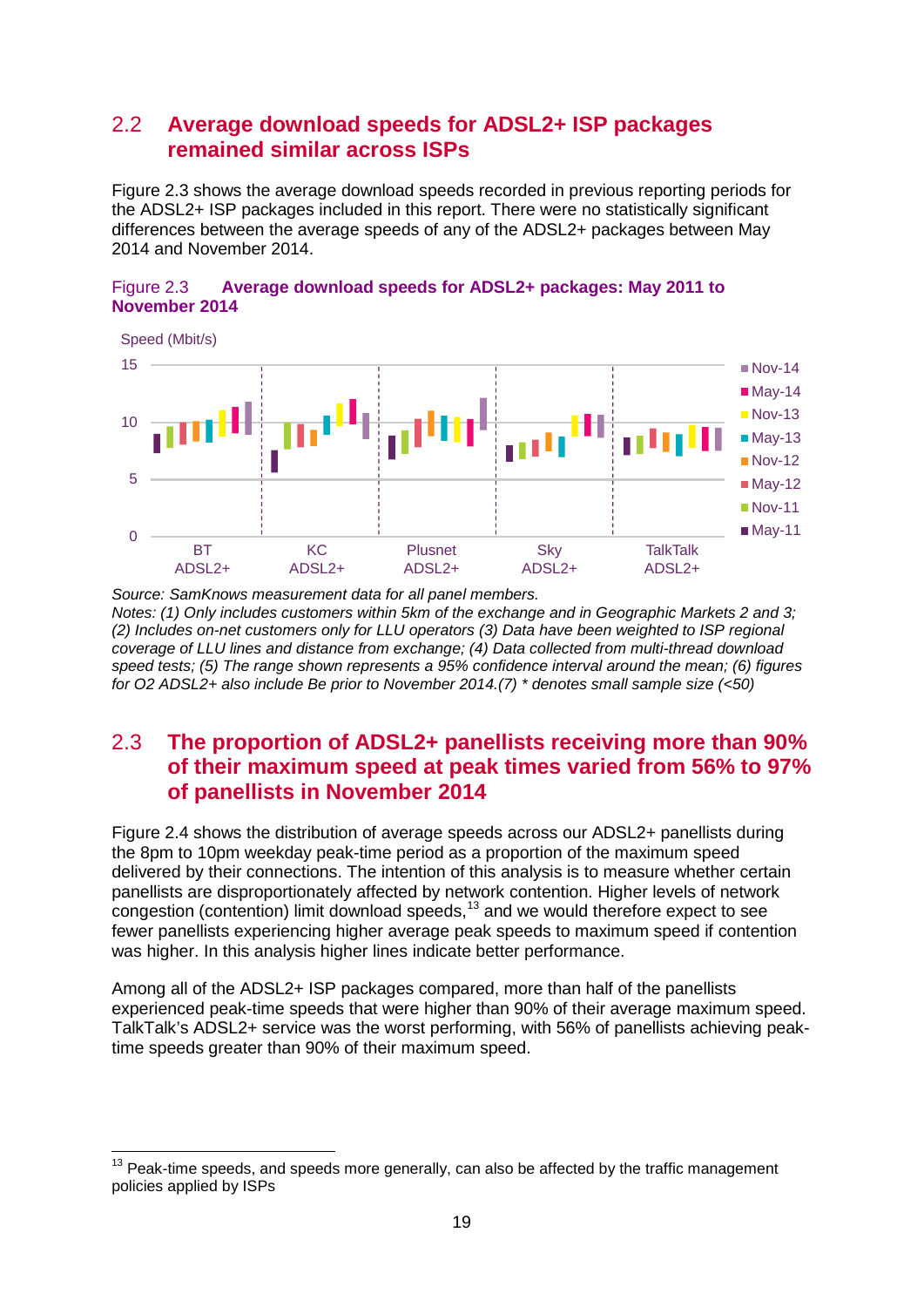## 2.2 Average download speeds for ADSL2+ ISP packages remained similar across ISPs

Figure 2.3 shows the average download speeds recorded in previous reporting periods for the ADSL2+ ISP packages included in this report. There were no statistically significant differences between the average speeds of any of the ADSL2+ packages between May 2014 and November 2014.

Figure 2.3 **Average download speeds for ADSL2+ packages: May 2011 to November 2014**

*Source: SamKnows measurement data for all panel members.*
*Notes: (1) Only includes customers within 5km of the exchange and in Geographic Markets 2 and 3; (2) Includes on-net customers only for LLU operators (3) Data have been weighted to ISP regional coverage of LLU lines and distance from exchange; (4) Data collected from multi-thread download speed tests; (5) The range shown represents a 95% confidence interval around the mean; (6) figures for O2 ADSL2+ also include Be prior to November 2014.(7) * denotes small sample size (<50)*

## 2.3 The proportion of ADSL2+ panellists receiving more than 90% of their maximum speed at peak times varied from 56% to 97% of panellists in November 2014

Figure 2.4 shows the distribution of average speeds across our ADSL2+ panellists during the 8pm to 10pm weekday peak-time period as a proportion of the maximum speed delivered by their connections. The intention of this analysis is to measure whether certain panellists are disproportionately affected by network contention. Higher levels of network congestion (contention) limit download speeds,[13] and we would therefore expect to see fewer panellists experiencing higher average peak speeds to maximum speed if contention was higher. In this analysis higher lines indicate better performance.

Among all of the ADSL2+ ISP packages compared, more than half of the panellists experienced peak-time speeds that were higher than 90% of their average maximum speed. TalkTalk's ADSL2+ service was the worst performing, with 56% of panellists achieving peak-time speeds greater than 90% of their maximum speed.

[13] Peak-time speeds, and speeds more generally, can also be affected by the traffic management policies applied by ISPs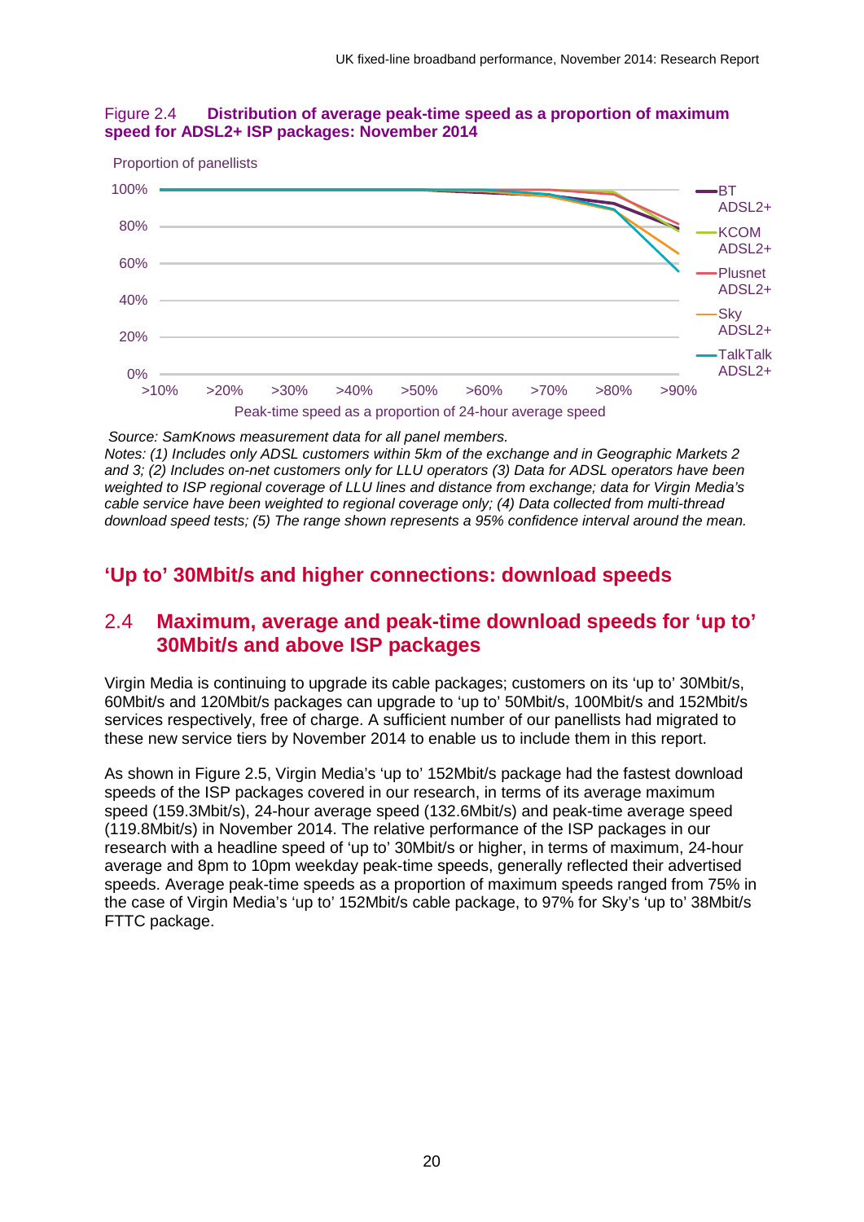Figure 2.4 **Distribution of average peak-time speed as a proportion of maximum speed for ADSL2+ ISP packages: November 2014**

*Source: SamKnows measurement data for all panel members.*
*Notes: (1) Includes only ADSL customers within 5km of the exchange and in Geographic Markets 2 and 3; (2) Includes on-net customers only for LLU operators (3) Data for ADSL operators have been weighted to ISP regional coverage of LLU lines and distance from exchange; data for Virgin Media's cable service have been weighted to regional coverage only; (4) Data collected from multi-thread download speed tests; (5) The range shown represents a 95% confidence interval around the mean.*

## 'Up to' 30Mbit/s and higher connections: download speeds

### 2.4 Maximum, average and peak-time download speeds for 'up to' 30Mbit/s and above ISP packages

Virgin Media is continuing to upgrade its cable packages; customers on its 'up to' 30Mbit/s, 60Mbit/s and 120Mbit/s packages can upgrade to 'up to' 50Mbit/s, 100Mbit/s and 152Mbit/s services respectively, free of charge. A sufficient number of our panellists had migrated to these new service tiers by November 2014 to enable us to include them in this report.

As shown in Figure 2.5, Virgin Media's 'up to' 152Mbit/s package had the fastest download speeds of the ISP packages covered in our research, in terms of its average maximum speed (159.3Mbit/s), 24-hour average speed (132.6Mbit/s) and peak-time average speed (119.8Mbit/s) in November 2014. The relative performance of the ISP packages in our research with a headline speed of 'up to' 30Mbit/s or higher, in terms of maximum, 24-hour average and 8pm to 10pm weekday peak-time speeds, generally reflected their advertised speeds. Average peak-time speeds as a proportion of maximum speeds ranged from 75% in the case of Virgin Media's 'up to' 152Mbit/s cable package, to 97% for Sky's 'up to' 38Mbit/s FTTC package.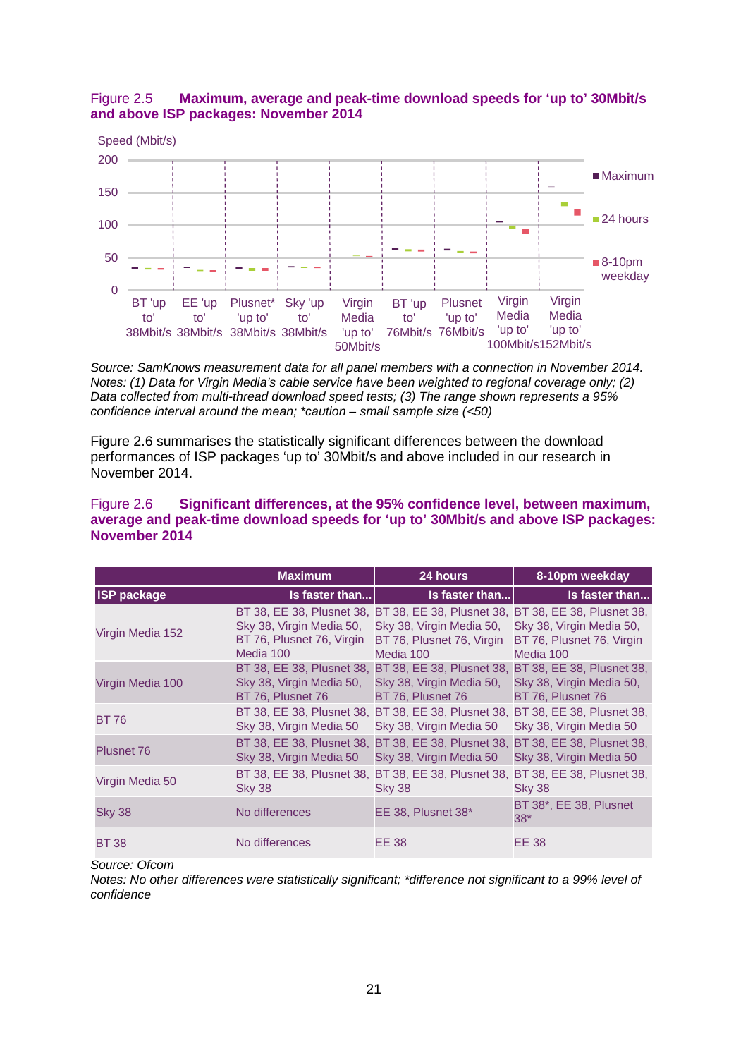Figure 2.5 **Maximum, average and peak-time download speeds for 'up to' 30Mbit/s and above ISP packages: November 2014**

Speed (Mbit/s)

| | BT 'up to' 38Mbit/s | EE 'up to' 38Mbit/s | Plusnet* 'up to' 38Mbit/s | Sky 'up to' 38Mbit/s | Virgin Media 'up to' 50Mbit/s | BT 'up to' 76Mbit/s | Plusnet 'up to' 76Mbit/s | Virgin Media 'up to' 100Mbit/s | Virgin Media 'up to' 152Mbit/s |
|---|---|---|---|---|---|---|---|---|---|
| Maximum | | | | | | | | | |
| 24 hours | | | | | | | | | |
| 8-10pm weekday | | | | | | | | | |

*Source: SamKnows measurement data for all panel members with a connection in November 2014.*
*Notes: (1) Data for Virgin Media's cable service have been weighted to regional coverage only; (2) Data collected from multi-thread download speed tests; (3) The range shown represents a 95% confidence interval around the mean; *caution – small sample size (<50)*

Figure 2.6 summarises the statistically significant differences between the download performances of ISP packages 'up to' 30Mbit/s and above included in our research in November 2014.

Figure 2.6 **Significant differences, at the 95% confidence level, between maximum, average and peak-time download speeds for 'up to' 30Mbit/s and above ISP packages: November 2014**

| | Maximum | 24 hours | 8-10pm weekday |
|---|---|---|---|
| **ISP package** | **Is faster than...** | **Is faster than...** | **Is faster than...** |
| Virgin Media 152 | BT 38, EE 38, Plusnet 38, Sky 38, Virgin Media 50, BT 76, Plusnet 76, Virgin Media 100 | BT 38, EE 38, Plusnet 38, Sky 38, Virgin Media 50, BT 76, Plusnet 76, Virgin Media 100 | BT 38, EE 38, Plusnet 38, Sky 38, Virgin Media 50, BT 76, Plusnet 76, Virgin Media 100 |
| Virgin Media 100 | BT 38, EE 38, Plusnet 38, Sky 38, Virgin Media 50, BT 76, Plusnet 76 | BT 38, EE 38, Plusnet 38, Sky 38, Virgin Media 50, BT 76, Plusnet 76 | BT 38, EE 38, Plusnet 38, Sky 38, Virgin Media 50, BT 76, Plusnet 76 |
| BT 76 | BT 38, EE 38, Plusnet 38, Sky 38, Virgin Media 50 | BT 38, EE 38, Plusnet 38, Sky 38, Virgin Media 50 | BT 38, EE 38, Plusnet 38, Sky 38, Virgin Media 50 |
| Plusnet 76 | BT 38, EE 38, Plusnet 38, Sky 38, Virgin Media 50 | BT 38, EE 38, Plusnet 38, Sky 38, Virgin Media 50 | BT 38, EE 38, Plusnet 38, Sky 38, Virgin Media 50 |
| Virgin Media 50 | BT 38, EE 38, Plusnet 38, Sky 38 | BT 38, EE 38, Plusnet 38, Sky 38 | BT 38, EE 38, Plusnet 38, Sky 38 |
| Sky 38 | No differences | EE 38, Plusnet 38* | BT 38*, EE 38, Plusnet 38* |
| BT 38 | No differences | EE 38 | EE 38 |

*Source: Ofcom*
*Notes: No other differences were statistically significant; *difference not significant to a 99% level of confidence*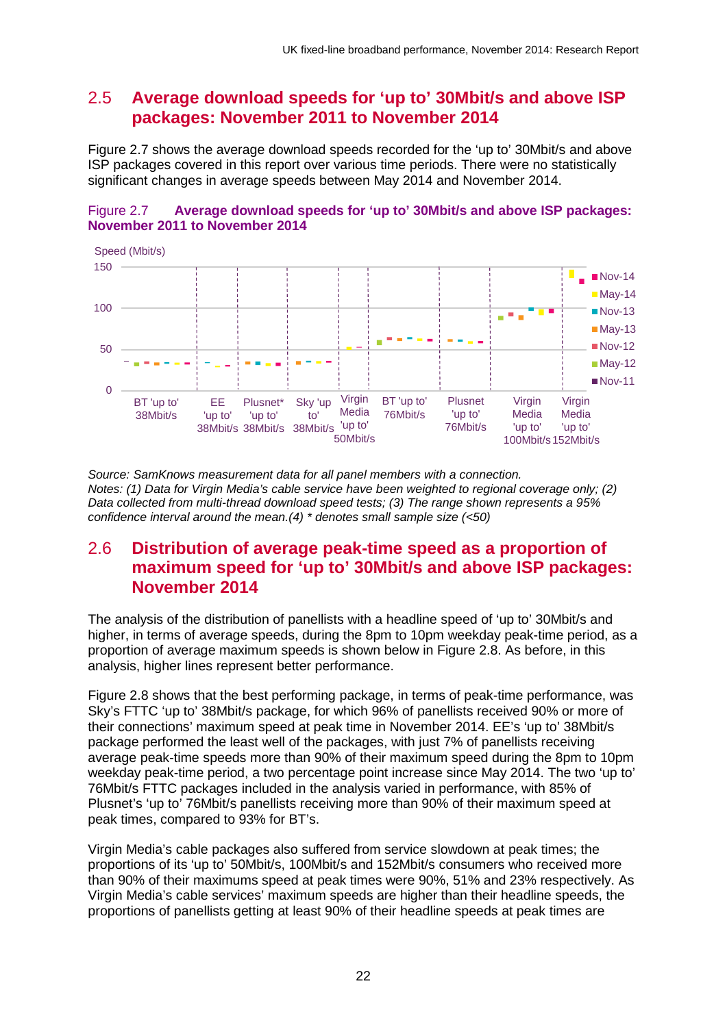## 2.5 Average download speeds for 'up to' 30Mbit/s and above ISP packages: November 2011 to November 2014

Figure 2.7 shows the average download speeds recorded for the 'up to' 30Mbit/s and above ISP packages covered in this report over various time periods. There were no statistically significant changes in average speeds between May 2014 and November 2014.

**Figure 2.7 Average download speeds for 'up to' 30Mbit/s and above ISP packages: November 2011 to November 2014**

Speed (Mbit/s)

Legend: Nov-14, May-14, Nov-13, May-13, Nov-12, May-12, Nov-11

Categories: BT 'up to' 38Mbit/s; EE 'up to' 38Mbit/s; Plusnet* 'up to' 38Mbit/s; Sky 'up to' 38Mbit/s; Virgin Media 'up to' 50Mbit/s; BT 'up to' 76Mbit/s; Plusnet 'up to' 76Mbit/s; Virgin Media 'up to' 100Mbit/s; Virgin Media 'up to' 152Mbit/s

*Source: SamKnows measurement data for all panel members with a connection.*
*Notes: (1) Data for Virgin Media's cable service have been weighted to regional coverage only; (2) Data collected from multi-thread download speed tests; (3) The range shown represents a 95% confidence interval around the mean.(4) * denotes small sample size (<50)*

## 2.6 Distribution of average peak-time speed as a proportion of maximum speed for 'up to' 30Mbit/s and above ISP packages: November 2014

The analysis of the distribution of panellists with a headline speed of 'up to' 30Mbit/s and higher, in terms of average speeds, during the 8pm to 10pm weekday peak-time period, as a proportion of average maximum speeds is shown below in Figure 2.8. As before, in this analysis, higher lines represent better performance.

Figure 2.8 shows that the best performing package, in terms of peak-time performance, was Sky's FTTC 'up to' 38Mbit/s package, for which 96% of panellists received 90% or more of their connections' maximum speed at peak time in November 2014. EE's 'up to' 38Mbit/s package performed the least well of the packages, with just 7% of panellists receiving average peak-time speeds more than 90% of their maximum speed during the 8pm to 10pm weekday peak-time period, a two percentage point increase since May 2014. The two 'up to' 76Mbit/s FTTC packages included in the analysis varied in performance, with 85% of Plusnet's 'up to' 76Mbit/s panellists receiving more than 90% of their maximum speed at peak times, compared to 93% for BT's.

Virgin Media's cable packages also suffered from service slowdown at peak times; the proportions of its 'up to' 50Mbit/s, 100Mbit/s and 152Mbit/s consumers who received more than 90% of their maximums speed at peak times were 90%, 51% and 23% respectively. As Virgin Media's cable services' maximum speeds are higher than their headline speeds, the proportions of panellists getting at least 90% of their headline speeds at peak times are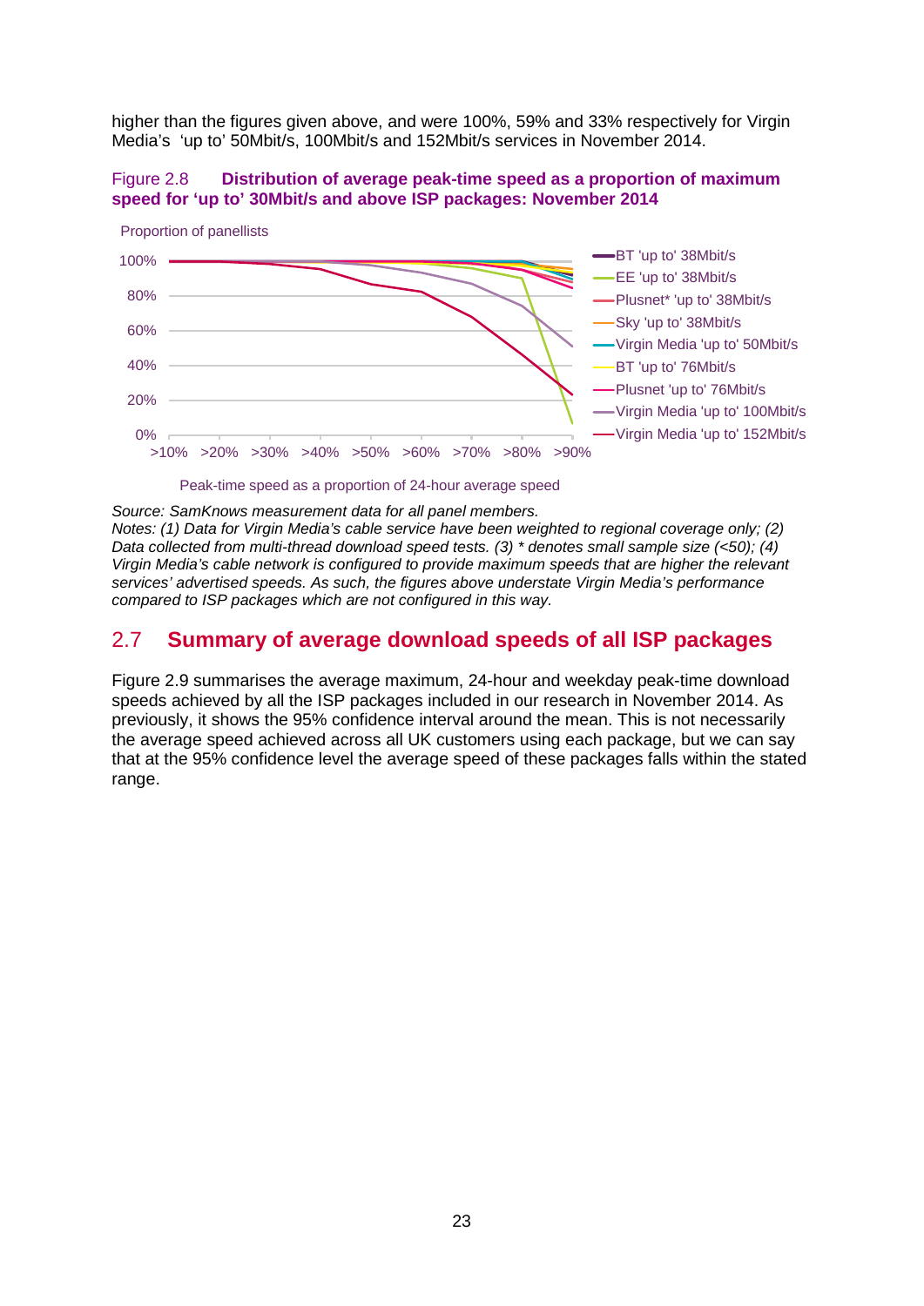higher than the figures given above, and were 100%, 59% and 33% respectively for Virgin Media's 'up to' 50Mbit/s, 100Mbit/s and 152Mbit/s services in November 2014.

Figure 2.8 **Distribution of average peak-time speed as a proportion of maximum speed for 'up to' 30Mbit/s and above ISP packages: November 2014**

Proportion of panellists

100%
80%
60%
40%
20%
0%

>10% >20% >30% >40% >50% >60% >70% >80% >90%

Peak-time speed as a proportion of 24-hour average speed

BT 'up to' 38Mbit/s
EE 'up to' 38Mbit/s
Plusnet* 'up to' 38Mbit/s
Sky 'up to' 38Mbit/s
Virgin Media 'up to' 50Mbit/s
BT 'up to' 76Mbit/s
Plusnet 'up to' 76Mbit/s
Virgin Media 'up to' 100Mbit/s
Virgin Media 'up to' 152Mbit/s

*Source: SamKnows measurement data for all panel members.*
*Notes: (1) Data for Virgin Media's cable service have been weighted to regional coverage only; (2) Data collected from multi-thread download speed tests. (3) * denotes small sample size (<50); (4) Virgin Media's cable network is configured to provide maximum speeds that are higher the relevant services' advertised speeds. As such, the figures above understate Virgin Media's performance compared to ISP packages which are not configured in this way.*

## 2.7 Summary of average download speeds of all ISP packages

Figure 2.9 summarises the average maximum, 24-hour and weekday peak-time download speeds achieved by all the ISP packages included in our research in November 2014. As previously, it shows the 95% confidence interval around the mean. This is not necessarily the average speed achieved across all UK customers using each package, but we can say that at the 95% confidence level the average speed of these packages falls within the stated range.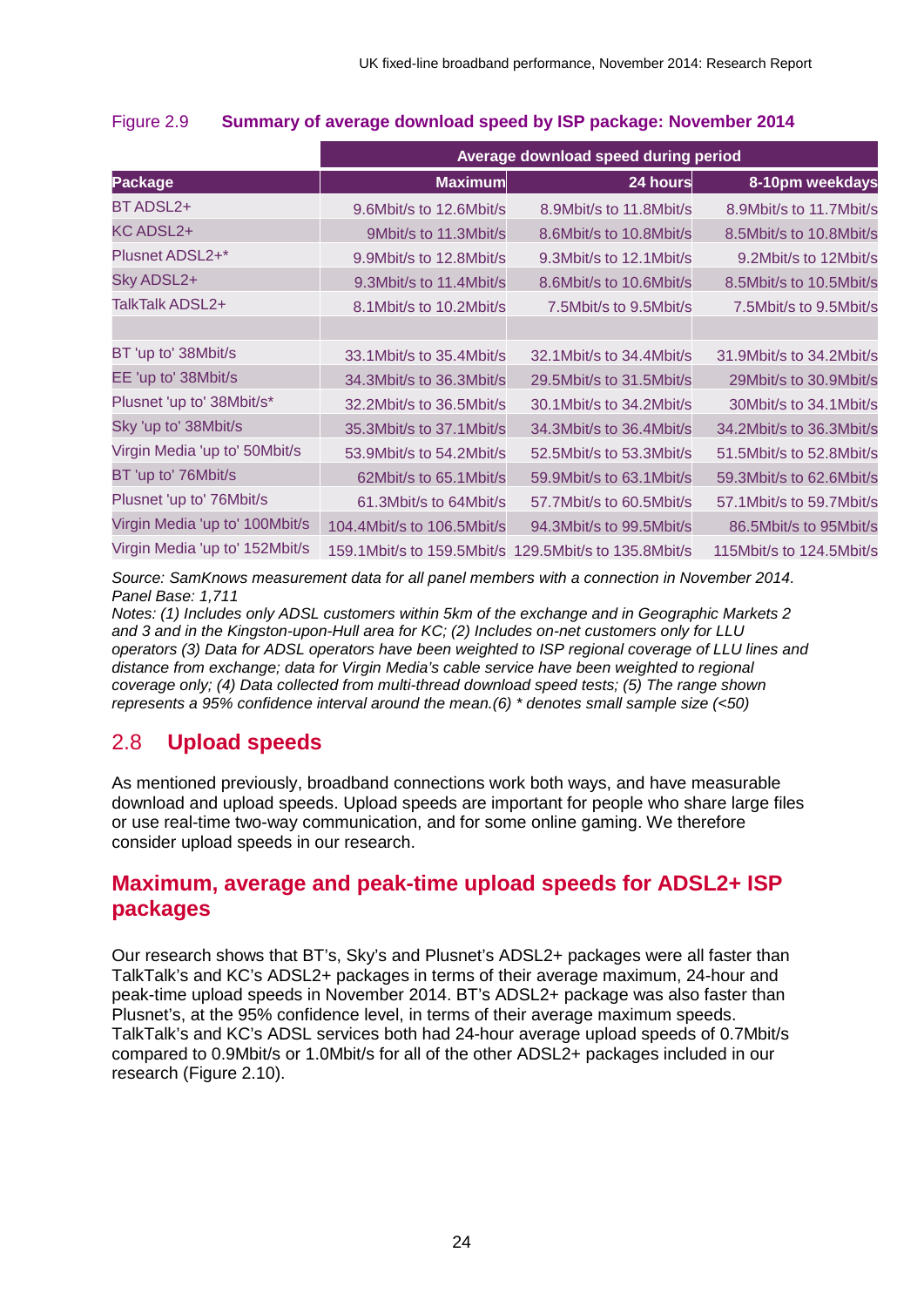Figure 2.9 **Summary of average download speed by ISP package: November 2014**

| | Average download speed during period | | |
|---|---|---|---|
| **Package** | **Maximum** | **24 hours** | **8-10pm weekdays** |
| BT ADSL2+ | 9.6Mbit/s to 12.6Mbit/s | 8.9Mbit/s to 11.8Mbit/s | 8.9Mbit/s to 11.7Mbit/s |
| KC ADSL2+ | 9Mbit/s to 11.3Mbit/s | 8.6Mbit/s to 10.8Mbit/s | 8.5Mbit/s to 10.8Mbit/s |
| Plusnet ADSL2+* | 9.9Mbit/s to 12.8Mbit/s | 9.3Mbit/s to 12.1Mbit/s | 9.2Mbit/s to 12Mbit/s |
| Sky ADSL2+ | 9.3Mbit/s to 11.4Mbit/s | 8.6Mbit/s to 10.6Mbit/s | 8.5Mbit/s to 10.5Mbit/s |
| TalkTalk ADSL2+ | 8.1Mbit/s to 10.2Mbit/s | 7.5Mbit/s to 9.5Mbit/s | 7.5Mbit/s to 9.5Mbit/s |
| | | | |
| BT 'up to' 38Mbit/s | 33.1Mbit/s to 35.4Mbit/s | 32.1Mbit/s to 34.4Mbit/s | 31.9Mbit/s to 34.2Mbit/s |
| EE 'up to' 38Mbit/s | 34.3Mbit/s to 36.3Mbit/s | 29.5Mbit/s to 31.5Mbit/s | 29Mbit/s to 30.9Mbit/s |
| Plusnet 'up to' 38Mbit/s* | 32.2Mbit/s to 36.5Mbit/s | 30.1Mbit/s to 34.2Mbit/s | 30Mbit/s to 34.1Mbit/s |
| Sky 'up to' 38Mbit/s | 35.3Mbit/s to 37.1Mbit/s | 34.3Mbit/s to 36.4Mbit/s | 34.2Mbit/s to 36.3Mbit/s |
| Virgin Media 'up to' 50Mbit/s | 53.9Mbit/s to 54.2Mbit/s | 52.5Mbit/s to 53.3Mbit/s | 51.5Mbit/s to 52.8Mbit/s |
| BT 'up to' 76Mbit/s | 62Mbit/s to 65.1Mbit/s | 59.9Mbit/s to 63.1Mbit/s | 59.3Mbit/s to 62.6Mbit/s |
| Plusnet 'up to' 76Mbit/s | 61.3Mbit/s to 64Mbit/s | 57.7Mbit/s to 60.5Mbit/s | 57.1Mbit/s to 59.7Mbit/s |
| Virgin Media 'up to' 100Mbit/s | 104.4Mbit/s to 106.5Mbit/s | 94.3Mbit/s to 99.5Mbit/s | 86.5Mbit/s to 95Mbit/s |
| Virgin Media 'up to' 152Mbit/s | 159.1Mbit/s to 159.5Mbit/s | 129.5Mbit/s to 135.8Mbit/s | 115Mbit/s to 124.5Mbit/s |

*Source: SamKnows measurement data for all panel members with a connection in November 2014. Panel Base: 1,711*
*Notes: (1) Includes only ADSL customers within 5km of the exchange and in Geographic Markets 2 and 3 and in the Kingston-upon-Hull area for KC; (2) Includes on-net customers only for LLU operators (3) Data for ADSL operators have been weighted to ISP regional coverage of LLU lines and distance from exchange; data for Virgin Media's cable service have been weighted to regional coverage only; (4) Data collected from multi-thread download speed tests; (5) The range shown represents a 95% confidence interval around the mean.(6) * denotes small sample size (<50)*

## 2.8 Upload speeds

As mentioned previously, broadband connections work both ways, and have measurable download and upload speeds. Upload speeds are important for people who share large files or use real-time two-way communication, and for some online gaming. We therefore consider upload speeds in our research.

### Maximum, average and peak-time upload speeds for ADSL2+ ISP packages

Our research shows that BT's, Sky's and Plusnet's ADSL2+ packages were all faster than TalkTalk's and KC's ADSL2+ packages in terms of their average maximum, 24-hour and peak-time upload speeds in November 2014. BT's ADSL2+ package was also faster than Plusnet's, at the 95% confidence level, in terms of their average maximum speeds. TalkTalk's and KC's ADSL services both had 24-hour average upload speeds of 0.7Mbit/s compared to 0.9Mbit/s or 1.0Mbit/s for all of the other ADSL2+ packages included in our research (Figure 2.10).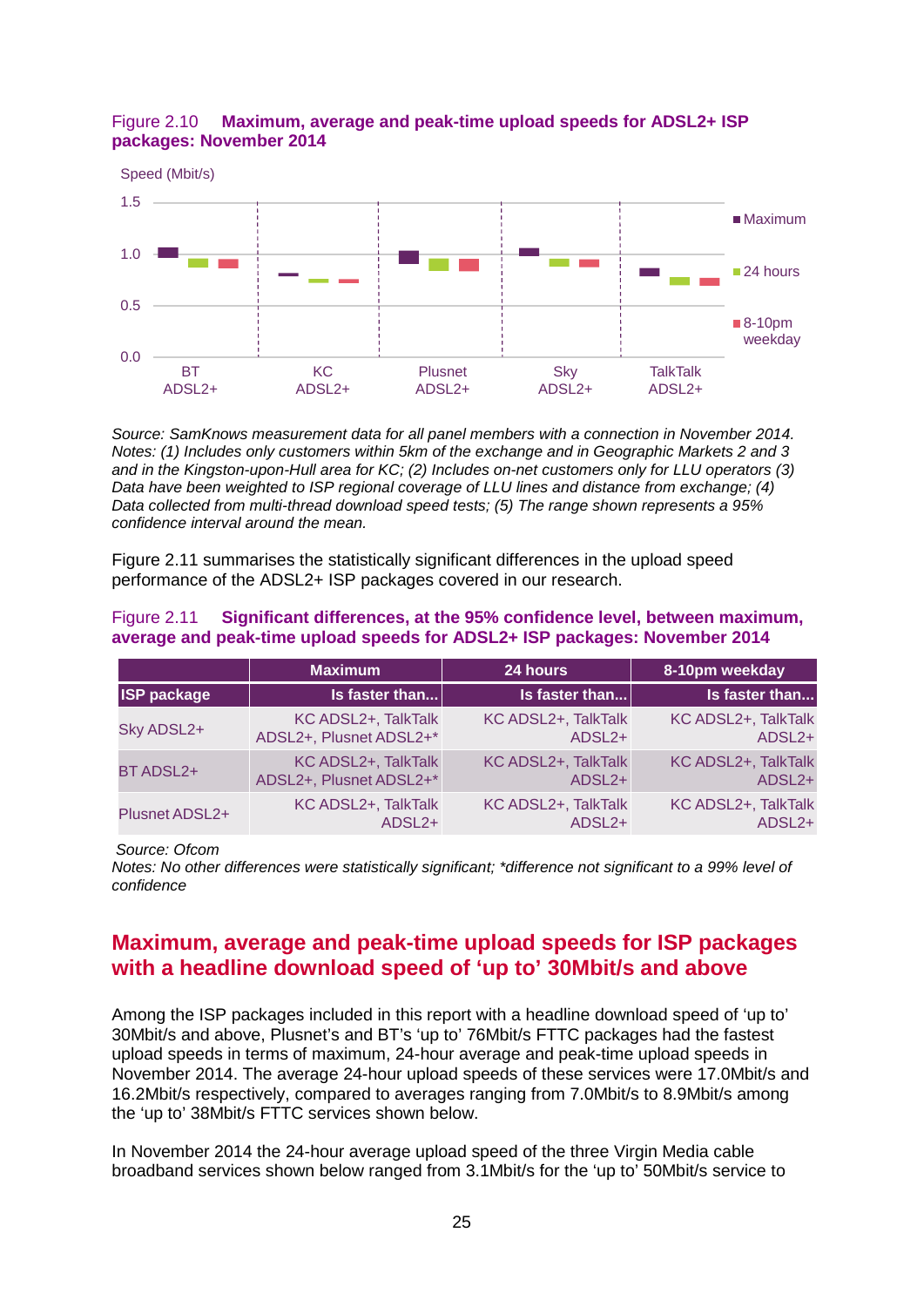Figure 2.10 **Maximum, average and peak-time upload speeds for ADSL2+ ISP packages: November 2014**

Speed (Mbit/s)

1.5
1.0
0.5
0.0

BT ADSL2+ | KC ADSL2+ | Plusnet ADSL2+ | Sky ADSL2+ | TalkTalk ADSL2+

■ Maximum
■ 24 hours
■ 8-10pm weekday

*Source: SamKnows measurement data for all panel members with a connection in November 2014. Notes: (1) Includes only customers within 5km of the exchange and in Geographic Markets 2 and 3 and in the Kingston-upon-Hull area for KC; (2) Includes on-net customers only for LLU operators (3) Data have been weighted to ISP regional coverage of LLU lines and distance from exchange; (4) Data collected from multi-thread download speed tests; (5) The range shown represents a 95% confidence interval around the mean.*

Figure 2.11 summarises the statistically significant differences in the upload speed performance of the ADSL2+ ISP packages covered in our research.

Figure 2.11 **Significant differences, at the 95% confidence level, between maximum, average and peak-time upload speeds for ADSL2+ ISP packages: November 2014**

| | Maximum | 24 hours | 8-10pm weekday |
|---|---|---|---|
| **ISP package** | **Is faster than...** | **Is faster than...** | **Is faster than...** |
| Sky ADSL2+ | KC ADSL2+, TalkTalk ADSL2+, Plusnet ADSL2+* | KC ADSL2+, TalkTalk ADSL2+ | KC ADSL2+, TalkTalk ADSL2+ |
| BT ADSL2+ | KC ADSL2+, TalkTalk ADSL2+, Plusnet ADSL2+* | KC ADSL2+, TalkTalk ADSL2+ | KC ADSL2+, TalkTalk ADSL2+ |
| Plusnet ADSL2+ | KC ADSL2+, TalkTalk ADSL2+ | KC ADSL2+, TalkTalk ADSL2+ | KC ADSL2+, TalkTalk ADSL2+ |

*Source: Ofcom*
*Notes: No other differences were statistically significant; *difference not significant to a 99% level of confidence*

## Maximum, average and peak-time upload speeds for ISP packages with a headline download speed of 'up to' 30Mbit/s and above

Among the ISP packages included in this report with a headline download speed of 'up to' 30Mbit/s and above, Plusnet's and BT's 'up to' 76Mbit/s FTTC packages had the fastest upload speeds in terms of maximum, 24-hour average and peak-time upload speeds in November 2014. The average 24-hour upload speeds of these services were 17.0Mbit/s and 16.2Mbit/s respectively, compared to averages ranging from 7.0Mbit/s to 8.9Mbit/s among the 'up to' 38Mbit/s FTTC services shown below.

In November 2014 the 24-hour average upload speed of the three Virgin Media cable broadband services shown below ranged from 3.1Mbit/s for the 'up to' 50Mbit/s service to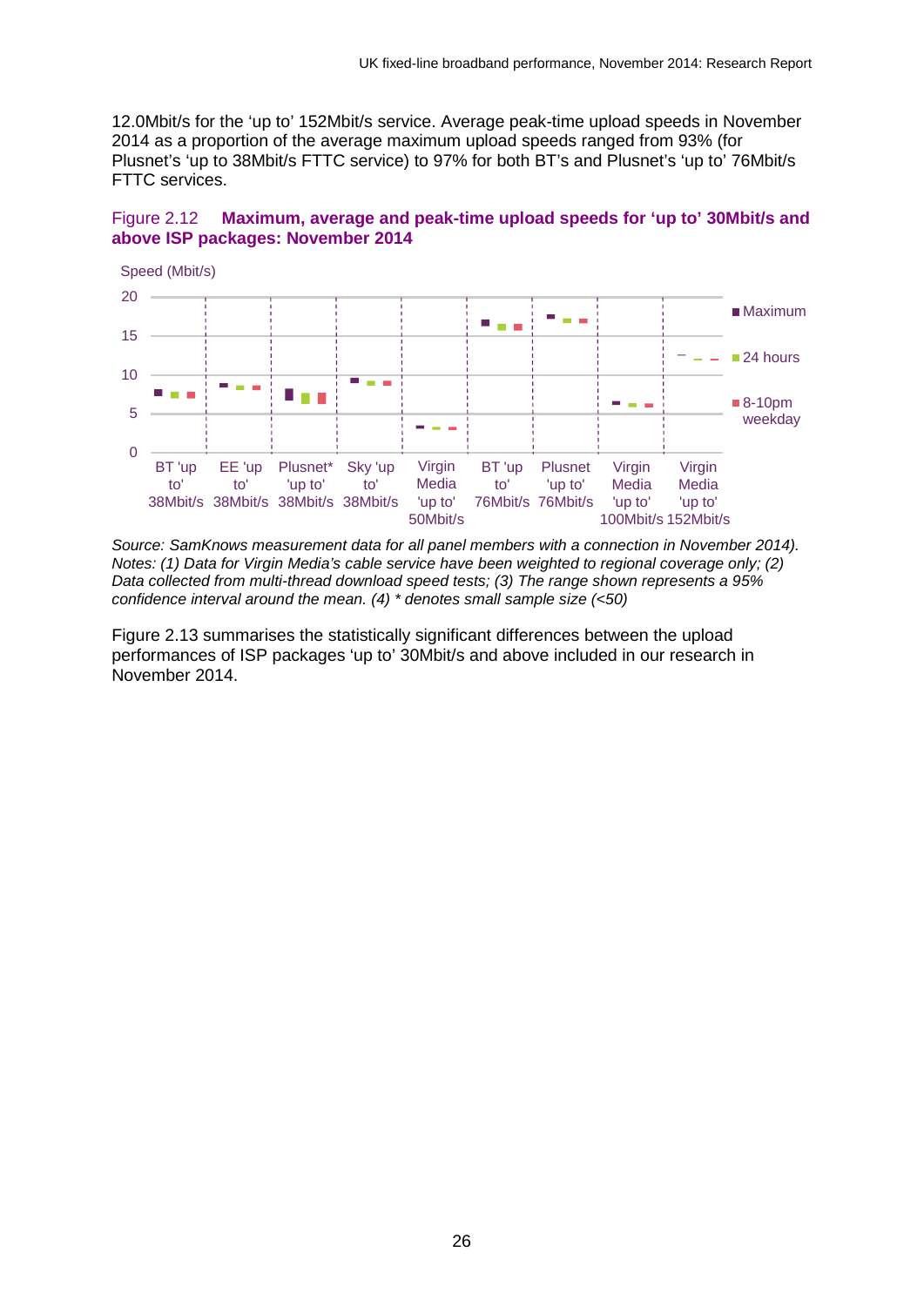12.0Mbit/s for the 'up to' 152Mbit/s service. Average peak-time upload speeds in November 2014 as a proportion of the average maximum upload speeds ranged from 93% (for Plusnet's 'up to 38Mbit/s FTTC service) to 97% for both BT's and Plusnet's 'up to' 76Mbit/s FTTC services.

Figure 2.12 **Maximum, average and peak-time upload speeds for 'up to' 30Mbit/s and above ISP packages: November 2014**

Speed (Mbit/s)

Legend: Maximum; 24 hours; 8-10pm weekday

Categories: BT 'up to' 38Mbit/s; EE 'up to' 38Mbit/s; Plusnet* 'up to' 38Mbit/s; Sky 'up to' 38Mbit/s; Virgin Media 'up to' 50Mbit/s; BT 'up to' 76Mbit/s; Plusnet 'up to' 76Mbit/s; Virgin Media 'up to' 100Mbit/s; Virgin Media 'up to' 152Mbit/s

*Source: SamKnows measurement data for all panel members with a connection in November 2014). Notes: (1) Data for Virgin Media's cable service have been weighted to regional coverage only; (2) Data collected from multi-thread download speed tests; (3) The range shown represents a 95% confidence interval around the mean. (4) * denotes small sample size (<50)*

Figure 2.13 summarises the statistically significant differences between the upload performances of ISP packages 'up to' 30Mbit/s and above included in our research in November 2014.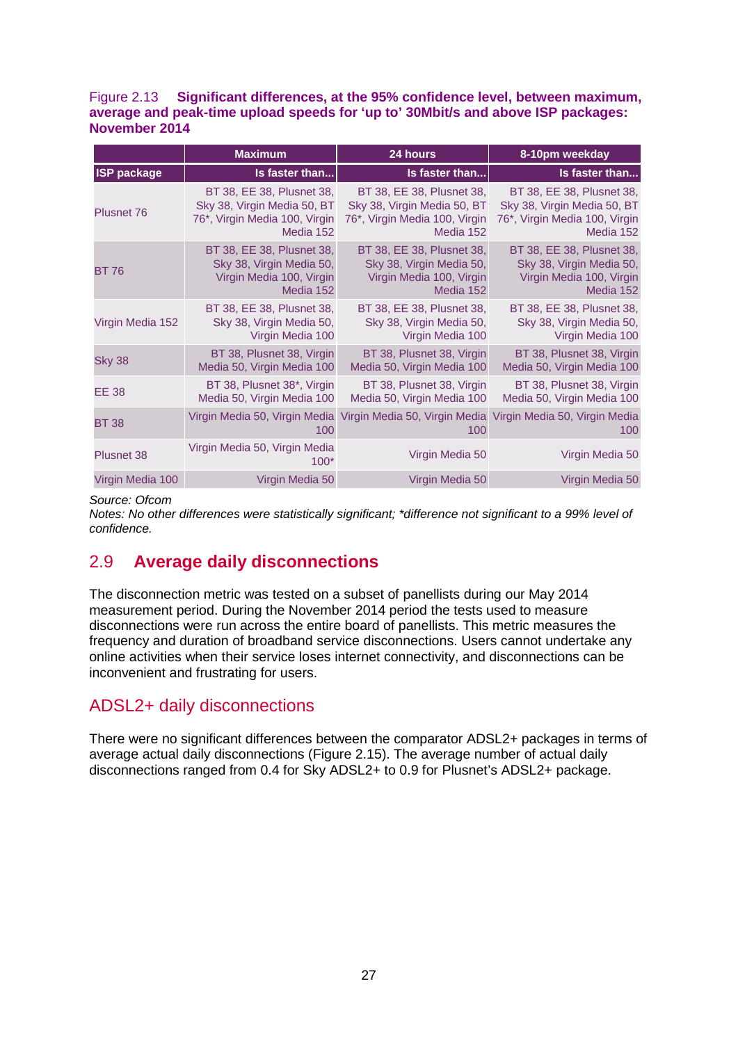Figure 2.13 **Significant differences, at the 95% confidence level, between maximum, average and peak-time upload speeds for 'up to' 30Mbit/s and above ISP packages: November 2014**

| | Maximum | 24 hours | 8-10pm weekday |
|---|---|---|---|
| **ISP package** | **Is faster than...** | **Is faster than...** | **Is faster than...** |
| Plusnet 76 | BT 38, EE 38, Plusnet 38, Sky 38, Virgin Media 50, BT 76*, Virgin Media 100, Virgin Media 152 | BT 38, EE 38, Plusnet 38, Sky 38, Virgin Media 50, BT 76*, Virgin Media 100, Virgin Media 152 | BT 38, EE 38, Plusnet 38, Sky 38, Virgin Media 50, BT 76*, Virgin Media 100, Virgin Media 152 |
| BT 76 | BT 38, EE 38, Plusnet 38, Sky 38, Virgin Media 50, Virgin Media 100, Virgin Media 152 | BT 38, EE 38, Plusnet 38, Sky 38, Virgin Media 50, Virgin Media 100, Virgin Media 152 | BT 38, EE 38, Plusnet 38, Sky 38, Virgin Media 50, Virgin Media 100, Virgin Media 152 |
| Virgin Media 152 | BT 38, EE 38, Plusnet 38, Sky 38, Virgin Media 50, Virgin Media 100 | BT 38, EE 38, Plusnet 38, Sky 38, Virgin Media 50, Virgin Media 100 | BT 38, EE 38, Plusnet 38, Sky 38, Virgin Media 50, Virgin Media 100 |
| Sky 38 | BT 38, Plusnet 38, Virgin Media 50, Virgin Media 100 | BT 38, Plusnet 38, Virgin Media 50, Virgin Media 100 | BT 38, Plusnet 38, Virgin Media 50, Virgin Media 100 |
| EE 38 | BT 38, Plusnet 38*, Virgin Media 50, Virgin Media 100 | BT 38, Plusnet 38, Virgin Media 50, Virgin Media 100 | BT 38, Plusnet 38, Virgin Media 50, Virgin Media 100 |
| BT 38 | Virgin Media 50, Virgin Media 100 | Virgin Media 50, Virgin Media 100 | Virgin Media 50, Virgin Media 100 |
| Plusnet 38 | Virgin Media 50, Virgin Media 100* | Virgin Media 50 | Virgin Media 50 |
| Virgin Media 100 | Virgin Media 50 | Virgin Media 50 | Virgin Media 50 |

*Source: Ofcom*
*Notes: No other differences were statistically significant; \*difference not significant to a 99% level of confidence.*

## 2.9 Average daily disconnections

The disconnection metric was tested on a subset of panellists during our May 2014 measurement period. During the November 2014 period the tests used to measure disconnections were run across the entire board of panellists. This metric measures the frequency and duration of broadband service disconnections. Users cannot undertake any online activities when their service loses internet connectivity, and disconnections can be inconvenient and frustrating for users.

### ADSL2+ daily disconnections

There were no significant differences between the comparator ADSL2+ packages in terms of average actual daily disconnections (Figure 2.15). The average number of actual daily disconnections ranged from 0.4 for Sky ADSL2+ to 0.9 for Plusnet's ADSL2+ package.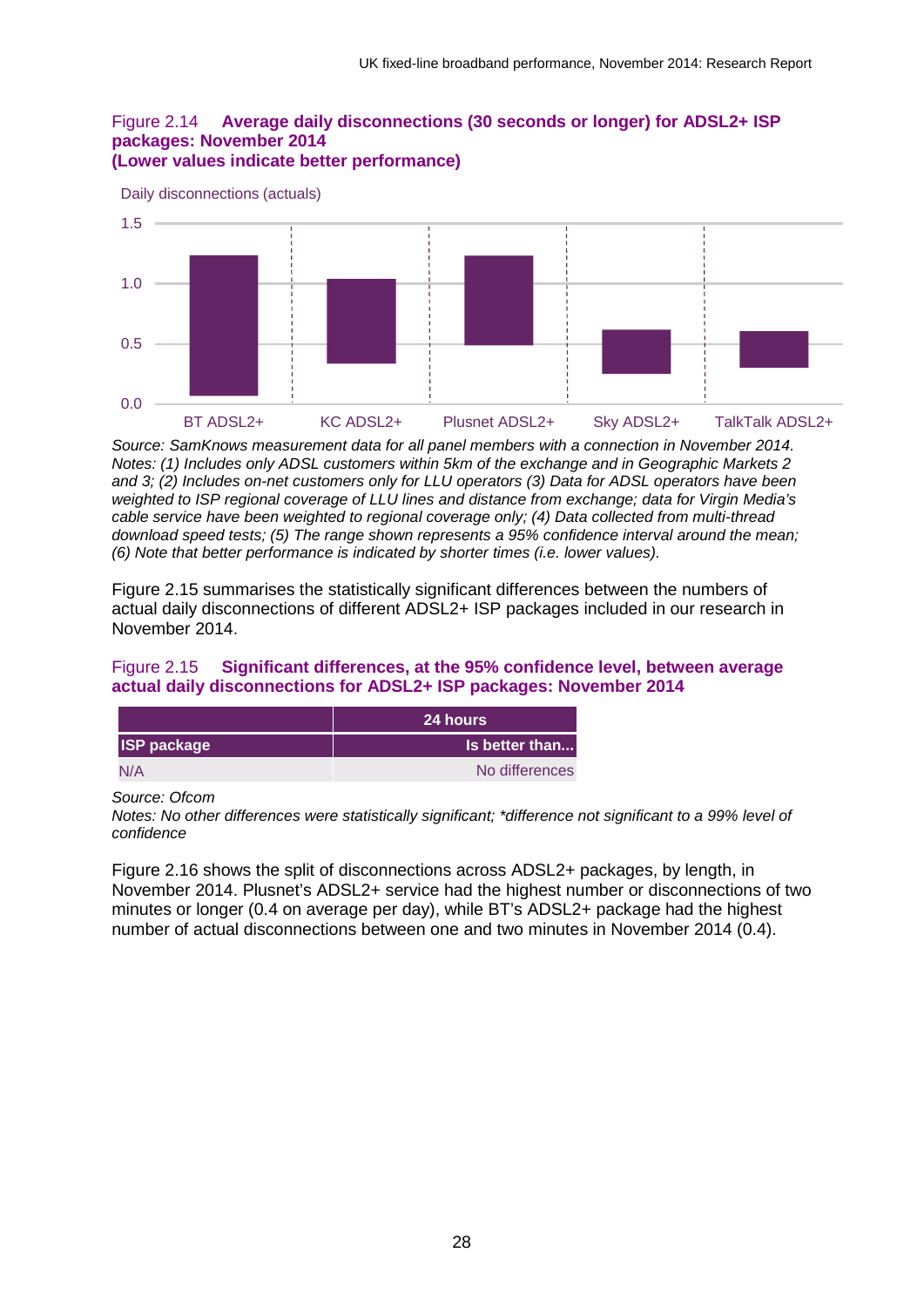Figure 2.14 **Average daily disconnections (30 seconds or longer) for ADSL2+ ISP packages: November 2014**
**(Lower values indicate better performance)**

Daily disconnections (actuals)

1.5
1.0
0.5
0.0

BT ADSL2+ KC ADSL2+ Plusnet ADSL2+ Sky ADSL2+ TalkTalk ADSL2+

*Source: SamKnows measurement data for all panel members with a connection in November 2014.*
*Notes: (1) Includes only ADSL customers within 5km of the exchange and in Geographic Markets 2 and 3; (2) Includes on-net customers only for LLU operators (3) Data for ADSL operators have been weighted to ISP regional coverage of LLU lines and distance from exchange; data for Virgin Media's cable service have been weighted to regional coverage only; (4) Data collected from multi-thread download speed tests; (5) The range shown represents a 95% confidence interval around the mean; (6) Note that better performance is indicated by shorter times (i.e. lower values).*

Figure 2.15 summarises the statistically significant differences between the numbers of actual daily disconnections of different ADSL2+ ISP packages included in our research in November 2014.

Figure 2.15 **Significant differences, at the 95% confidence level, between average actual daily disconnections for ADSL2+ ISP packages: November 2014**

| | 24 hours |
|---|---|
| **ISP package** | **Is better than...** |
| N/A | No differences |

*Source: Ofcom*
*Notes: No other differences were statistically significant; *difference not significant to a 99% level of confidence*

Figure 2.16 shows the split of disconnections across ADSL2+ packages, by length, in November 2014. Plusnet's ADSL2+ service had the highest number or disconnections of two minutes or longer (0.4 on average per day), while BT's ADSL2+ package had the highest number of actual disconnections between one and two minutes in November 2014 (0.4).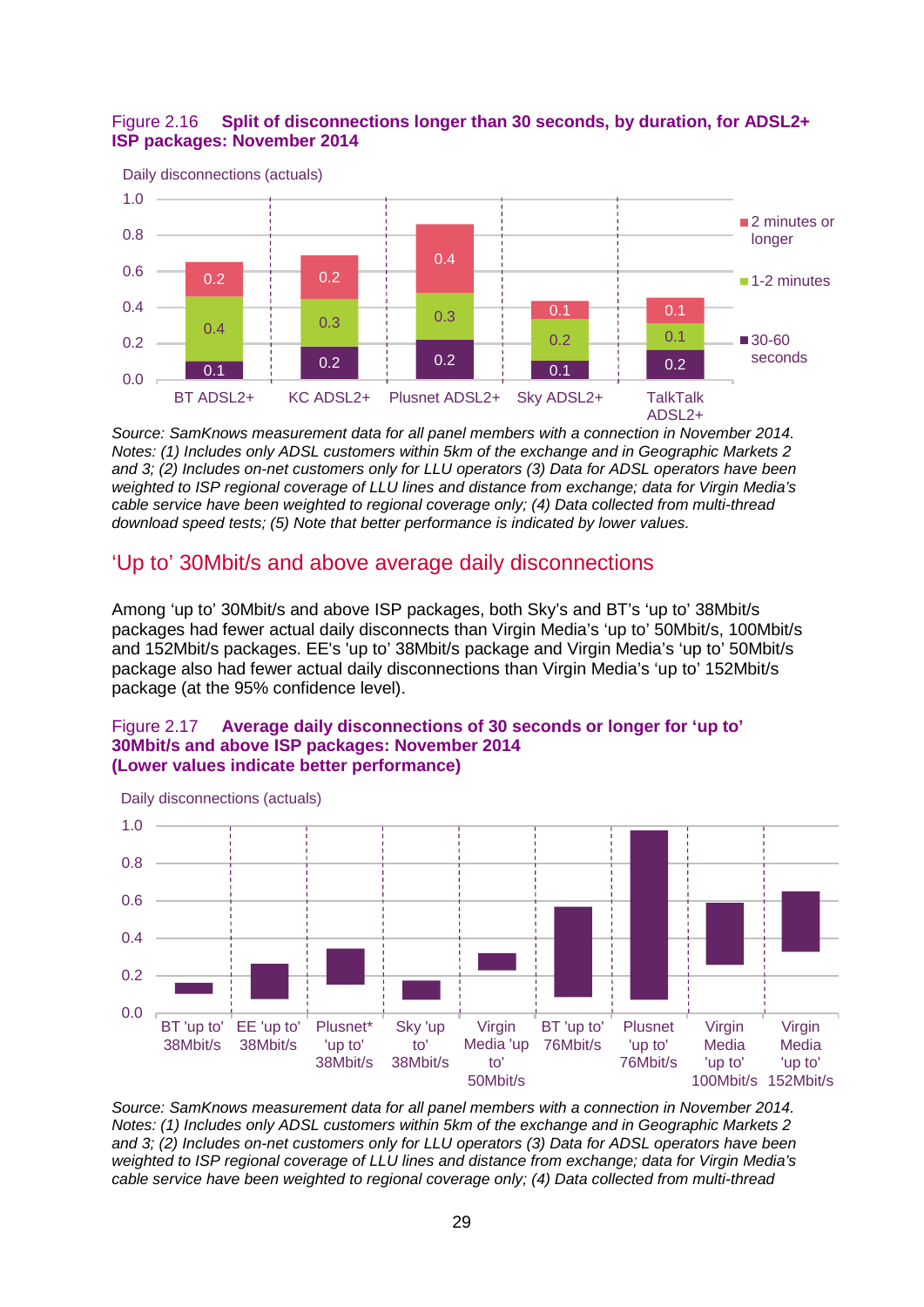Figure 2.16 **Split of disconnections longer than 30 seconds, by duration, for ADSL2+ ISP packages: November 2014**

Daily disconnections (actuals)

| | 30-60 seconds | 1-2 minutes | 2 minutes or longer |
|---|---|---|---|
| BT ADSL2+ | 0.1 | 0.4 | 0.2 |
| KC ADSL2+ | 0.2 | 0.3 | 0.2 |
| Plusnet ADSL2+ | 0.2 | 0.3 | 0.4 |
| Sky ADSL2+ | 0.1 | 0.2 | 0.1 |
| TalkTalk ADSL2+ | 0.2 | 0.1 | 0.1 |

*Source: SamKnows measurement data for all panel members with a connection in November 2014. Notes: (1) Includes only ADSL customers within 5km of the exchange and in Geographic Markets 2 and 3; (2) Includes on-net customers only for LLU operators (3) Data for ADSL operators have been weighted to ISP regional coverage of LLU lines and distance from exchange; data for Virgin Media's cable service have been weighted to regional coverage only; (4) Data collected from multi-thread download speed tests; (5) Note that better performance is indicated by lower values.*

## 'Up to' 30Mbit/s and above average daily disconnections

Among 'up to' 30Mbit/s and above ISP packages, both Sky's and BT's 'up to' 38Mbit/s packages had fewer actual daily disconnects than Virgin Media's 'up to' 50Mbit/s, 100Mbit/s and 152Mbit/s packages. EE's 'up to' 38Mbit/s package and Virgin Media's 'up to' 50Mbit/s package also had fewer actual daily disconnections than Virgin Media's 'up to' 152Mbit/s package (at the 95% confidence level).

Figure 2.17 **Average daily disconnections of 30 seconds or longer for 'up to' 30Mbit/s and above ISP packages: November 2014 (Lower values indicate better performance)**

Daily disconnections (actuals)

Categories: BT 'up to' 38Mbit/s; EE 'up to' 38Mbit/s; Plusnet* 'up to' 38Mbit/s; Sky 'up to' 38Mbit/s; Virgin Media 'up to' 50Mbit/s; BT 'up to' 76Mbit/s; Plusnet 'up to' 76Mbit/s; Virgin Media 'up to' 100Mbit/s; Virgin Media 'up to' 152Mbit/s

*Source: SamKnows measurement data for all panel members with a connection in November 2014. Notes: (1) Includes only ADSL customers within 5km of the exchange and in Geographic Markets 2 and 3; (2) Includes on-net customers only for LLU operators (3) Data for ADSL operators have been weighted to ISP regional coverage of LLU lines and distance from exchange; data for Virgin Media's cable service have been weighted to regional coverage only; (4) Data collected from multi-thread*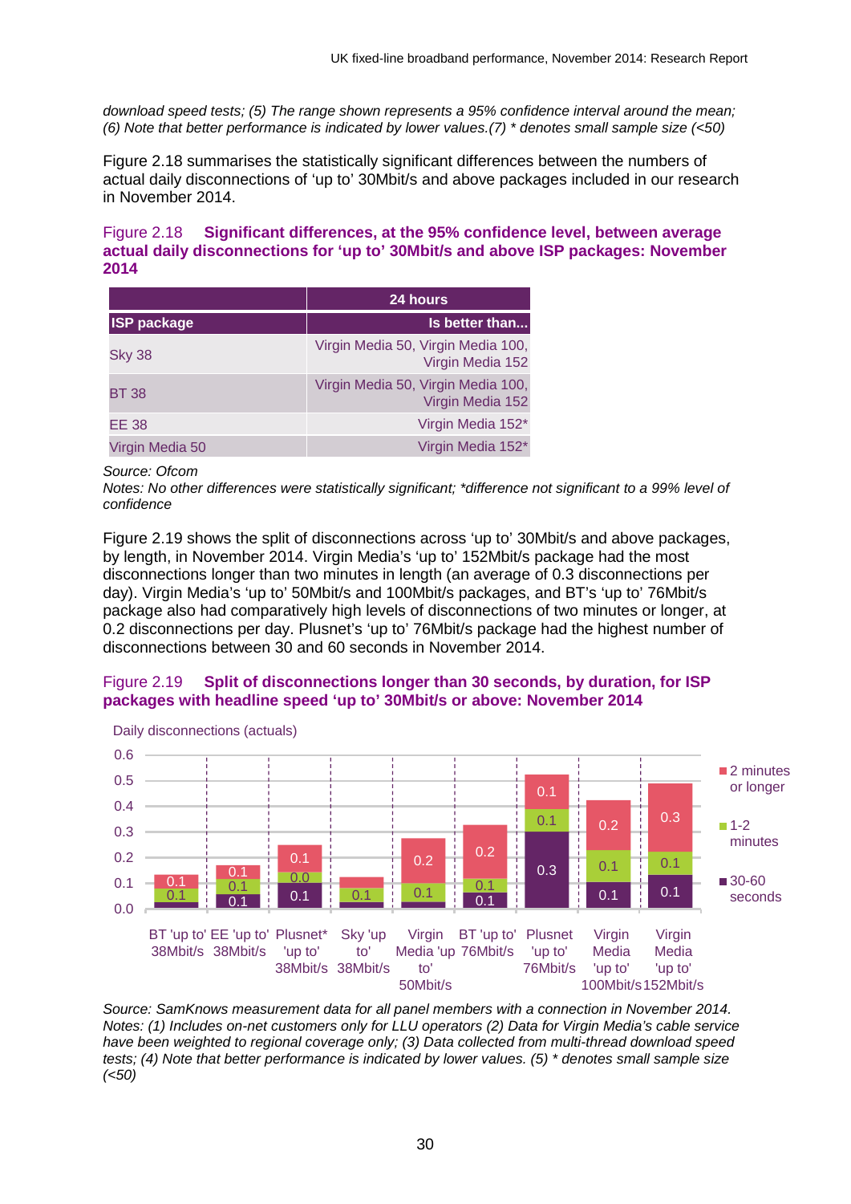*download speed tests; (5) The range shown represents a 95% confidence interval around the mean; (6) Note that better performance is indicated by lower values.(7) * denotes small sample size (<50)*

Figure 2.18 summarises the statistically significant differences between the numbers of actual daily disconnections of 'up to' 30Mbit/s and above packages included in our research in November 2014.

**Figure 2.18 Significant differences, at the 95% confidence level, between average actual daily disconnections for 'up to' 30Mbit/s and above ISP packages: November 2014**

| | 24 hours |
|---|---|
| **ISP package** | **Is better than...** |
| Sky 38 | Virgin Media 50, Virgin Media 100, Virgin Media 152 |
| BT 38 | Virgin Media 50, Virgin Media 100, Virgin Media 152 |
| EE 38 | Virgin Media 152* |
| Virgin Media 50 | Virgin Media 152* |

*Source: Ofcom*
*Notes: No other differences were statistically significant; *difference not significant to a 99% level of confidence*

Figure 2.19 shows the split of disconnections across 'up to' 30Mbit/s and above packages, by length, in November 2014. Virgin Media's 'up to' 152Mbit/s package had the most disconnections longer than two minutes in length (an average of 0.3 disconnections per day). Virgin Media's 'up to' 50Mbit/s and 100Mbit/s packages, and BT's 'up to' 76Mbit/s package also had comparatively high levels of disconnections of two minutes or longer, at 0.2 disconnections per day. Plusnet's 'up to' 76Mbit/s package had the highest number of disconnections between 30 and 60 seconds in November 2014.

**Figure 2.19 Split of disconnections longer than 30 seconds, by duration, for ISP packages with headline speed 'up to' 30Mbit/s or above: November 2014**

Daily disconnections (actuals)

| ISP package | 30-60 seconds | 1-2 minutes | 2 minutes or longer |
|---|---|---|---|
| BT 'up to' 38Mbit/s | | 0.1 | 0.1 |
| EE 'up to' 38Mbit/s | 0.1 | 0.1 | 0.1 |
| Plusnet* 'up to' 38Mbit/s | 0.1 | 0.0 | 0.1 |
| Sky 'up to' 38Mbit/s | | 0.1 | |
| Virgin Media 'up to' 50Mbit/s | | 0.1 | 0.2 |
| BT 'up to' 76Mbit/s | 0.1 | 0.1 | 0.2 |
| Plusnet 'up to' 76Mbit/s | 0.3 | 0.1 | 0.1 |
| Virgin Media 'up to' 100Mbit/s | 0.1 | 0.1 | 0.2 |
| Virgin Media 'up to' 152Mbit/s | 0.1 | 0.1 | 0.3 |

*Source: SamKnows measurement data for all panel members with a connection in November 2014.*
*Notes: (1) Includes on-net customers only for LLU operators (2) Data for Virgin Media's cable service have been weighted to regional coverage only; (3) Data collected from multi-thread download speed tests; (4) Note that better performance is indicated by lower values. (5) * denotes small sample size (<50)*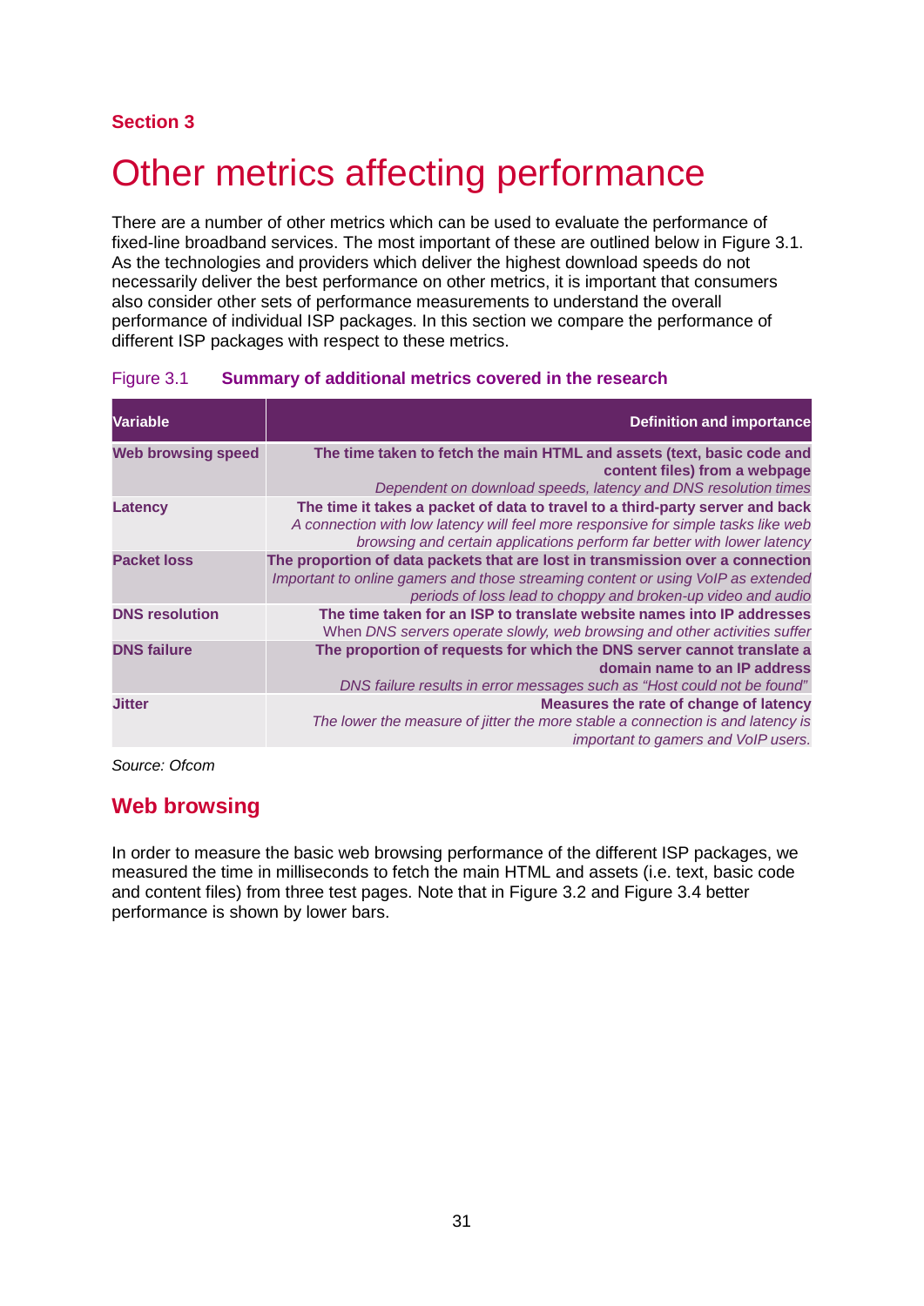Section 3

# Other metrics affecting performance

There are a number of other metrics which can be used to evaluate the performance of fixed-line broadband services. The most important of these are outlined below in Figure 3.1. As the technologies and providers which deliver the highest download speeds do not necessarily deliver the best performance on other metrics, it is important that consumers also consider other sets of performance measurements to understand the overall performance of individual ISP packages. In this section we compare the performance of different ISP packages with respect to these metrics.

Figure 3.1 **Summary of additional metrics covered in the research**

| Variable | Definition and importance |
| --- | --- |
| **Web browsing speed** | **The time taken to fetch the main HTML and assets (text, basic code and content files) from a webpage** *Dependent on download speeds, latency and DNS resolution times* |
| **Latency** | **The time it takes a packet of data to travel to a third-party server and back** *A connection with low latency will feel more responsive for simple tasks like web browsing and certain applications perform far better with lower latency* |
| **Packet loss** | **The proportion of data packets that are lost in transmission over a connection** *Important to online gamers and those streaming content or using VoIP as extended periods of loss lead to choppy and broken-up video and audio* |
| **DNS resolution** | **The time taken for an ISP to translate website names into IP addresses** When *DNS servers operate slowly, web browsing and other activities suffer* |
| **DNS failure** | **The proportion of requests for which the DNS server cannot translate a domain name to an IP address** *DNS failure results in error messages such as "Host could not be found"* |
| **Jitter** | **Measures the rate of change of latency** *The lower the measure of jitter the more stable a connection is and latency is important to gamers and VoIP users.* |

*Source: Ofcom*

## Web browsing

In order to measure the basic web browsing performance of the different ISP packages, we measured the time in milliseconds to fetch the main HTML and assets (i.e. text, basic code and content files) from three test pages. Note that in Figure 3.2 and Figure 3.4 better performance is shown by lower bars.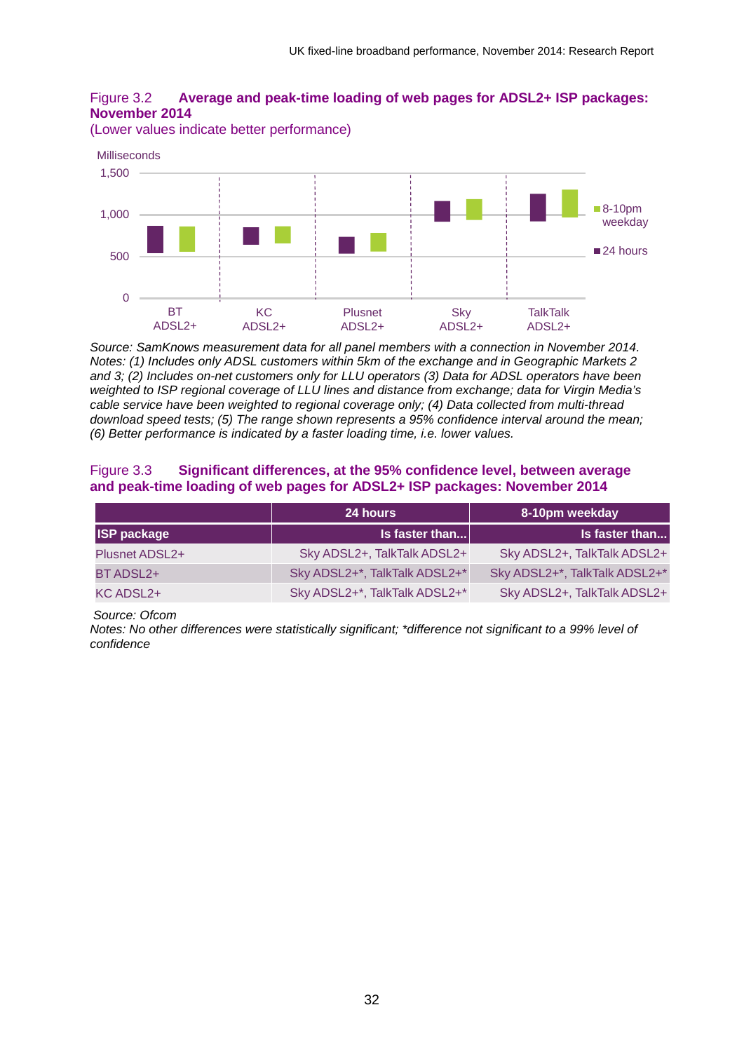**Figure 3.2 Average and peak-time loading of web pages for ADSL2+ ISP packages: November 2014**

(Lower values indicate better performance)

*Source: SamKnows measurement data for all panel members with a connection in November 2014. Notes: (1) Includes only ADSL customers within 5km of the exchange and in Geographic Markets 2 and 3; (2) Includes on-net customers only for LLU operators (3) Data for ADSL operators have been weighted to ISP regional coverage of LLU lines and distance from exchange; data for Virgin Media's cable service have been weighted to regional coverage only; (4) Data collected from multi-thread download speed tests; (5) The range shown represents a 95% confidence interval around the mean; (6) Better performance is indicated by a faster loading time, i.e. lower values.*

**Figure 3.3 Significant differences, at the 95% confidence level, between average and peak-time loading of web pages for ADSL2+ ISP packages: November 2014**

| | 24 hours | 8-10pm weekday |
|---|---|---|
| **ISP package** | **Is faster than...** | **Is faster than...** |
| Plusnet ADSL2+ | Sky ADSL2+, TalkTalk ADSL2+ | Sky ADSL2+, TalkTalk ADSL2+ |
| BT ADSL2+ | Sky ADSL2+*, TalkTalk ADSL2+* | Sky ADSL2+*, TalkTalk ADSL2+* |
| KC ADSL2+ | Sky ADSL2+*, TalkTalk ADSL2+* | Sky ADSL2+, TalkTalk ADSL2+ |

*Source: Ofcom*

*Notes: No other differences were statistically significant; *difference not significant to a 99% level of confidence*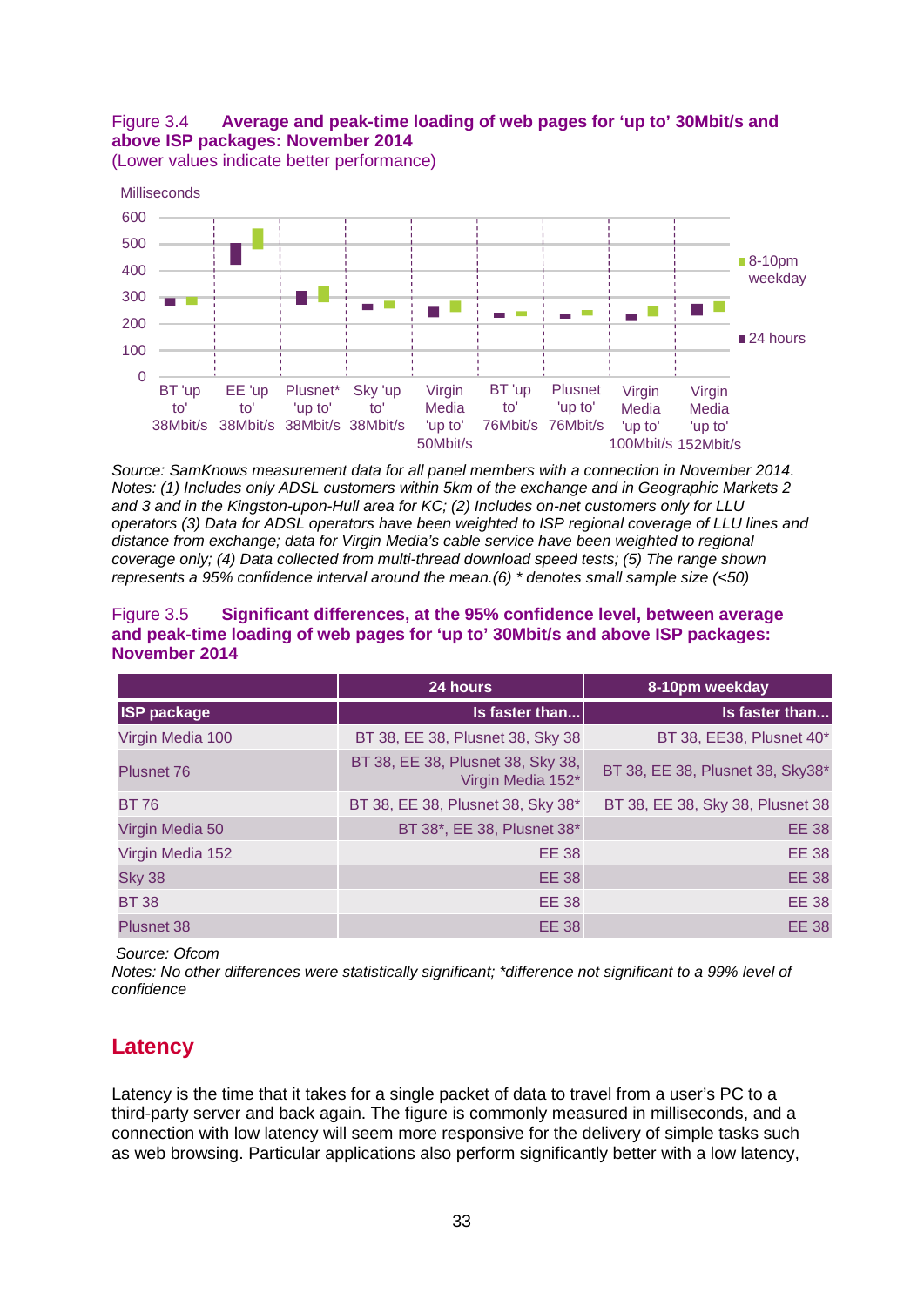Figure 3.4 **Average and peak-time loading of web pages for 'up to' 30Mbit/s and above ISP packages: November 2014**

(Lower values indicate better performance)

Milliseconds

600
500
400
300
200
100
0

BT 'up to' 38Mbit/s | EE 'up to' 38Mbit/s | Plusnet* 'up to' 38Mbit/s | Sky 'up to' 38Mbit/s | Virgin Media 'up to' 50Mbit/s | BT 'up to' 76Mbit/s | Plusnet 'up to' 76Mbit/s | Virgin Media 'up to' 100Mbit/s | Virgin Media 'up to' 152Mbit/s

8-10pm weekday

24 hours

*Source: SamKnows measurement data for all panel members with a connection in November 2014.*
*Notes: (1) Includes only ADSL customers within 5km of the exchange and in Geographic Markets 2 and 3 and in the Kingston-upon-Hull area for KC; (2) Includes on-net customers only for LLU operators (3) Data for ADSL operators have been weighted to ISP regional coverage of LLU lines and distance from exchange; data for Virgin Media's cable service have been weighted to regional coverage only; (4) Data collected from multi-thread download speed tests; (5) The range shown represents a 95% confidence interval around the mean.(6) * denotes small sample size (<50)*

Figure 3.5 **Significant differences, at the 95% confidence level, between average and peak-time loading of web pages for 'up to' 30Mbit/s and above ISP packages: November 2014**

| | 24 hours | 8-10pm weekday |
|---|---|---|
| **ISP package** | **Is faster than...** | **Is faster than...** |
| Virgin Media 100 | BT 38, EE 38, Plusnet 38, Sky 38 | BT 38, EE38, Plusnet 40* |
| Plusnet 76 | BT 38, EE 38, Plusnet 38, Sky 38, Virgin Media 152* | BT 38, EE 38, Plusnet 38, Sky38* |
| BT 76 | BT 38, EE 38, Plusnet 38, Sky 38* | BT 38, EE 38, Sky 38, Plusnet 38 |
| Virgin Media 50 | BT 38*, EE 38, Plusnet 38* | EE 38 |
| Virgin Media 152 | EE 38 | EE 38 |
| Sky 38 | EE 38 | EE 38 |
| BT 38 | EE 38 | EE 38 |
| Plusnet 38 | EE 38 | EE 38 |

*Source: Ofcom*
*Notes: No other differences were statistically significant; *difference not significant to a 99% level of confidence*

## Latency

Latency is the time that it takes for a single packet of data to travel from a user's PC to a third-party server and back again. The figure is commonly measured in milliseconds, and a connection with low latency will seem more responsive for the delivery of simple tasks such as web browsing. Particular applications also perform significantly better with a low latency,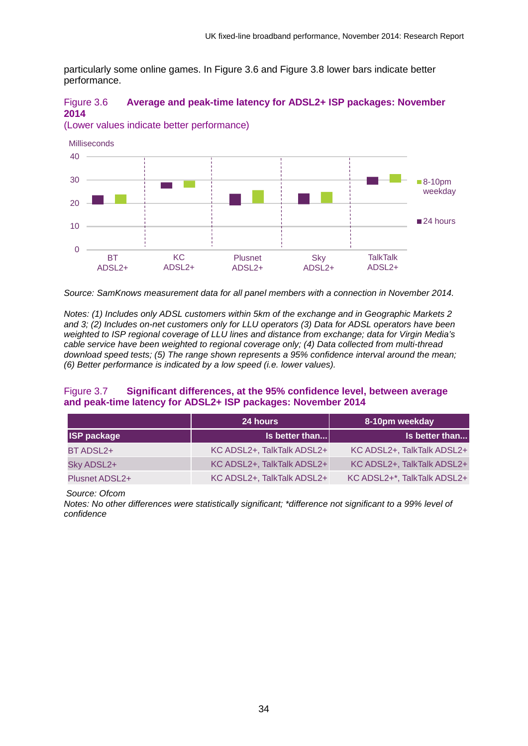particularly some online games. In Figure 3.6 and Figure 3.8 lower bars indicate better performance.

Figure 3.6 **Average and peak-time latency for ADSL2+ ISP packages: November 2014**
(Lower values indicate better performance)

*Source: SamKnows measurement data for all panel members with a connection in November 2014.*

*Notes: (1) Includes only ADSL customers within 5km of the exchange and in Geographic Markets 2 and 3; (2) Includes on-net customers only for LLU operators (3) Data for ADSL operators have been weighted to ISP regional coverage of LLU lines and distance from exchange; data for Virgin Media's cable service have been weighted to regional coverage only; (4) Data collected from multi-thread download speed tests; (5) The range shown represents a 95% confidence interval around the mean; (6) Better performance is indicated by a low speed (i.e. lower values).*

Figure 3.7 **Significant differences, at the 95% confidence level, between average and peak-time latency for ADSL2+ ISP packages: November 2014**

| | 24 hours | 8-10pm weekday |
|---|---|---|
| **ISP package** | **Is better than...** | **Is better than...** |
| BT ADSL2+ | KC ADSL2+, TalkTalk ADSL2+ | KC ADSL2+, TalkTalk ADSL2+ |
| Sky ADSL2+ | KC ADSL2+, TalkTalk ADSL2+ | KC ADSL2+, TalkTalk ADSL2+ |
| Plusnet ADSL2+ | KC ADSL2+, TalkTalk ADSL2+ | KC ADSL2+*, TalkTalk ADSL2+ |

*Source: Ofcom*
*Notes: No other differences were statistically significant; *difference not significant to a 99% level of confidence*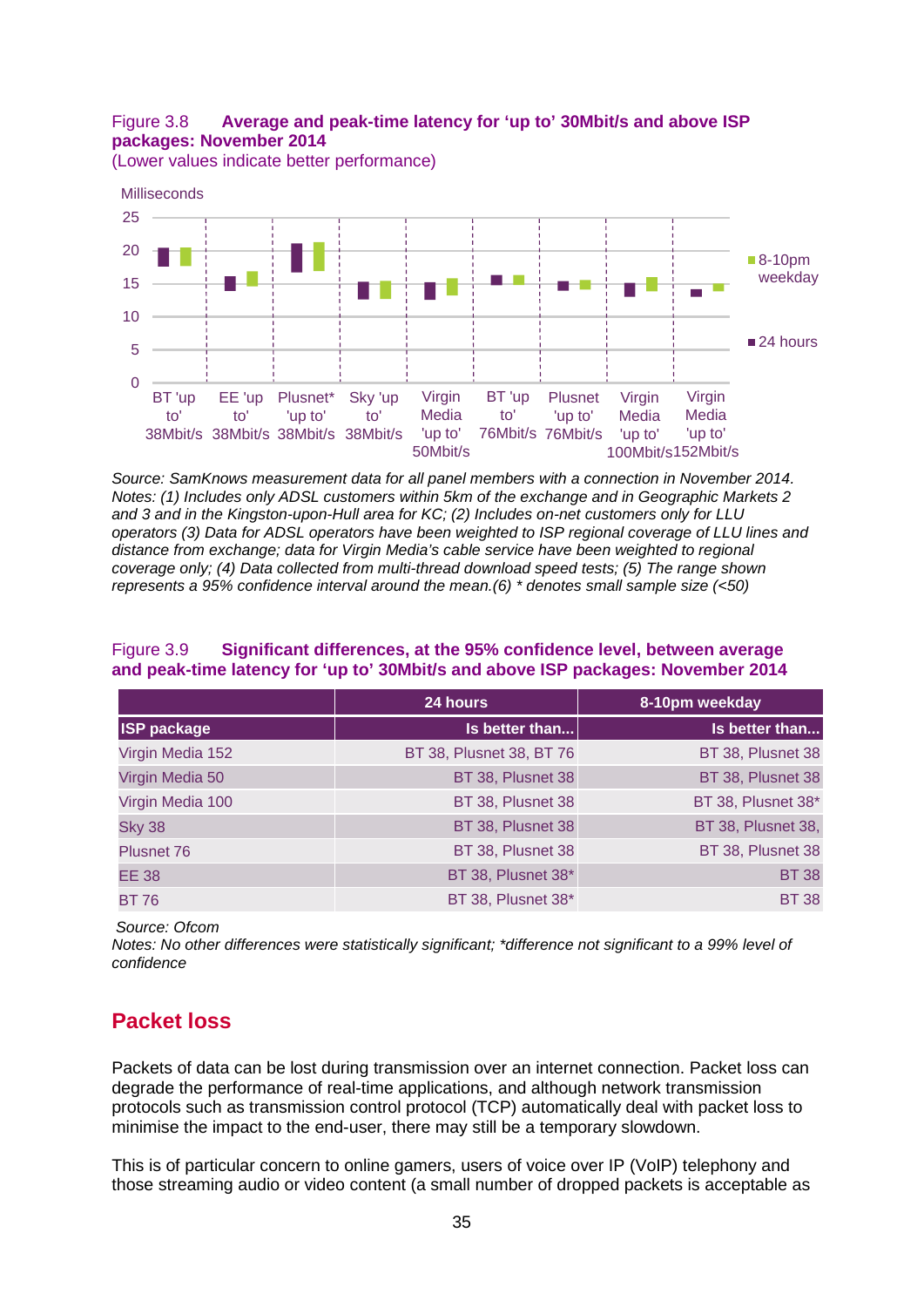Figure 3.8 **Average and peak-time latency for 'up to' 30Mbit/s and above ISP packages: November 2014**
(Lower values indicate better performance)

*Source: SamKnows measurement data for all panel members with a connection in November 2014.*
*Notes: (1) Includes only ADSL customers within 5km of the exchange and in Geographic Markets 2 and 3 and in the Kingston-upon-Hull area for KC; (2) Includes on-net customers only for LLU operators (3) Data for ADSL operators have been weighted to ISP regional coverage of LLU lines and distance from exchange; data for Virgin Media's cable service have been weighted to regional coverage only; (4) Data collected from multi-thread download speed tests; (5) The range shown represents a 95% confidence interval around the mean.(6) * denotes small sample size (<50)*

Figure 3.9 **Significant differences, at the 95% confidence level, between average and peak-time latency for 'up to' 30Mbit/s and above ISP packages: November 2014**

| | 24 hours | 8-10pm weekday |
|---|---|---|
| **ISP package** | **Is better than...** | **Is better than...** |
| Virgin Media 152 | BT 38, Plusnet 38, BT 76 | BT 38, Plusnet 38 |
| Virgin Media 50 | BT 38, Plusnet 38 | BT 38, Plusnet 38 |
| Virgin Media 100 | BT 38, Plusnet 38 | BT 38, Plusnet 38* |
| Sky 38 | BT 38, Plusnet 38 | BT 38, Plusnet 38, |
| Plusnet 76 | BT 38, Plusnet 38 | BT 38, Plusnet 38 |
| EE 38 | BT 38, Plusnet 38* | BT 38 |
| BT 76 | BT 38, Plusnet 38* | BT 38 |

*Source: Ofcom*
*Notes: No other differences were statistically significant; *difference not significant to a 99% level of confidence*

## Packet loss

Packets of data can be lost during transmission over an internet connection. Packet loss can degrade the performance of real-time applications, and although network transmission protocols such as transmission control protocol (TCP) automatically deal with packet loss to minimise the impact to the end-user, there may still be a temporary slowdown.

This is of particular concern to online gamers, users of voice over IP (VoIP) telephony and those streaming audio or video content (a small number of dropped packets is acceptable as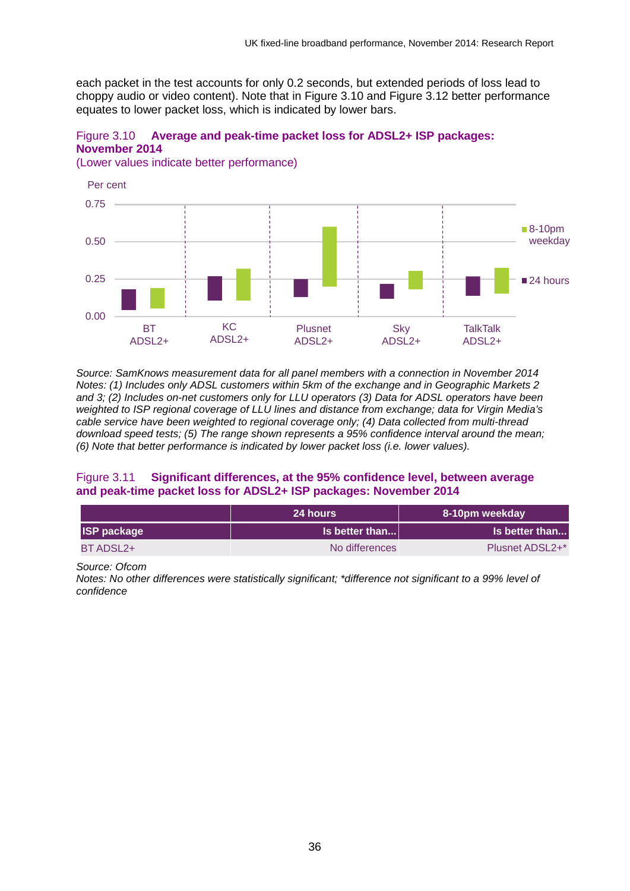each packet in the test accounts for only 0.2 seconds, but extended periods of loss lead to choppy audio or video content). Note that in Figure 3.10 and Figure 3.12 better performance equates to lower packet loss, which is indicated by lower bars.

Figure 3.10 **Average and peak-time packet loss for ADSL2+ ISP packages: November 2014**
(Lower values indicate better performance)

Per cent

0.75
0.50
0.25
0.00

BT ADSL2+ | KC ADSL2+ | Plusnet ADSL2+ | Sky ADSL2+ | TalkTalk ADSL2+

8-10pm weekday
24 hours

*Source: SamKnows measurement data for all panel members with a connection in November 2014*
*Notes: (1) Includes only ADSL customers within 5km of the exchange and in Geographic Markets 2 and 3; (2) Includes on-net customers only for LLU operators (3) Data for ADSL operators have been weighted to ISP regional coverage of LLU lines and distance from exchange; data for Virgin Media's cable service have been weighted to regional coverage only; (4) Data collected from multi-thread download speed tests; (5) The range shown represents a 95% confidence interval around the mean; (6) Note that better performance is indicated by lower packet loss (i.e. lower values).*

Figure 3.11 **Significant differences, at the 95% confidence level, between average and peak-time packet loss for ADSL2+ ISP packages: November 2014**

| | 24 hours | 8-10pm weekday |
|---|---|---|
| **ISP package** | **Is better than...** | **Is better than...** |
| BT ADSL2+ | No differences | Plusnet ADSL2+* |

*Source: Ofcom*
*Notes: No other differences were statistically significant; *difference not significant to a 99% level of confidence*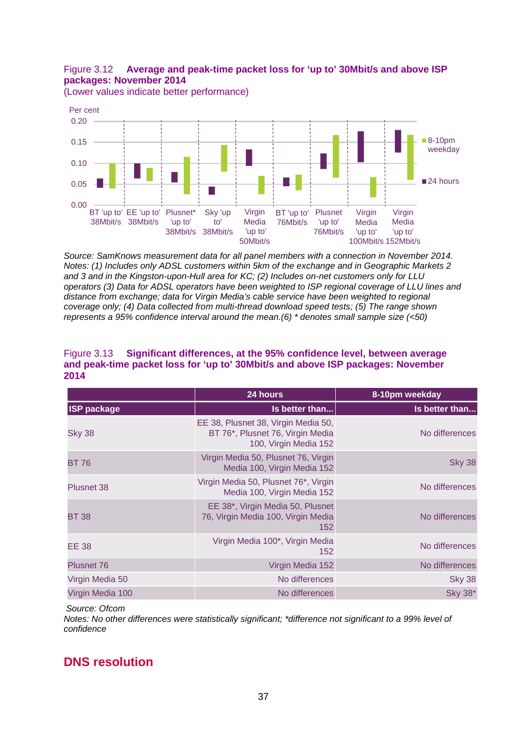Figure 3.12 **Average and peak-time packet loss for 'up to' 30Mbit/s and above ISP packages: November 2014**
(Lower values indicate better performance)

Per cent

0.20, 0.15, 0.10, 0.05, 0.00

8-10pm weekday
24 hours

BT 'up to' 38Mbit/s | EE 'up to' 38Mbit/s | Plusnet* 'up to' 38Mbit/s | Sky 'up to' 38Mbit/s | Virgin Media 'up to' 50Mbit/s | BT 'up to' 76Mbit/s | Plusnet 'up to' 76Mbit/s | Virgin Media 'up to' 100Mbit/s | Virgin Media 'up to' 152Mbit/s

*Source: SamKnows measurement data for all panel members with a connection in November 2014.*
*Notes: (1) Includes only ADSL customers within 5km of the exchange and in Geographic Markets 2 and 3 and in the Kingston-upon-Hull area for KC; (2) Includes on-net customers only for LLU operators (3) Data for ADSL operators have been weighted to ISP regional coverage of LLU lines and distance from exchange; data for Virgin Media's cable service have been weighted to regional coverage only; (4) Data collected from multi-thread download speed tests; (5) The range shown represents a 95% confidence interval around the mean.(6) * denotes small sample size (<50)*

Figure 3.13 **Significant differences, at the 95% confidence level, between average and peak-time packet loss for 'up to' 30Mbit/s and above ISP packages: November 2014**

| | 24 hours | 8-10pm weekday |
|---|---|---|
| **ISP package** | **Is better than...** | **Is better than...** |
| Sky 38 | EE 38, Plusnet 38, Virgin Media 50, BT 76*, Plusnet 76, Virgin Media 100, Virgin Media 152 | No differences |
| BT 76 | Virgin Media 50, Plusnet 76, Virgin Media 100, Virgin Media 152 | Sky 38 |
| Plusnet 38 | Virgin Media 50, Plusnet 76*, Virgin Media 100, Virgin Media 152 | No differences |
| BT 38 | EE 38*, Virgin Media 50, Plusnet 76, Virgin Media 100, Virgin Media 152 | No differences |
| EE 38 | Virgin Media 100*, Virgin Media 152 | No differences |
| Plusnet 76 | Virgin Media 152 | No differences |
| Virgin Media 50 | No differences | Sky 38 |
| Virgin Media 100 | No differences | Sky 38* |

*Source: Ofcom*
*Notes: No other differences were statistically significant; *difference not significant to a 99% level of confidence*

## DNS resolution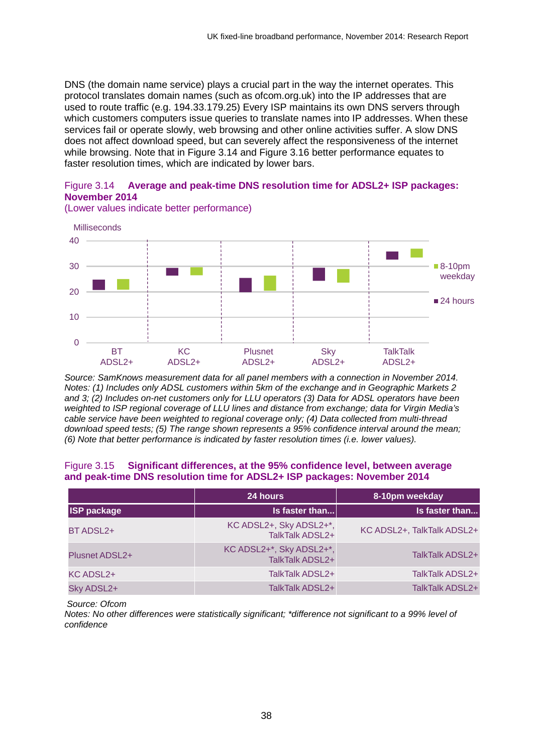DNS (the domain name service) plays a crucial part in the way the internet operates. This protocol translates domain names (such as ofcom.org.uk) into the IP addresses that are used to route traffic (e.g. 194.33.179.25) Every ISP maintains its own DNS servers through which customers computers issue queries to translate names into IP addresses. When these services fail or operate slowly, web browsing and other online activities suffer. A slow DNS does not affect download speed, but can severely affect the responsiveness of the internet while browsing. Note that in Figure 3.14 and Figure 3.16 better performance equates to faster resolution times, which are indicated by lower bars.

Figure 3.14 **Average and peak-time DNS resolution time for ADSL2+ ISP packages: November 2014**
(Lower values indicate better performance)

Milliseconds

40, 30, 20, 10, 0

BT ADSL2+ | KC ADSL2+ | Plusnet ADSL2+ | Sky ADSL2+ | TalkTalk ADSL2+

8-10pm weekday | 24 hours

*Source: SamKnows measurement data for all panel members with a connection in November 2014. Notes: (1) Includes only ADSL customers within 5km of the exchange and in Geographic Markets 2 and 3; (2) Includes on-net customers only for LLU operators (3) Data for ADSL operators have been weighted to ISP regional coverage of LLU lines and distance from exchange; data for Virgin Media's cable service have been weighted to regional coverage only; (4) Data collected from multi-thread download speed tests; (5) The range shown represents a 95% confidence interval around the mean; (6) Note that better performance is indicated by faster resolution times (i.e. lower values).*

Figure 3.15 **Significant differences, at the 95% confidence level, between average and peak-time DNS resolution time for ADSL2+ ISP packages: November 2014**

| | 24 hours | 8-10pm weekday |
|---|---|---|
| **ISP package** | **Is faster than...** | **Is faster than...** |
| BT ADSL2+ | KC ADSL2+, Sky ADSL2+*, TalkTalk ADSL2+ | KC ADSL2+, TalkTalk ADSL2+ |
| Plusnet ADSL2+ | KC ADSL2+*, Sky ADSL2+*, TalkTalk ADSL2+ | TalkTalk ADSL2+ |
| KC ADSL2+ | TalkTalk ADSL2+ | TalkTalk ADSL2+ |
| Sky ADSL2+ | TalkTalk ADSL2+ | TalkTalk ADSL2+ |

*Source: Ofcom*
*Notes: No other differences were statistically significant; *difference not significant to a 99% level of confidence*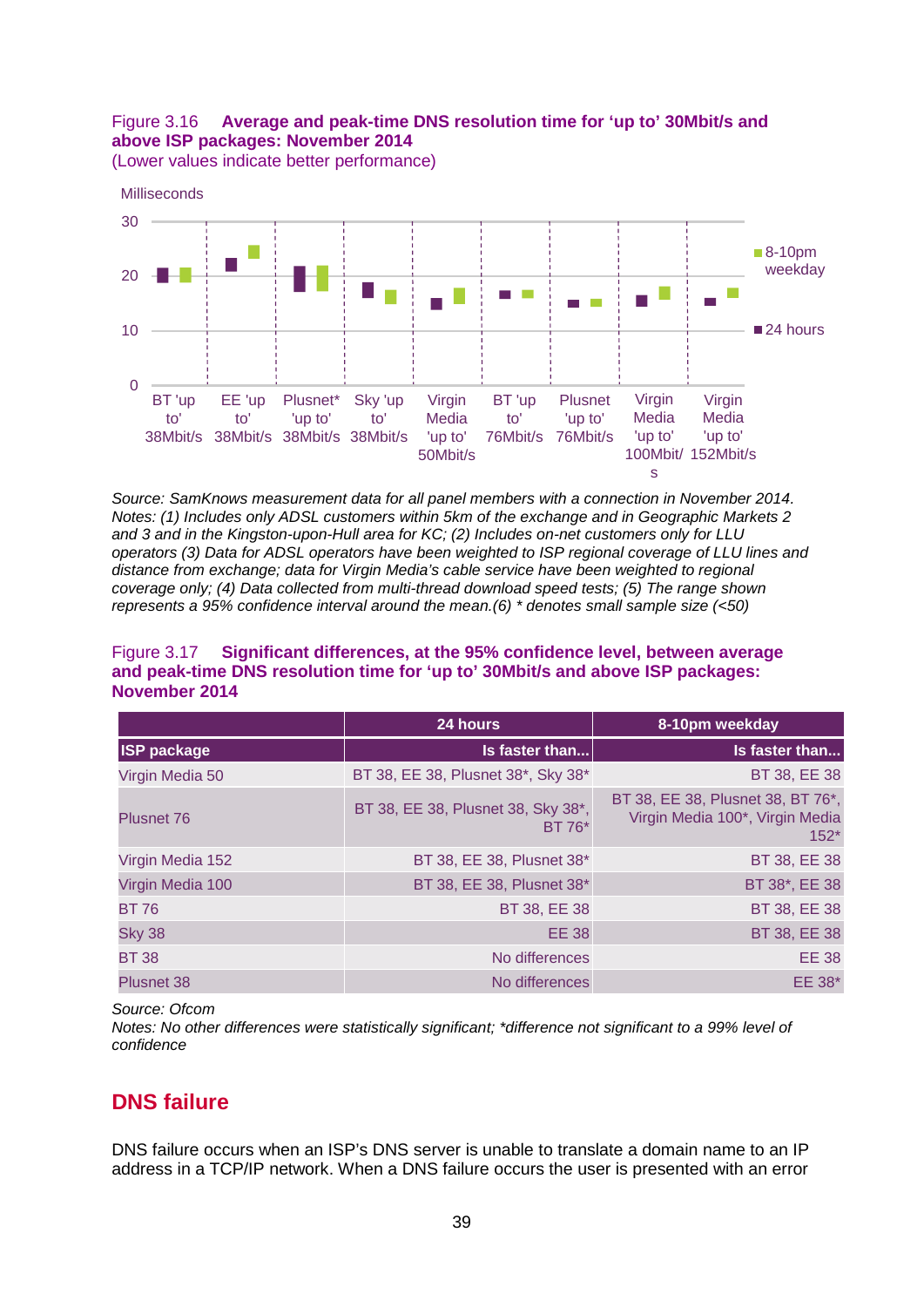Figure 3.16 **Average and peak-time DNS resolution time for 'up to' 30Mbit/s and above ISP packages: November 2014**
(Lower values indicate better performance)

Milliseconds

30
20
10
0

■ 8-10pm weekday
■ 24 hours

BT 'up to' 38Mbit/s | EE 'up to' 38Mbit/s | Plusnet* 'up to' 38Mbit/s | Sky 'up to' 38Mbit/s | Virgin Media 'up to' 50Mbit/s | BT 'up to' 76Mbit/s | Plusnet 'up to' 76Mbit/s | Virgin Media 'up to' 100Mbit/s | Virgin Media 'up to' 152Mbit/s

*Source: SamKnows measurement data for all panel members with a connection in November 2014.*
*Notes: (1) Includes only ADSL customers within 5km of the exchange and in Geographic Markets 2 and 3 and in the Kingston-upon-Hull area for KC; (2) Includes on-net customers only for LLU operators (3) Data for ADSL operators have been weighted to ISP regional coverage of LLU lines and distance from exchange; data for Virgin Media's cable service have been weighted to regional coverage only; (4) Data collected from multi-thread download speed tests; (5) The range shown represents a 95% confidence interval around the mean.(6) * denotes small sample size (<50)*

Figure 3.17 **Significant differences, at the 95% confidence level, between average and peak-time DNS resolution time for 'up to' 30Mbit/s and above ISP packages: November 2014**

| | 24 hours | 8-10pm weekday |
|---|---|---|
| **ISP package** | **Is faster than...** | **Is faster than...** |
| Virgin Media 50 | BT 38, EE 38, Plusnet 38*, Sky 38* | BT 38, EE 38 |
| Plusnet 76 | BT 38, EE 38, Plusnet 38, Sky 38*, BT 76* | BT 38, EE 38, Plusnet 38, BT 76*, Virgin Media 100*, Virgin Media 152* |
| Virgin Media 152 | BT 38, EE 38, Plusnet 38* | BT 38, EE 38 |
| Virgin Media 100 | BT 38, EE 38, Plusnet 38* | BT 38*, EE 38 |
| BT 76 | BT 38, EE 38 | BT 38, EE 38 |
| Sky 38 | EE 38 | BT 38, EE 38 |
| BT 38 | No differences | EE 38 |
| Plusnet 38 | No differences | EE 38* |

*Source: Ofcom*
*Notes: No other differences were statistically significant; *difference not significant to a 99% level of confidence*

## DNS failure

DNS failure occurs when an ISP's DNS server is unable to translate a domain name to an IP address in a TCP/IP network. When a DNS failure occurs the user is presented with an error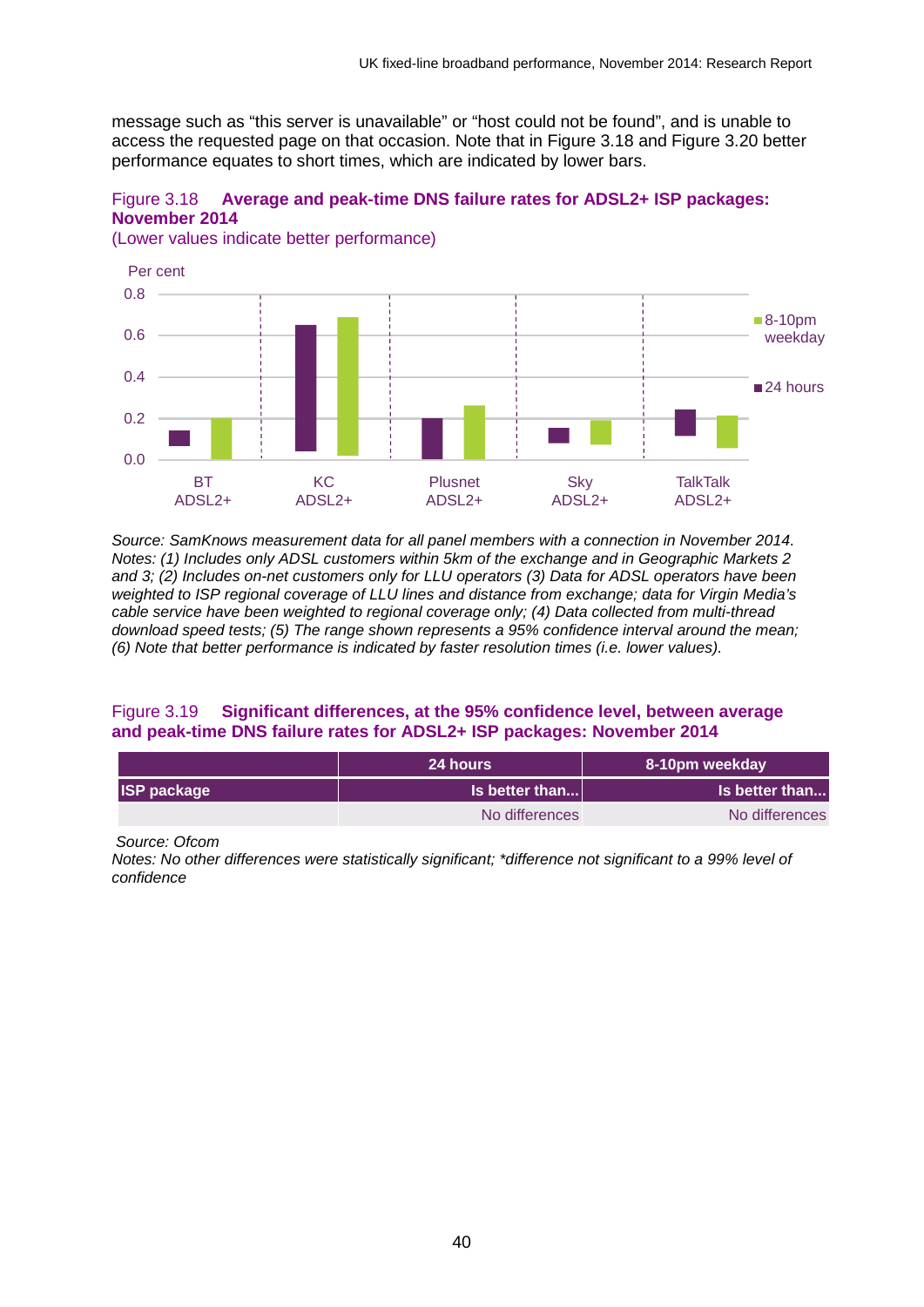message such as “this server is unavailable” or “host could not be found”, and is unable to access the requested page on that occasion. Note that in Figure 3.18 and Figure 3.20 better performance equates to short times, which are indicated by lower bars.

Figure 3.18 **Average and peak-time DNS failure rates for ADSL2+ ISP packages: November 2014**
(Lower values indicate better performance)

*Source: SamKnows measurement data for all panel members with a connection in November 2014. Notes: (1) Includes only ADSL customers within 5km of the exchange and in Geographic Markets 2 and 3; (2) Includes on-net customers only for LLU operators (3) Data for ADSL operators have been weighted to ISP regional coverage of LLU lines and distance from exchange; data for Virgin Media’s cable service have been weighted to regional coverage only; (4) Data collected from multi-thread download speed tests; (5) The range shown represents a 95% confidence interval around the mean; (6) Note that better performance is indicated by faster resolution times (i.e. lower values).*

Figure 3.19 **Significant differences, at the 95% confidence level, between average and peak-time DNS failure rates for ADSL2+ ISP packages: November 2014**

| | 24 hours | 8-10pm weekday |
|---|---|---|
| **ISP package** | **Is better than...** | **Is better than...** |
| | No differences | No differences |

*Source: Ofcom*
*Notes: No other differences were statistically significant; \*difference not significant to a 99% level of confidence*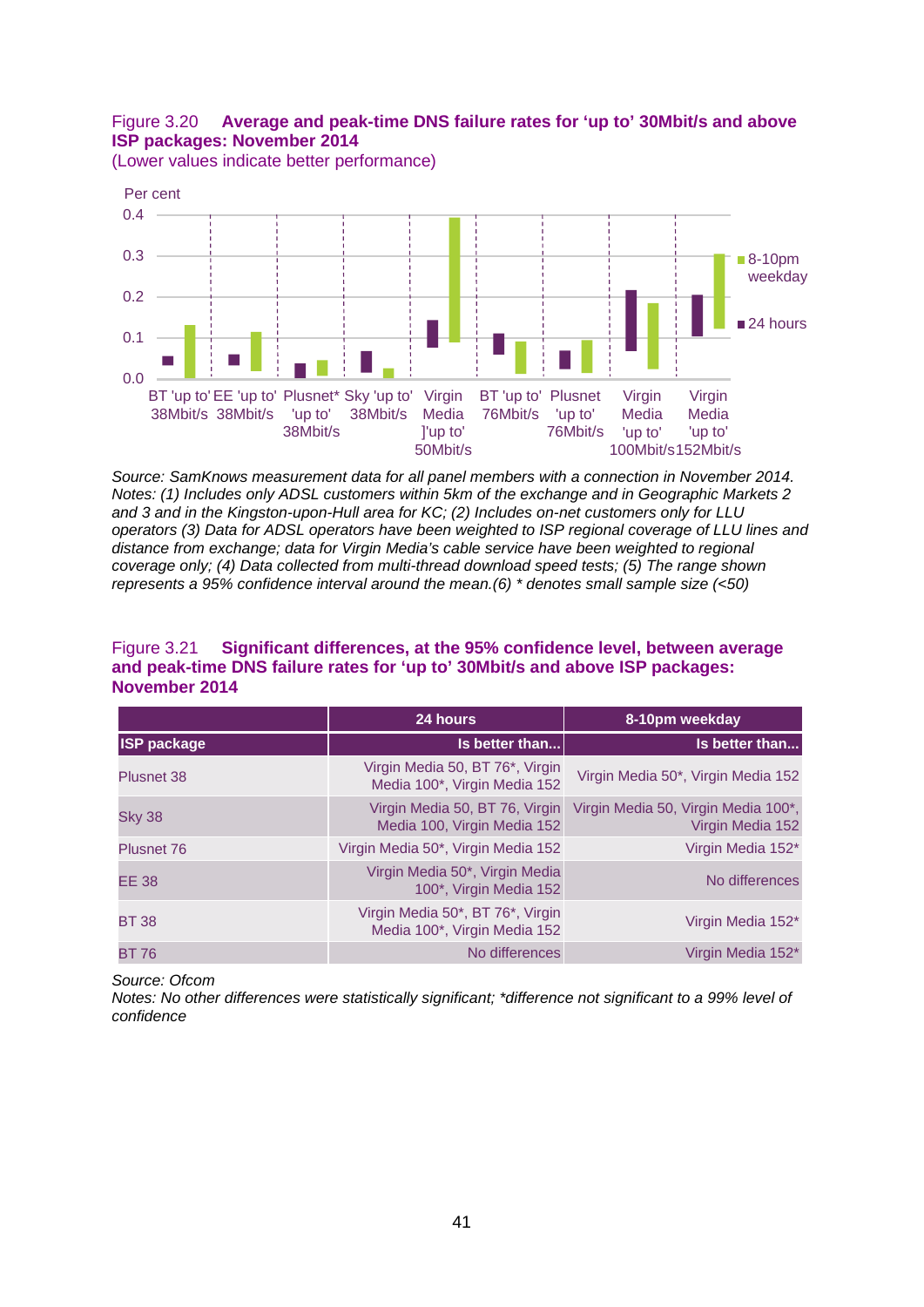Figure 3.20 **Average and peak-time DNS failure rates for 'up to' 30Mbit/s and above ISP packages: November 2014**
(Lower values indicate better performance)

*Source: SamKnows measurement data for all panel members with a connection in November 2014.*
*Notes: (1) Includes only ADSL customers within 5km of the exchange and in Geographic Markets 2 and 3 and in the Kingston-upon-Hull area for KC; (2) Includes on-net customers only for LLU operators (3) Data for ADSL operators have been weighted to ISP regional coverage of LLU lines and distance from exchange; data for Virgin Media's cable service have been weighted to regional coverage only; (4) Data collected from multi-thread download speed tests; (5) The range shown represents a 95% confidence interval around the mean.(6) * denotes small sample size (<50)*

Figure 3.21 **Significant differences, at the 95% confidence level, between average and peak-time DNS failure rates for 'up to' 30Mbit/s and above ISP packages: November 2014**

| | 24 hours | 8-10pm weekday |
|---|---|---|
| **ISP package** | **Is better than...** | **Is better than...** |
| Plusnet 38 | Virgin Media 50, BT 76*, Virgin Media 100*, Virgin Media 152 | Virgin Media 50*, Virgin Media 152 |
| Sky 38 | Virgin Media 50, BT 76, Virgin Media 100, Virgin Media 152 | Virgin Media 50, Virgin Media 100*, Virgin Media 152 |
| Plusnet 76 | Virgin Media 50*, Virgin Media 152 | Virgin Media 152* |
| EE 38 | Virgin Media 50*, Virgin Media 100*, Virgin Media 152 | No differences |
| BT 38 | Virgin Media 50*, BT 76*, Virgin Media 100*, Virgin Media 152 | Virgin Media 152* |
| BT 76 | No differences | Virgin Media 152* |

*Source: Ofcom*
*Notes: No other differences were statistically significant; *difference not significant to a 99% level of confidence*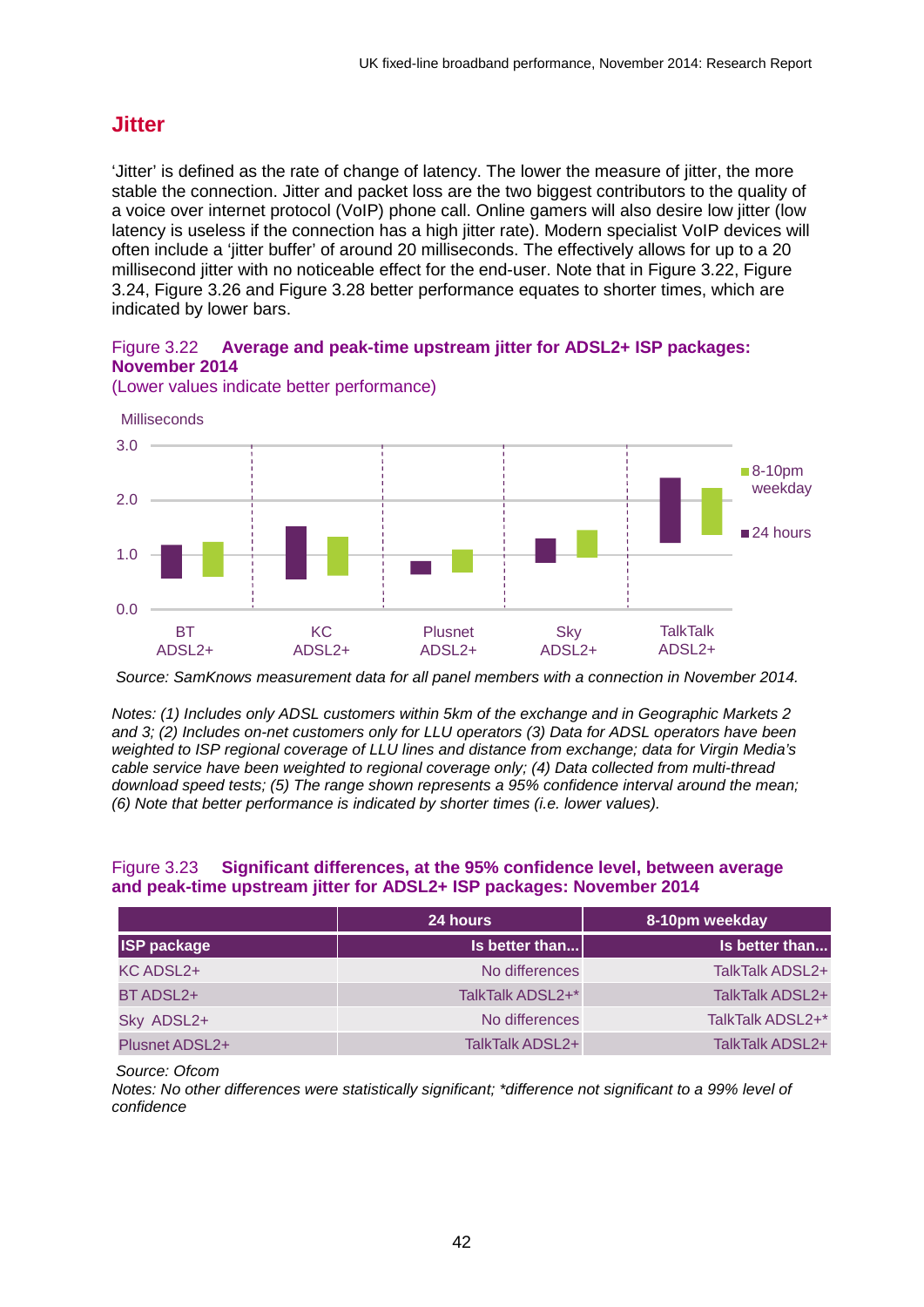## Jitter

'Jitter' is defined as the rate of change of latency. The lower the measure of jitter, the more stable the connection. Jitter and packet loss are the two biggest contributors to the quality of a voice over internet protocol (VoIP) phone call. Online gamers will also desire low jitter (low latency is useless if the connection has a high jitter rate). Modern specialist VoIP devices will often include a 'jitter buffer' of around 20 milliseconds. The effectively allows for up to a 20 millisecond jitter with no noticeable effect for the end-user. Note that in Figure 3.22, Figure 3.24, Figure 3.26 and Figure 3.28 better performance equates to shorter times, which are indicated by lower bars.

Figure 3.22 **Average and peak-time upstream jitter for ADSL2+ ISP packages: November 2014**
(Lower values indicate better performance)

Milliseconds

3.0
2.0
1.0
0.0

BT ADSL2+ | KC ADSL2+ | Plusnet ADSL2+ | Sky ADSL2+ | TalkTalk ADSL2+

8-10pm weekday
24 hours

*Source: SamKnows measurement data for all panel members with a connection in November 2014.*

*Notes: (1) Includes only ADSL customers within 5km of the exchange and in Geographic Markets 2 and 3; (2) Includes on-net customers only for LLU operators (3) Data for ADSL operators have been weighted to ISP regional coverage of LLU lines and distance from exchange; data for Virgin Media's cable service have been weighted to regional coverage only; (4) Data collected from multi-thread download speed tests; (5) The range shown represents a 95% confidence interval around the mean; (6) Note that better performance is indicated by shorter times (i.e. lower values).*

Figure 3.23 **Significant differences, at the 95% confidence level, between average and peak-time upstream jitter for ADSL2+ ISP packages: November 2014**

| | 24 hours | 8-10pm weekday |
|---|---|---|
| **ISP package** | **Is better than...** | **Is better than...** |
| KC ADSL2+ | No differences | TalkTalk ADSL2+ |
| BT ADSL2+ | TalkTalk ADSL2+* | TalkTalk ADSL2+ |
| Sky ADSL2+ | No differences | TalkTalk ADSL2+* |
| Plusnet ADSL2+ | TalkTalk ADSL2+ | TalkTalk ADSL2+ |

*Source: Ofcom*
*Notes: No other differences were statistically significant; *difference not significant to a 99% level of confidence*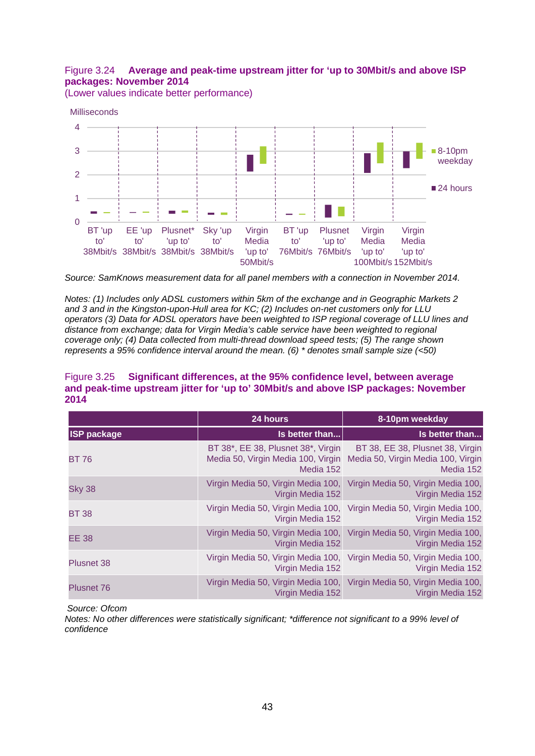Figure 3.24 **Average and peak-time upstream jitter for 'up to 30Mbit/s and above ISP packages: November 2014**
(Lower values indicate better performance)

Milliseconds

4
3
2
1
0

BT 'up to' 38Mbit/s | EE 'up to' 38Mbit/s | Plusnet* 'up to' 38Mbit/s | Sky 'up to' 38Mbit/s | Virgin Media 'up to' 50Mbit/s | BT 'up to' 76Mbit/s | Plusnet 'up to' 76Mbit/s | Virgin Media 'up to' 100Mbit/s | Virgin Media 'up to' 152Mbit/s

8-10pm weekday
24 hours

*Source: SamKnows measurement data for all panel members with a connection in November 2014.*

*Notes: (1) Includes only ADSL customers within 5km of the exchange and in Geographic Markets 2 and 3 and in the Kingston-upon-Hull area for KC; (2) Includes on-net customers only for LLU operators (3) Data for ADSL operators have been weighted to ISP regional coverage of LLU lines and distance from exchange; data for Virgin Media's cable service have been weighted to regional coverage only; (4) Data collected from multi-thread download speed tests; (5) The range shown represents a 95% confidence interval around the mean. (6) * denotes small sample size (<50)*

Figure 3.25 **Significant differences, at the 95% confidence level, between average and peak-time upstream jitter for 'up to' 30Mbit/s and above ISP packages: November 2014**

| | 24 hours | 8-10pm weekday |
|---|---|---|
| **ISP package** | **Is better than...** | **Is better than...** |
| BT 76 | BT 38*, EE 38, Plusnet 38*, Virgin Media 50, Virgin Media 100, Virgin Media 152 | BT 38, EE 38, Plusnet 38, Virgin Media 50, Virgin Media 100, Virgin Media 152 |
| Sky 38 | Virgin Media 50, Virgin Media 100, Virgin Media 152 | Virgin Media 50, Virgin Media 100, Virgin Media 152 |
| BT 38 | Virgin Media 50, Virgin Media 100, Virgin Media 152 | Virgin Media 50, Virgin Media 100, Virgin Media 152 |
| EE 38 | Virgin Media 50, Virgin Media 100, Virgin Media 152 | Virgin Media 50, Virgin Media 100, Virgin Media 152 |
| Plusnet 38 | Virgin Media 50, Virgin Media 100, Virgin Media 152 | Virgin Media 50, Virgin Media 100, Virgin Media 152 |
| Plusnet 76 | Virgin Media 50, Virgin Media 100, Virgin Media 152 | Virgin Media 50, Virgin Media 100, Virgin Media 152 |

*Source: Ofcom*
*Notes: No other differences were statistically significant; *difference not significant to a 99% level of confidence*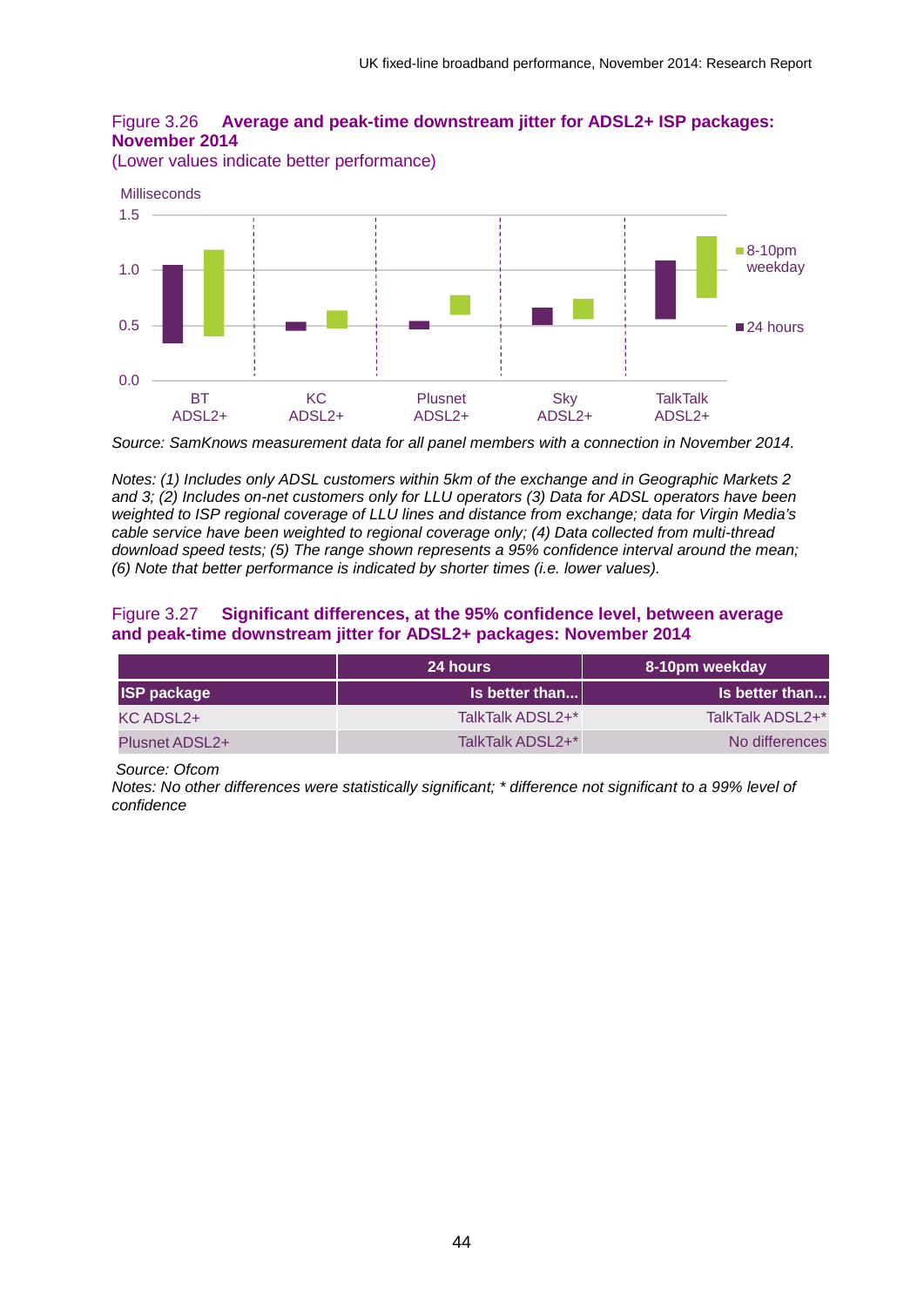Figure 3.26 **Average and peak-time downstream jitter for ADSL2+ ISP packages: November 2014**

(Lower values indicate better performance)

Milliseconds

1.5

1.0

0.5

0.0

BT ADSL2+ | KC ADSL2+ | Plusnet ADSL2+ | Sky ADSL2+ | TalkTalk ADSL2+

8-10pm weekday

24 hours

*Source: SamKnows measurement data for all panel members with a connection in November 2014.*

*Notes: (1) Includes only ADSL customers within 5km of the exchange and in Geographic Markets 2 and 3; (2) Includes on-net customers only for LLU operators (3) Data for ADSL operators have been weighted to ISP regional coverage of LLU lines and distance from exchange; data for Virgin Media's cable service have been weighted to regional coverage only; (4) Data collected from multi-thread download speed tests; (5) The range shown represents a 95% confidence interval around the mean; (6) Note that better performance is indicated by shorter times (i.e. lower values).*

Figure 3.27 **Significant differences, at the 95% confidence level, between average and peak-time downstream jitter for ADSL2+ packages: November 2014**

| | 24 hours | 8-10pm weekday |
|---|---|---|
| **ISP package** | **Is better than...** | **Is better than...** |
| KC ADSL2+ | TalkTalk ADSL2+* | TalkTalk ADSL2+* |
| Plusnet ADSL2+ | TalkTalk ADSL2+* | No differences |

*Source: Ofcom*

*Notes: No other differences were statistically significant; * difference not significant to a 99% level of confidence*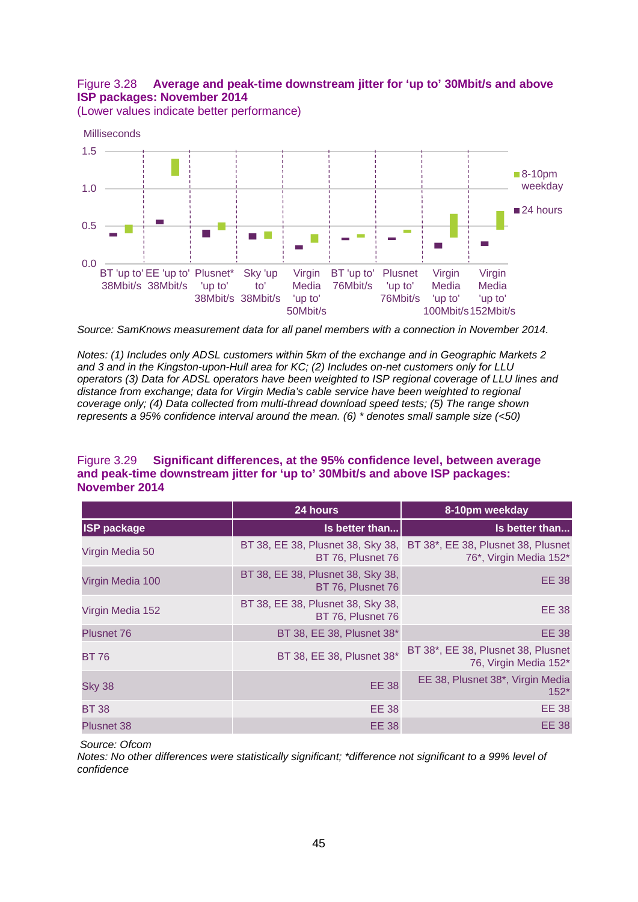Figure 3.28 **Average and peak-time downstream jitter for 'up to' 30Mbit/s and above ISP packages: November 2014**
(Lower values indicate better performance)

Milliseconds

1.5
1.0
0.5
0.0

BT 'up to' 38Mbit/s | EE 'up to' 38Mbit/s | Plusnet* 'up to' 38Mbit/s | Sky 'up to' 38Mbit/s | Virgin Media 'up to' 50Mbit/s | BT 'up to' 76Mbit/s | Plusnet 'up to' 76Mbit/s | Virgin Media 'up to' 100Mbit/s | Virgin Media 'up to' 152Mbit/s

8-10pm weekday
24 hours

*Source: SamKnows measurement data for all panel members with a connection in November 2014.*

*Notes: (1) Includes only ADSL customers within 5km of the exchange and in Geographic Markets 2 and 3 and in the Kingston-upon-Hull area for KC; (2) Includes on-net customers only for LLU operators (3) Data for ADSL operators have been weighted to ISP regional coverage of LLU lines and distance from exchange; data for Virgin Media's cable service have been weighted to regional coverage only; (4) Data collected from multi-thread download speed tests; (5) The range shown represents a 95% confidence interval around the mean. (6) * denotes small sample size (<50)*

Figure 3.29 **Significant differences, at the 95% confidence level, between average and peak-time downstream jitter for 'up to' 30Mbit/s and above ISP packages: November 2014**

| | 24 hours | 8-10pm weekday |
|---|---|---|
| **ISP package** | **Is better than...** | **Is better than...** |
| Virgin Media 50 | BT 38, EE 38, Plusnet 38, Sky 38, BT 76, Plusnet 76 | BT 38*, EE 38, Plusnet 38, Plusnet 76*, Virgin Media 152* |
| Virgin Media 100 | BT 38, EE 38, Plusnet 38, Sky 38, BT 76, Plusnet 76 | EE 38 |
| Virgin Media 152 | BT 38, EE 38, Plusnet 38, Sky 38, BT 76, Plusnet 76 | EE 38 |
| Plusnet 76 | BT 38, EE 38, Plusnet 38* | EE 38 |
| BT 76 | BT 38, EE 38, Plusnet 38* | BT 38*, EE 38, Plusnet 38, Plusnet 76, Virgin Media 152* |
| Sky 38 | EE 38 | EE 38, Plusnet 38*, Virgin Media 152* |
| BT 38 | EE 38 | EE 38 |
| Plusnet 38 | EE 38 | EE 38 |

*Source: Ofcom*
*Notes: No other differences were statistically significant; *difference not significant to a 99% level of confidence*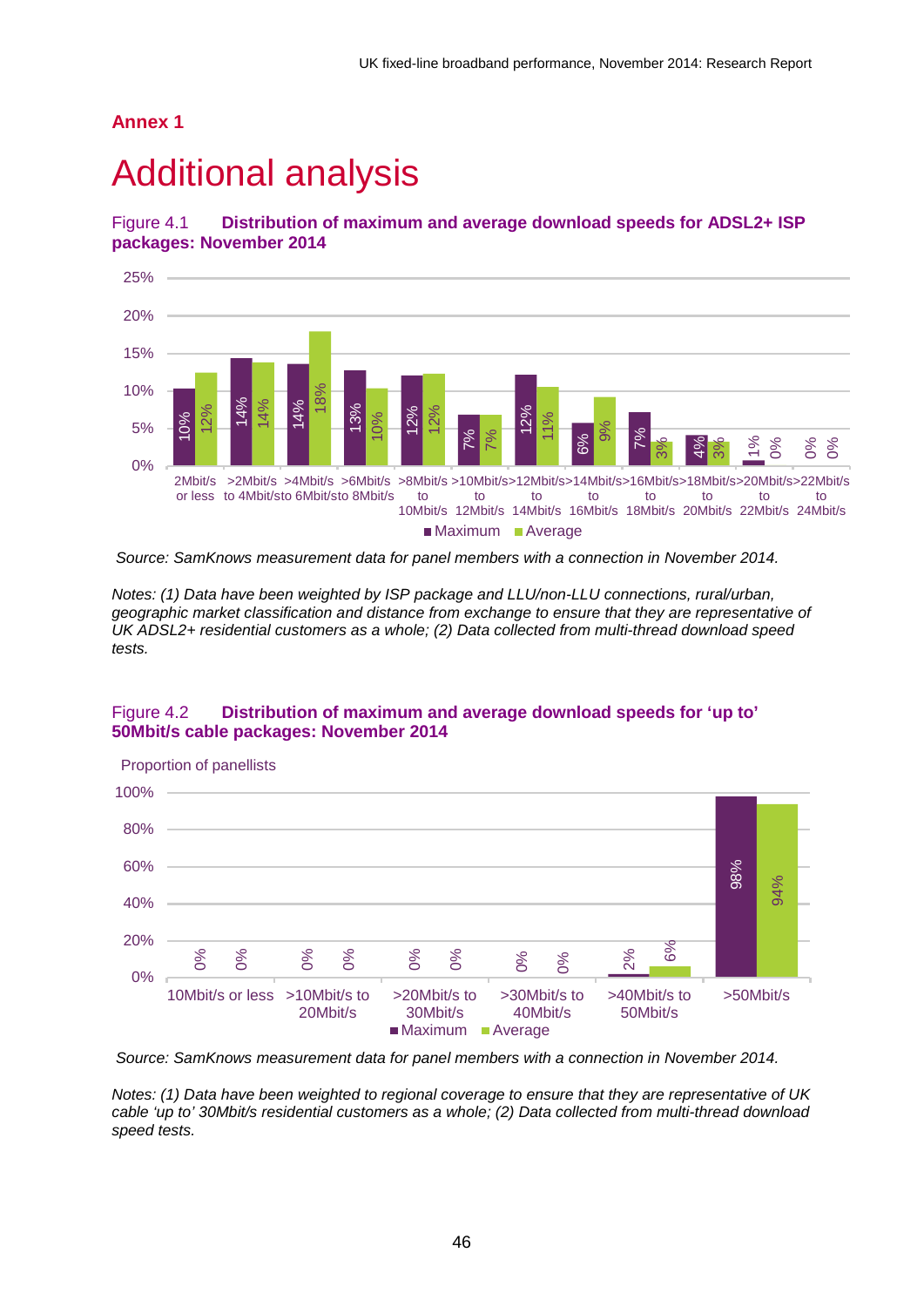# Annex 1

# Additional analysis

Figure 4.1 **Distribution of maximum and average download speeds for ADSL2+ ISP packages: November 2014**

| | 2Mbit/s or less | >2Mbit/s to 4Mbit/s | >4Mbit/s to 6Mbit/s | >6Mbit/s to 8Mbit/s | >8Mbit/s to 10Mbit/s | >10Mbit/s to 12Mbit/s | >12Mbit/s to 14Mbit/s | >14Mbit/s to 16Mbit/s | >16Mbit/s to 18Mbit/s | >18Mbit/s to 20Mbit/s | >20Mbit/s to 22Mbit/s | >22Mbit/s to 24Mbit/s |
|---|---|---|---|---|---|---|---|---|---|---|---|---|
| Maximum | 10% | 14% | 14% | 13% | 12% | 7% | 12% | 6% | 7% | 4% | 1% | 0% |
| Average | 12% | 14% | 18% | 10% | 12% | 7% | 11% | 9% | 3% | 3% | 0% | 0% |

*Source: SamKnows measurement data for panel members with a connection in November 2014.*

*Notes: (1) Data have been weighted by ISP package and LLU/non-LLU connections, rural/urban, geographic market classification and distance from exchange to ensure that they are representative of UK ADSL2+ residential customers as a whole; (2) Data collected from multi-thread download speed tests.*

Figure 4.2 **Distribution of maximum and average download speeds for 'up to' 50Mbit/s cable packages: November 2014**

Proportion of panellists

| | 10Mbit/s or less | >10Mbit/s to 20Mbit/s | >20Mbit/s to 30Mbit/s | >30Mbit/s to 40Mbit/s | >40Mbit/s to 50Mbit/s | >50Mbit/s |
|---|---|---|---|---|---|---|
| Maximum | 0% | 0% | 0% | 0% | 2% | 98% |
| Average | 0% | 0% | 0% | 0% | 6% | 94% |

*Source: SamKnows measurement data for panel members with a connection in November 2014.*

*Notes: (1) Data have been weighted to regional coverage to ensure that they are representative of UK cable 'up to' 30Mbit/s residential customers as a whole; (2) Data collected from multi-thread download speed tests.*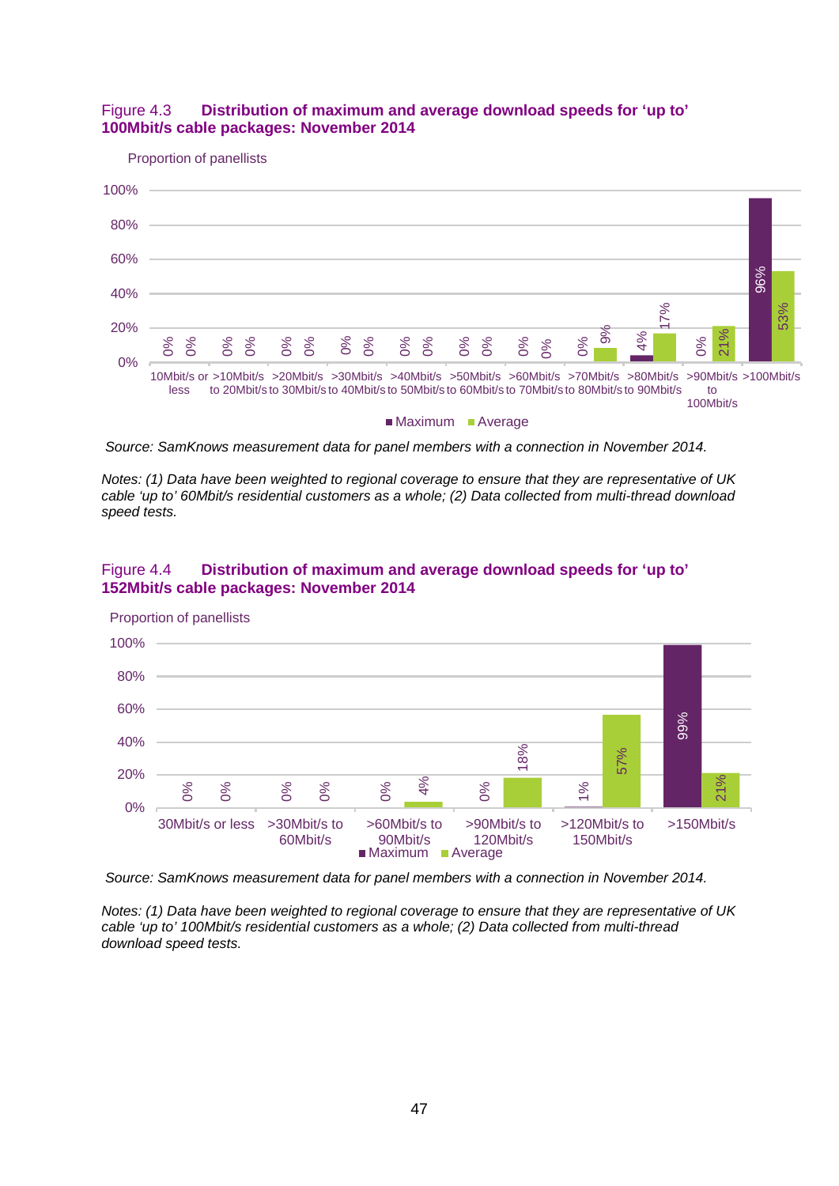Figure 4.3 **Distribution of maximum and average download speeds for 'up to' 100Mbit/s cable packages: November 2014**

Proportion of panellists

| | Maximum | Average |
|---|---|---|
| 10Mbit/s or less | 0% | 0% |
| >10Mbit/s to 20Mbit/s | 0% | 0% |
| >20Mbit/s to 30Mbit/s | 0% | 0% |
| >30Mbit/s to 40Mbit/s | 0% | 0% |
| >40Mbit/s to 50Mbit/s | 0% | 0% |
| >50Mbit/s to 60Mbit/s | 0% | 0% |
| >60Mbit/s to 70Mbit/s | 0% | 0% |
| >70Mbit/s to 80Mbit/s | 0% | 9% |
| >80Mbit/s to 90Mbit/s | 4% | 17% |
| >90Mbit/s to 100Mbit/s | 0% | 21% |
| >100Mbit/s | 96% | 53% |

*Source: SamKnows measurement data for panel members with a connection in November 2014.*

*Notes: (1) Data have been weighted to regional coverage to ensure that they are representative of UK cable 'up to' 60Mbit/s residential customers as a whole; (2) Data collected from multi-thread download speed tests.*

Figure 4.4 **Distribution of maximum and average download speeds for 'up to' 152Mbit/s cable packages: November 2014**

Proportion of panellists

| | Maximum | Average |
|---|---|---|
| 30Mbit/s or less | 0% | 0% |
| >30Mbit/s to 60Mbit/s | 0% | 0% |
| >60Mbit/s to 90Mbit/s | 0% | 4% |
| >90Mbit/s to 120Mbit/s | 0% | 18% |
| >120Mbit/s to 150Mbit/s | 1% | 57% |
| >150Mbit/s | 99% | 21% |

*Source: SamKnows measurement data for panel members with a connection in November 2014.*

*Notes: (1) Data have been weighted to regional coverage to ensure that they are representative of UK cable 'up to' 100Mbit/s residential customers as a whole; (2) Data collected from multi-thread download speed tests.*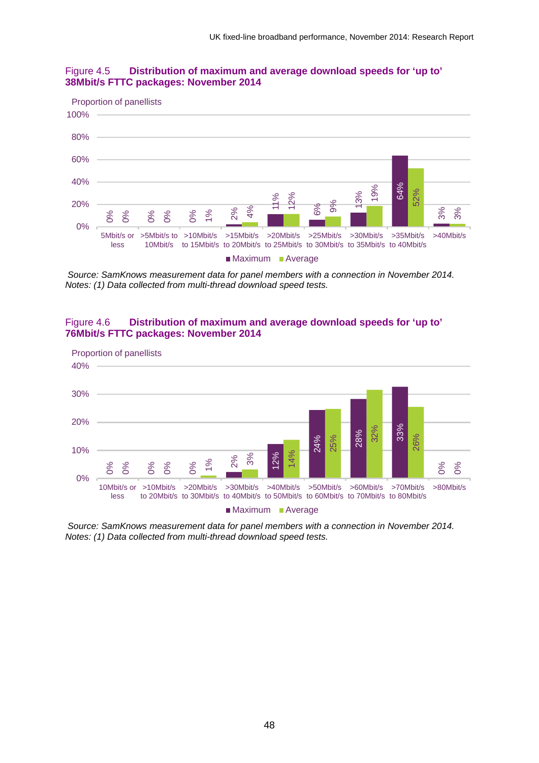Figure 4.5 **Distribution of maximum and average download speeds for 'up to' 38Mbit/s FTTC packages: November 2014**

Proportion of panellists

| | 5Mbit/s or less | >5Mbit/s to 10Mbit/s | >10Mbit/s to 15Mbit/s | >15Mbit/s to 20Mbit/s | >20Mbit/s to 25Mbit/s | >25Mbit/s to 30Mbit/s | >30Mbit/s to 35Mbit/s | >35Mbit/s to 40Mbit/s | >40Mbit/s |
|---|---|---|---|---|---|---|---|---|---|
| Maximum | 0% | 0% | 0% | 2% | 11% | 6% | 13% | 64% | 3% |
| Average | 0% | 0% | 1% | 4% | 12% | 9% | 19% | 52% | 3% |

*Source: SamKnows measurement data for panel members with a connection in November 2014.*
*Notes: (1) Data collected from multi-thread download speed tests.*

Figure 4.6 **Distribution of maximum and average download speeds for 'up to' 76Mbit/s FTTC packages: November 2014**

Proportion of panellists

| | 10Mbit/s or less | >10Mbit/s to 20Mbit/s | >20Mbit/s to 30Mbit/s | >30Mbit/s to 40Mbit/s | >40Mbit/s to 50Mbit/s | >50Mbit/s to 60Mbit/s | >60Mbit/s to 70Mbit/s | >70Mbit/s to 80Mbit/s | >80Mbit/s |
|---|---|---|---|---|---|---|---|---|---|
| Maximum | 0% | 0% | 0% | 2% | 12% | 24% | 28% | 33% | 0% |
| Average | 0% | 0% | 1% | 3% | 14% | 25% | 32% | 26% | 0% |

*Source: SamKnows measurement data for panel members with a connection in November 2014.*
*Notes: (1) Data collected from multi-thread download speed tests.*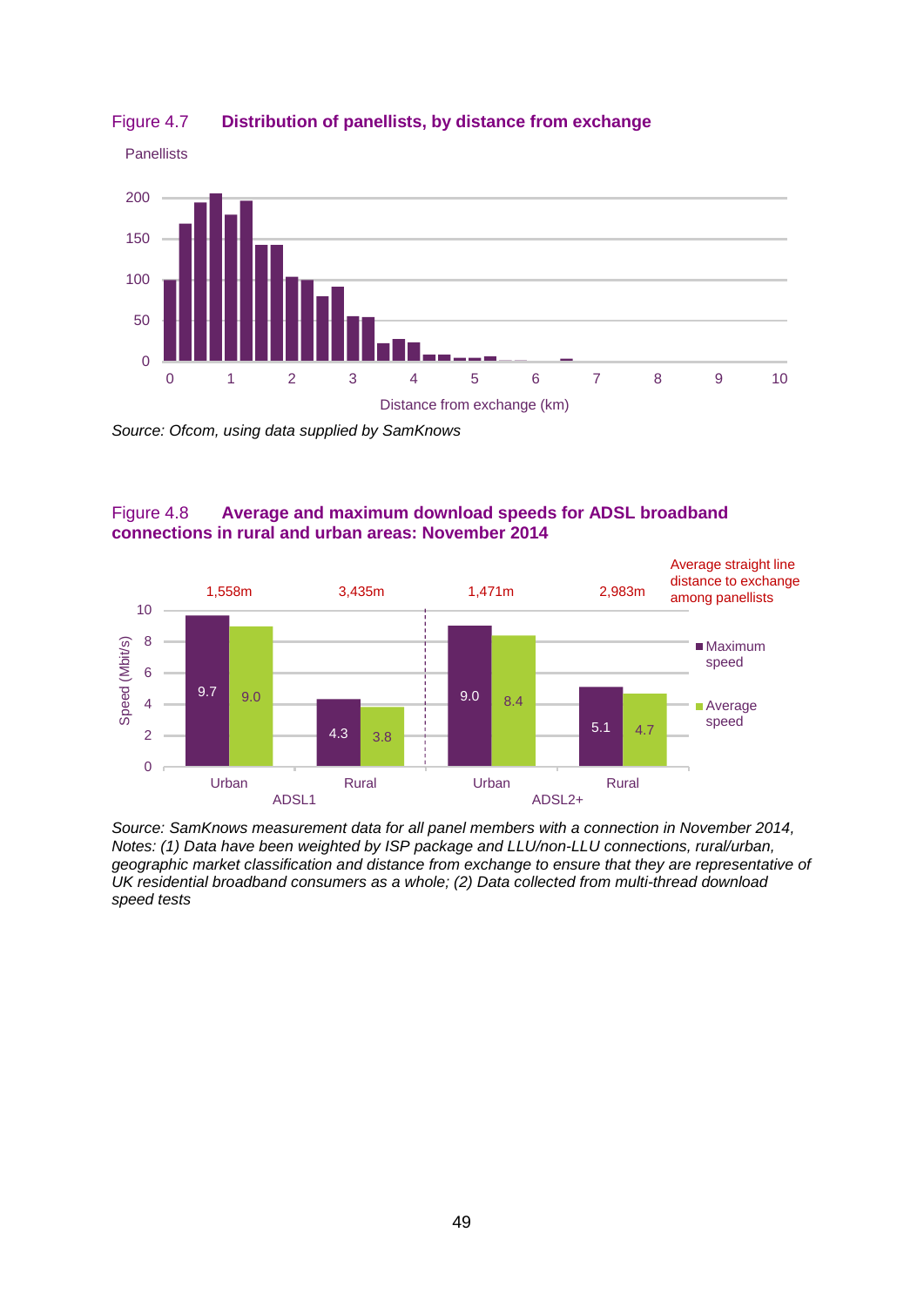Figure 4.7 **Distribution of panellists, by distance from exchange**

Source: Ofcom, using data supplied by SamKnows

Figure 4.8 **Average and maximum download speeds for ADSL broadband connections in rural and urban areas: November 2014**

| | | Average straight line distance to exchange among panellists | Maximum speed (Mbit/s) | Average speed (Mbit/s) |
|---|---|---|---|---|
| ADSL1 | Urban | 1,558m | 9.7 | 9.0 |
| ADSL1 | Rural | 3,435m | 4.3 | 3.8 |
| ADSL2+ | Urban | 1,471m | 9.0 | 8.4 |
| ADSL2+ | Rural | 2,983m | 5.1 | 4.7 |

*Source: SamKnows measurement data for all panel members with a connection in November 2014, Notes: (1) Data have been weighted by ISP package and LLU/non-LLU connections, rural/urban, geographic market classification and distance from exchange to ensure that they are representative of UK residential broadband consumers as a whole; (2) Data collected from multi-thread download speed tests*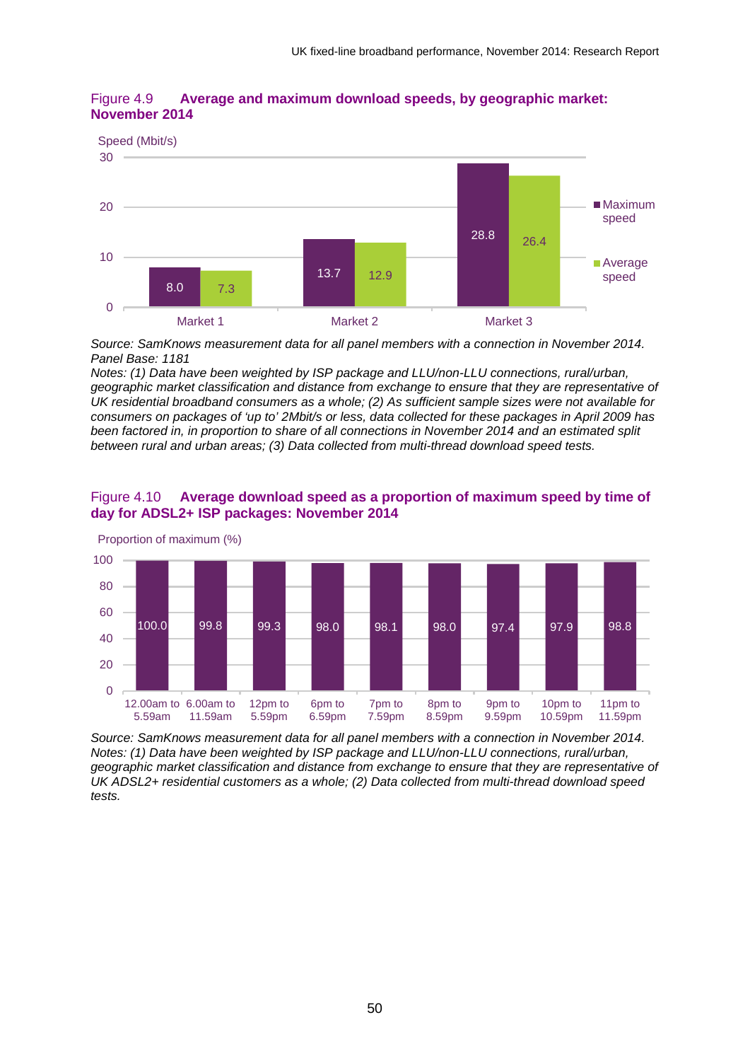Figure 4.9 **Average and maximum download speeds, by geographic market: November 2014**

| | Maximum speed | Average speed |
|---|---|---|
| Market 1 | 8.0 | 7.3 |
| Market 2 | 13.7 | 12.9 |
| Market 3 | 28.8 | 26.4 |

Speed (Mbit/s)

*Source: SamKnows measurement data for all panel members with a connection in November 2014. Panel Base: 1181*
*Notes: (1) Data have been weighted by ISP package and LLU/non-LLU connections, rural/urban, geographic market classification and distance from exchange to ensure that they are representative of UK residential broadband consumers as a whole; (2) As sufficient sample sizes were not available for consumers on packages of 'up to' 2Mbit/s or less, data collected for these packages in April 2009 has been factored in, in proportion to share of all connections in November 2014 and an estimated split between rural and urban areas; (3) Data collected from multi-thread download speed tests.*

Figure 4.10 **Average download speed as a proportion of maximum speed by time of day for ADSL2+ ISP packages: November 2014**

Proportion of maximum (%)

| Time of day | Proportion of maximum (%) |
|---|---|
| 12.00am to 5.59am | 100.0 |
| 6.00am to 11.59am | 99.8 |
| 12pm to 5.59pm | 99.3 |
| 6pm to 6.59pm | 98.0 |
| 7pm to 7.59pm | 98.1 |
| 8pm to 8.59pm | 98.0 |
| 9pm to 9.59pm | 97.4 |
| 10pm to 10.59pm | 97.9 |
| 11pm to 11.59pm | 98.8 |

*Source: SamKnows measurement data for all panel members with a connection in November 2014.*
*Notes: (1) Data have been weighted by ISP package and LLU/non-LLU connections, rural/urban, geographic market classification and distance from exchange to ensure that they are representative of UK ADSL2+ residential customers as a whole; (2) Data collected from multi-thread download speed tests.*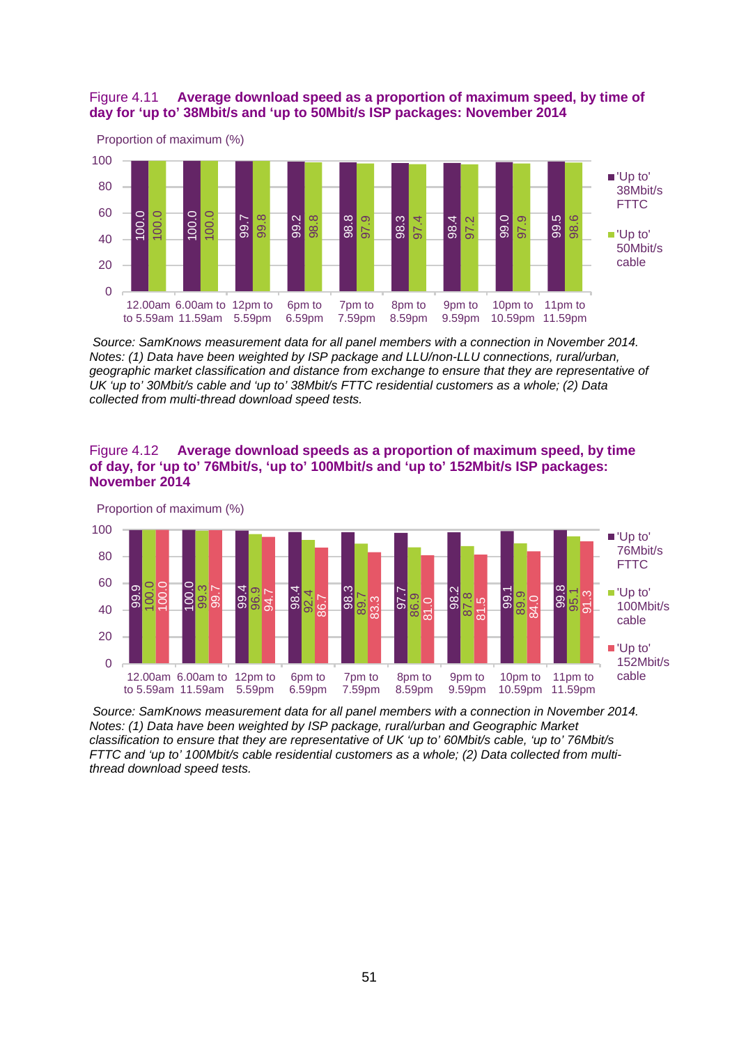Figure 4.11 **Average download speed as a proportion of maximum speed, by time of day for 'up to' 38Mbit/s and 'up to 50Mbit/s ISP packages: November 2014**

Proportion of maximum (%)

| Time of day | 'Up to' 38Mbit/s FTTC | 'Up to' 50Mbit/s cable |
|---|---|---|
| 12.00am to 5.59am | 100.0 | 100.0 |
| 6.00am to 11.59am | 100.0 | 100.0 |
| 12pm to 5.59pm | 99.7 | 99.8 |
| 6pm to 6.59pm | 99.2 | 98.8 |
| 7pm to 7.59pm | 98.8 | 97.9 |
| 8pm to 8.59pm | 98.3 | 97.4 |
| 9pm to 9.59pm | 98.4 | 97.2 |
| 10pm to 10.59pm | 99.0 | 97.9 |
| 11pm to 11.59pm | 99.5 | 98.6 |

*Source: SamKnows measurement data for all panel members with a connection in November 2014. Notes: (1) Data have been weighted by ISP package and LLU/non-LLU connections, rural/urban, geographic market classification and distance from exchange to ensure that they are representative of UK 'up to' 30Mbit/s cable and 'up to' 38Mbit/s FTTC residential customers as a whole; (2) Data collected from multi-thread download speed tests.*

Figure 4.12 **Average download speeds as a proportion of maximum speed, by time of day, for 'up to' 76Mbit/s, 'up to' 100Mbit/s and 'up to' 152Mbit/s ISP packages: November 2014**

Proportion of maximum (%)

| Time of day | 'Up to' 76Mbit/s FTTC | 'Up to' 100Mbit/s cable | 'Up to' 152Mbit/s cable |
|---|---|---|---|
| 12.00am to 5.59am | 99.9 | 100.0 | 100.0 |
| 6.00am to 11.59am | 100.0 | 99.3 | 99.7 |
| 12pm to 5.59pm | 99.4 | 96.9 | 94.7 |
| 6pm to 6.59pm | 98.4 | 92.4 | 86.7 |
| 7pm to 7.59pm | 98.3 | 89.7 | 83.3 |
| 8pm to 8.59pm | 97.7 | 86.9 | 81.0 |
| 9pm to 9.59pm | 98.2 | 87.8 | 81.5 |
| 10pm to 10.59pm | 99.1 | 89.9 | 84.0 |
| 11pm to 11.59pm | 99.8 | 95.1 | 91.3 |

*Source: SamKnows measurement data for all panel members with a connection in November 2014. Notes: (1) Data have been weighted by ISP package, rural/urban and Geographic Market classification to ensure that they are representative of UK 'up to' 60Mbit/s cable, 'up to' 76Mbit/s FTTC and 'up to' 100Mbit/s cable residential customers as a whole; (2) Data collected from multi-thread download speed tests.*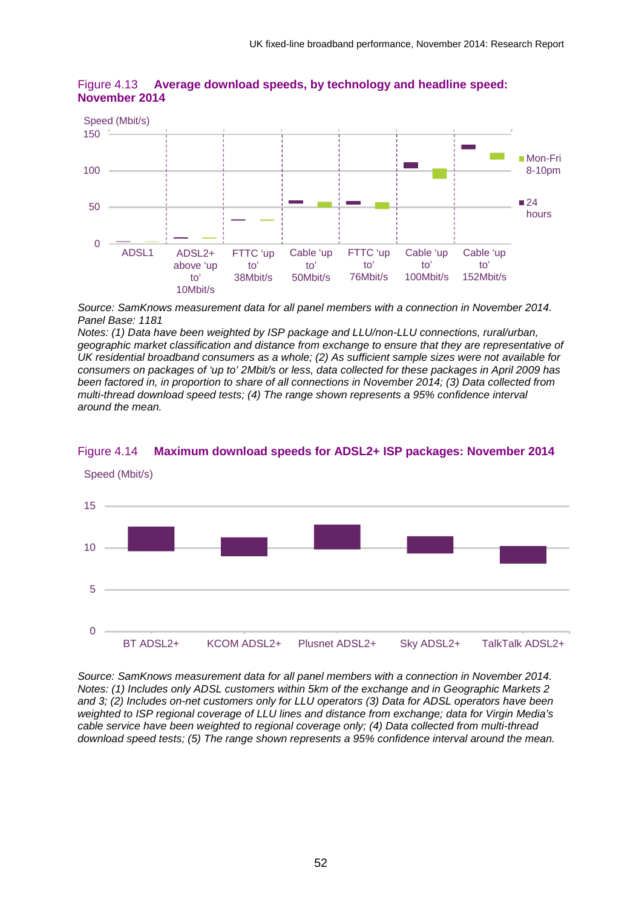Figure 4.13 **Average download speeds, by technology and headline speed: November 2014**

Speed (Mbit/s)

150
100
50
0

ADSL1 | ADSL2+ above 'up to' 10Mbit/s | FTTC 'up to' 38Mbit/s | Cable 'up to' 50Mbit/s | FTTC 'up to' 76Mbit/s | Cable 'up to' 100Mbit/s | Cable 'up to' 152Mbit/s

Mon-Fri 8-10pm

24 hours

*Source: SamKnows measurement data for all panel members with a connection in November 2014. Panel Base: 1181*
*Notes: (1) Data have been weighted by ISP package and LLU/non-LLU connections, rural/urban, geographic market classification and distance from exchange to ensure that they are representative of UK residential broadband consumers as a whole; (2) As sufficient sample sizes were not available for consumers on packages of 'up to' 2Mbit/s or less, data collected for these packages in April 2009 has been factored in, in proportion to share of all connections in November 2014; (3) Data collected from multi-thread download speed tests; (4) The range shown represents a 95% confidence interval around the mean.*

Figure 4.14 **Maximum download speeds for ADSL2+ ISP packages: November 2014**

Speed (Mbit/s)

15
10
5
0

BT ADSL2+ | KCOM ADSL2+ | Plusnet ADSL2+ | Sky ADSL2+ | TalkTalk ADSL2+

*Source: SamKnows measurement data for all panel members with a connection in November 2014.*
*Notes: (1) Includes only ADSL customers within 5km of the exchange and in Geographic Markets 2 and 3; (2) Includes on-net customers only for LLU operators (3) Data for ADSL operators have been weighted to ISP regional coverage of LLU lines and distance from exchange; data for Virgin Media's cable service have been weighted to regional coverage only; (4) Data collected from multi-thread download speed tests; (5) The range shown represents a 95% confidence interval around the mean.*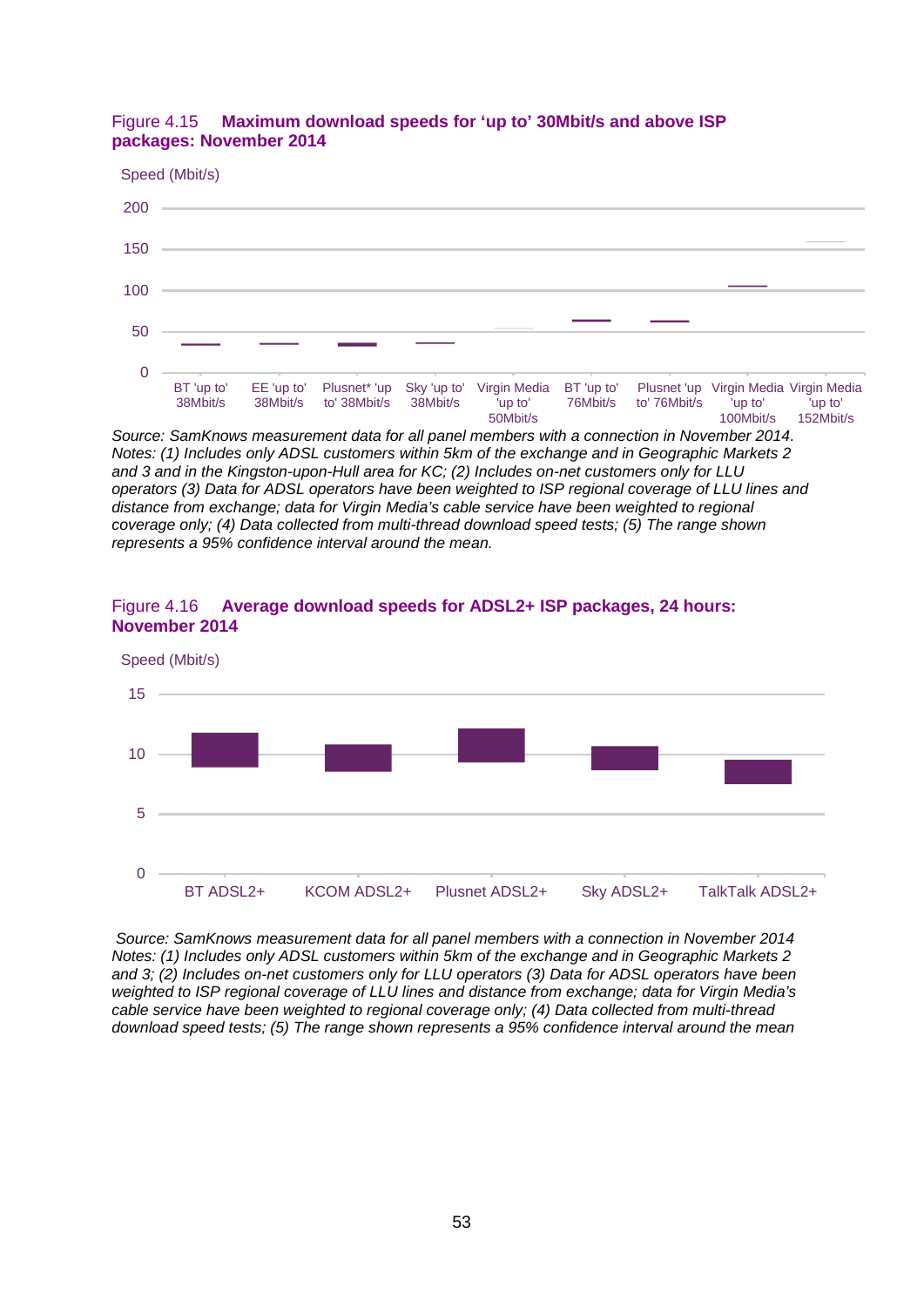Figure 4.15 **Maximum download speeds for 'up to' 30Mbit/s and above ISP packages: November 2014**

Speed (Mbit/s)

200
150
100
50
0

BT 'up to' 38Mbit/s | EE 'up to' 38Mbit/s | Plusnet* 'up to' 38Mbit/s | Sky 'up to' 38Mbit/s | Virgin Media 'up to' 50Mbit/s | BT 'up to' 76Mbit/s | Plusnet 'up to' 76Mbit/s | Virgin Media 'up to' 100Mbit/s | Virgin Media 'up to' 152Mbit/s

*Source: SamKnows measurement data for all panel members with a connection in November 2014. Notes: (1) Includes only ADSL customers within 5km of the exchange and in Geographic Markets 2 and 3 and in the Kingston-upon-Hull area for KC; (2) Includes on-net customers only for LLU operators (3) Data for ADSL operators have been weighted to ISP regional coverage of LLU lines and distance from exchange; data for Virgin Media's cable service have been weighted to regional coverage only; (4) Data collected from multi-thread download speed tests; (5) The range shown represents a 95% confidence interval around the mean.*

Figure 4.16 **Average download speeds for ADSL2+ ISP packages, 24 hours: November 2014**

Speed (Mbit/s)

15
10
5
0

BT ADSL2+ | KCOM ADSL2+ | Plusnet ADSL2+ | Sky ADSL2+ | TalkTalk ADSL2+

*Source: SamKnows measurement data for all panel members with a connection in November 2014 Notes: (1) Includes only ADSL customers within 5km of the exchange and in Geographic Markets 2 and 3; (2) Includes on-net customers only for LLU operators (3) Data for ADSL operators have been weighted to ISP regional coverage of LLU lines and distance from exchange; data for Virgin Media's cable service have been weighted to regional coverage only; (4) Data collected from multi-thread download speed tests; (5) The range shown represents a 95% confidence interval around the mean*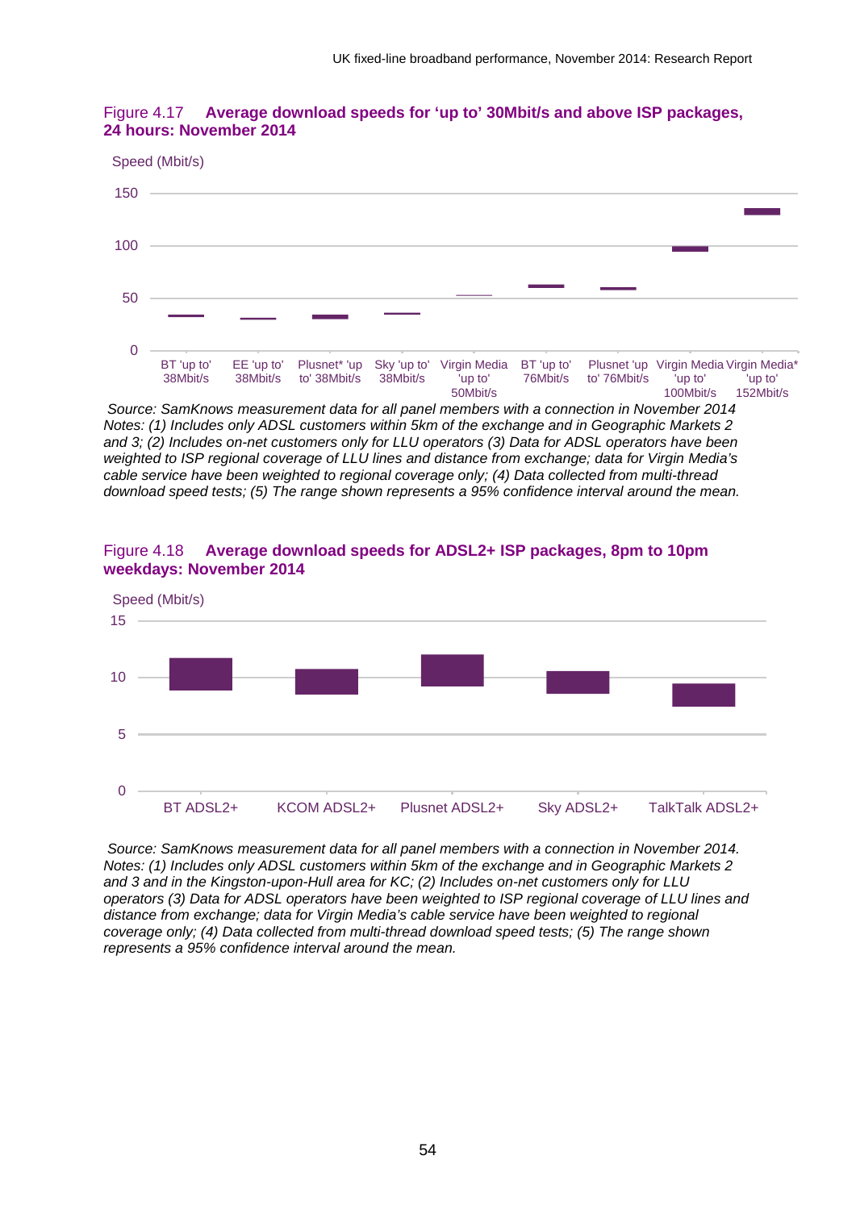Figure 4.17 **Average download speeds for 'up to' 30Mbit/s and above ISP packages, 24 hours: November 2014**

Speed (Mbit/s)

150

100

50

0

BT 'up to' 38Mbit/s | EE 'up to' 38Mbit/s | Plusnet* 'up to' 38Mbit/s | Sky 'up to' 38Mbit/s | Virgin Media 'up to' 50Mbit/s | BT 'up to' 76Mbit/s | Plusnet 'up to' 76Mbit/s | Virgin Media 'up to' 100Mbit/s | Virgin Media* 'up to' 152Mbit/s

*Source: SamKnows measurement data for all panel members with a connection in November 2014*
*Notes: (1) Includes only ADSL customers within 5km of the exchange and in Geographic Markets 2 and 3; (2) Includes on-net customers only for LLU operators (3) Data for ADSL operators have been weighted to ISP regional coverage of LLU lines and distance from exchange; data for Virgin Media's cable service have been weighted to regional coverage only; (4) Data collected from multi-thread download speed tests; (5) The range shown represents a 95% confidence interval around the mean.*

Figure 4.18 **Average download speeds for ADSL2+ ISP packages, 8pm to 10pm weekdays: November 2014**

Speed (Mbit/s)

15

10

5

0

BT ADSL2+ | KCOM ADSL2+ | Plusnet ADSL2+ | Sky ADSL2+ | TalkTalk ADSL2+

*Source: SamKnows measurement data for all panel members with a connection in November 2014.*
*Notes: (1) Includes only ADSL customers within 5km of the exchange and in Geographic Markets 2 and 3 and in the Kingston-upon-Hull area for KC; (2) Includes on-net customers only for LLU operators (3) Data for ADSL operators have been weighted to ISP regional coverage of LLU lines and distance from exchange; data for Virgin Media's cable service have been weighted to regional coverage only; (4) Data collected from multi-thread download speed tests; (5) The range shown represents a 95% confidence interval around the mean.*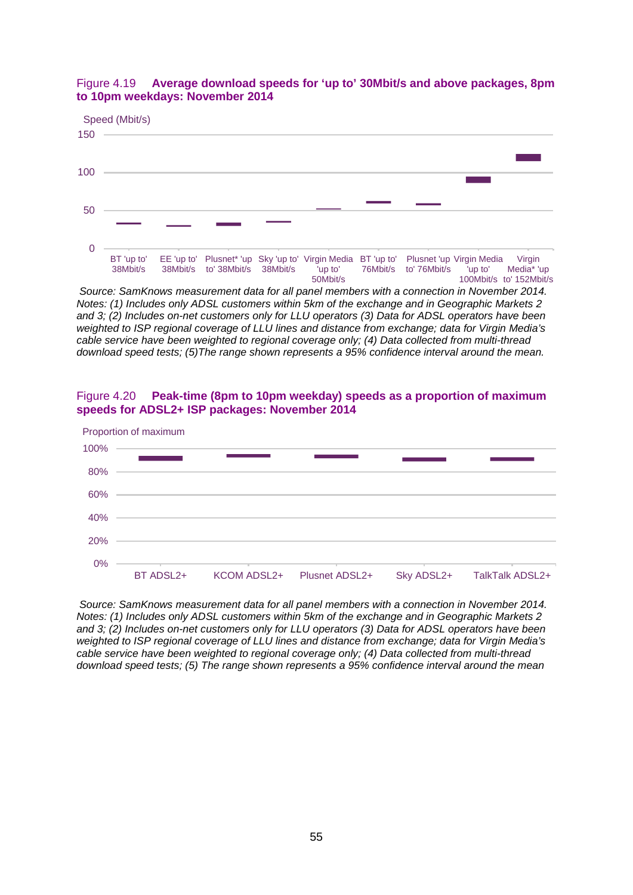Figure 4.19 **Average download speeds for 'up to' 30Mbit/s and above packages, 8pm to 10pm weekdays: November 2014**

Speed (Mbit/s)

150

100

50

0

BT 'up to' 38Mbit/s | EE 'up to' 38Mbit/s | Plusnet* 'up to' 38Mbit/s | Sky 'up to' 38Mbit/s | Virgin Media 'up to' 50Mbit/s | BT 'up to' 76Mbit/s | Plusnet 'up to' 76Mbit/s | Virgin Media 'up to' 100Mbit/s | Virgin Media* 'up to' 152Mbit/s

*Source: SamKnows measurement data for all panel members with a connection in November 2014. Notes: (1) Includes only ADSL customers within 5km of the exchange and in Geographic Markets 2 and 3; (2) Includes on-net customers only for LLU operators (3) Data for ADSL operators have been weighted to ISP regional coverage of LLU lines and distance from exchange; data for Virgin Media's cable service have been weighted to regional coverage only; (4) Data collected from multi-thread download speed tests; (5)The range shown represents a 95% confidence interval around the mean.*

Figure 4.20 **Peak-time (8pm to 10pm weekday) speeds as a proportion of maximum speeds for ADSL2+ ISP packages: November 2014**

Proportion of maximum

100%

80%

60%

40%

20%

0%

BT ADSL2+ | KCOM ADSL2+ | Plusnet ADSL2+ | Sky ADSL2+ | TalkTalk ADSL2+

*Source: SamKnows measurement data for all panel members with a connection in November 2014. Notes: (1) Includes only ADSL customers within 5km of the exchange and in Geographic Markets 2 and 3; (2) Includes on-net customers only for LLU operators (3) Data for ADSL operators have been weighted to ISP regional coverage of LLU lines and distance from exchange; data for Virgin Media's cable service have been weighted to regional coverage only; (4) Data collected from multi-thread download speed tests; (5) The range shown represents a 95% confidence interval around the mean*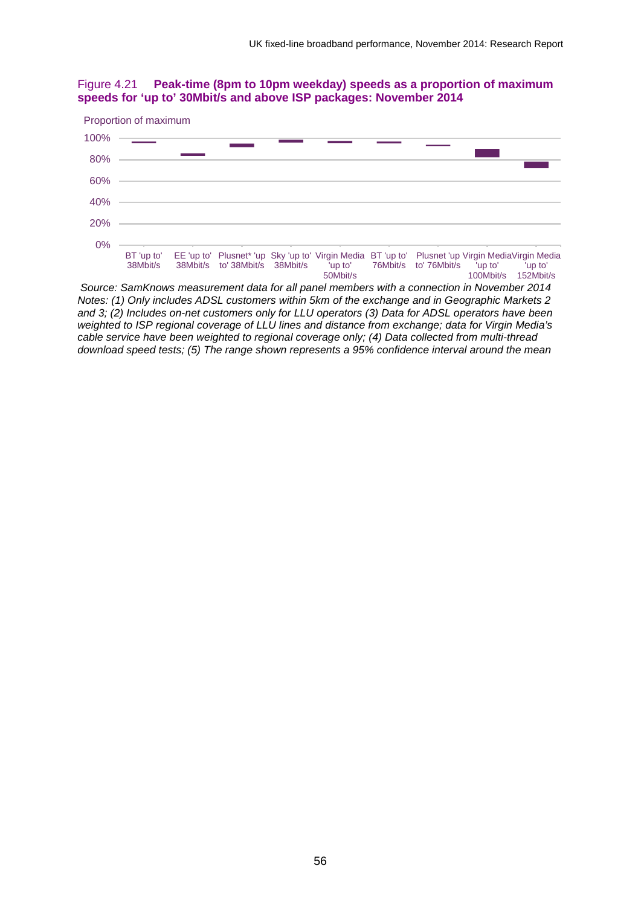Figure 4.21 **Peak-time (8pm to 10pm weekday) speeds as a proportion of maximum speeds for 'up to' 30Mbit/s and above ISP packages: November 2014**

Proportion of maximum

100%
80%
60%
40%
20%
0%

BT 'up to' 38Mbit/s | EE 'up to' 38Mbit/s | Plusnet* 'up to' 38Mbit/s | Sky 'up to' 38Mbit/s | Virgin Media 'up to' 50Mbit/s | BT 'up to' 76Mbit/s | Plusnet 'up to' 76Mbit/s | Virgin Media 'up to' 100Mbit/s | Virgin Media 'up to' 152Mbit/s

*Source: SamKnows measurement data for all panel members with a connection in November 2014*
*Notes: (1) Only includes ADSL customers within 5km of the exchange and in Geographic Markets 2 and 3; (2) Includes on-net customers only for LLU operators (3) Data for ADSL operators have been weighted to ISP regional coverage of LLU lines and distance from exchange; data for Virgin Media's cable service have been weighted to regional coverage only; (4) Data collected from multi-thread download speed tests; (5) The range shown represents a 95% confidence interval around the mean*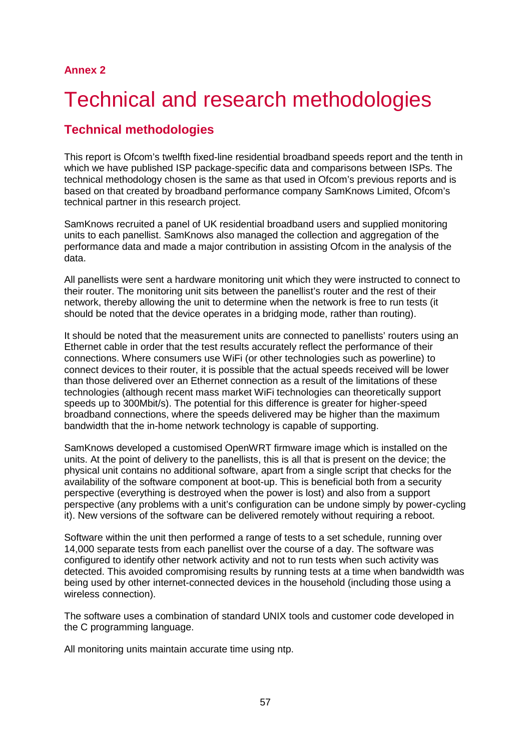**Annex 2**

# Technical and research methodologies

## Technical methodologies

This report is Ofcom's twelfth fixed-line residential broadband speeds report and the tenth in which we have published ISP package-specific data and comparisons between ISPs. The technical methodology chosen is the same as that used in Ofcom's previous reports and is based on that created by broadband performance company SamKnows Limited, Ofcom's technical partner in this research project.

SamKnows recruited a panel of UK residential broadband users and supplied monitoring units to each panellist. SamKnows also managed the collection and aggregation of the performance data and made a major contribution in assisting Ofcom in the analysis of the data.

All panellists were sent a hardware monitoring unit which they were instructed to connect to their router. The monitoring unit sits between the panellist's router and the rest of their network, thereby allowing the unit to determine when the network is free to run tests (it should be noted that the device operates in a bridging mode, rather than routing).

It should be noted that the measurement units are connected to panellists' routers using an Ethernet cable in order that the test results accurately reflect the performance of their connections. Where consumers use WiFi (or other technologies such as powerline) to connect devices to their router, it is possible that the actual speeds received will be lower than those delivered over an Ethernet connection as a result of the limitations of these technologies (although recent mass market WiFi technologies can theoretically support speeds up to 300Mbit/s). The potential for this difference is greater for higher-speed broadband connections, where the speeds delivered may be higher than the maximum bandwidth that the in-home network technology is capable of supporting.

SamKnows developed a customised OpenWRT firmware image which is installed on the units. At the point of delivery to the panellists, this is all that is present on the device; the physical unit contains no additional software, apart from a single script that checks for the availability of the software component at boot-up. This is beneficial both from a security perspective (everything is destroyed when the power is lost) and also from a support perspective (any problems with a unit's configuration can be undone simply by power-cycling it). New versions of the software can be delivered remotely without requiring a reboot.

Software within the unit then performed a range of tests to a set schedule, running over 14,000 separate tests from each panellist over the course of a day. The software was configured to identify other network activity and not to run tests when such activity was detected. This avoided compromising results by running tests at a time when bandwidth was being used by other internet-connected devices in the household (including those using a wireless connection).

The software uses a combination of standard UNIX tools and customer code developed in the C programming language.

All monitoring units maintain accurate time using ntp.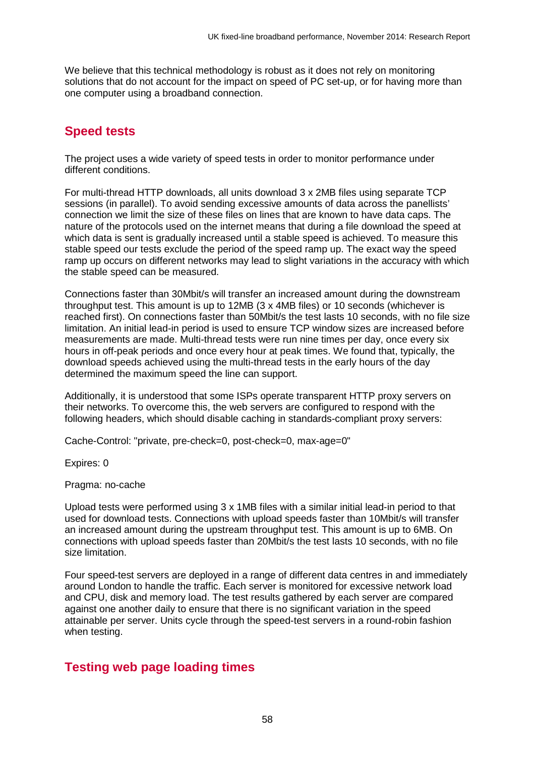We believe that this technical methodology is robust as it does not rely on monitoring solutions that do not account for the impact on speed of PC set-up, or for having more than one computer using a broadband connection.

## Speed tests

The project uses a wide variety of speed tests in order to monitor performance under different conditions.

For multi-thread HTTP downloads, all units download 3 x 2MB files using separate TCP sessions (in parallel). To avoid sending excessive amounts of data across the panellists' connection we limit the size of these files on lines that are known to have data caps. The nature of the protocols used on the internet means that during a file download the speed at which data is sent is gradually increased until a stable speed is achieved. To measure this stable speed our tests exclude the period of the speed ramp up. The exact way the speed ramp up occurs on different networks may lead to slight variations in the accuracy with which the stable speed can be measured.

Connections faster than 30Mbit/s will transfer an increased amount during the downstream throughput test. This amount is up to 12MB (3 x 4MB files) or 10 seconds (whichever is reached first). On connections faster than 50Mbit/s the test lasts 10 seconds, with no file size limitation. An initial lead-in period is used to ensure TCP window sizes are increased before measurements are made. Multi-thread tests were run nine times per day, once every six hours in off-peak periods and once every hour at peak times. We found that, typically, the download speeds achieved using the multi-thread tests in the early hours of the day determined the maximum speed the line can support.

Additionally, it is understood that some ISPs operate transparent HTTP proxy servers on their networks. To overcome this, the web servers are configured to respond with the following headers, which should disable caching in standards-compliant proxy servers:

Cache-Control: "private, pre-check=0, post-check=0, max-age=0"

Expires: 0

Pragma: no-cache

Upload tests were performed using 3 x 1MB files with a similar initial lead-in period to that used for download tests. Connections with upload speeds faster than 10Mbit/s will transfer an increased amount during the upstream throughput test. This amount is up to 6MB. On connections with upload speeds faster than 20Mbit/s the test lasts 10 seconds, with no file size limitation.

Four speed-test servers are deployed in a range of different data centres in and immediately around London to handle the traffic. Each server is monitored for excessive network load and CPU, disk and memory load. The test results gathered by each server are compared against one another daily to ensure that there is no significant variation in the speed attainable per server. Units cycle through the speed-test servers in a round-robin fashion when testing.

## Testing web page loading times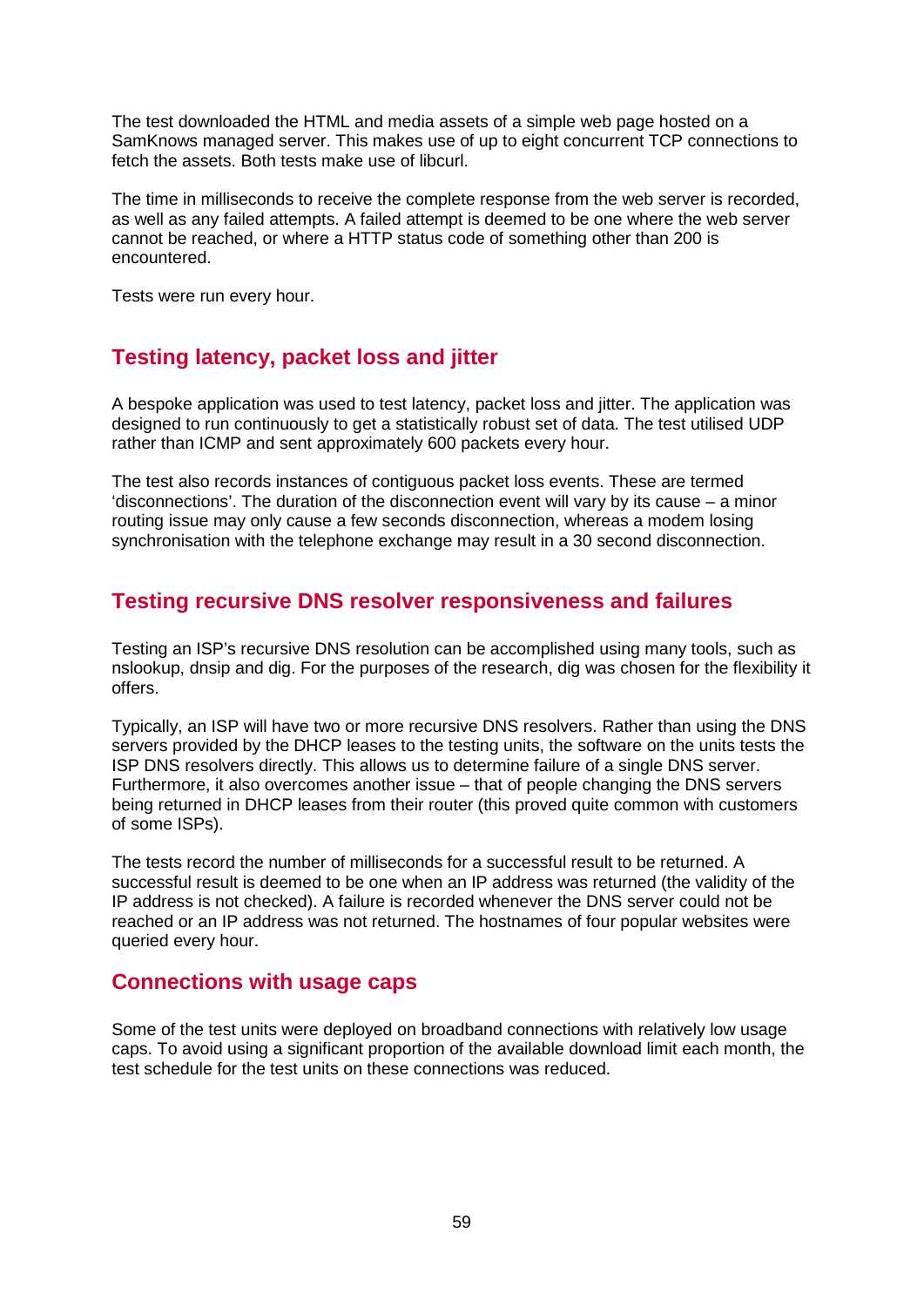The test downloaded the HTML and media assets of a simple web page hosted on a SamKnows managed server. This makes use of up to eight concurrent TCP connections to fetch the assets. Both tests make use of libcurl.

The time in milliseconds to receive the complete response from the web server is recorded, as well as any failed attempts. A failed attempt is deemed to be one where the web server cannot be reached, or where a HTTP status code of something other than 200 is encountered.

Tests were run every hour.

## Testing latency, packet loss and jitter

A bespoke application was used to test latency, packet loss and jitter. The application was designed to run continuously to get a statistically robust set of data. The test utilised UDP rather than ICMP and sent approximately 600 packets every hour.

The test also records instances of contiguous packet loss events. These are termed 'disconnections'. The duration of the disconnection event will vary by its cause – a minor routing issue may only cause a few seconds disconnection, whereas a modem losing synchronisation with the telephone exchange may result in a 30 second disconnection.

## Testing recursive DNS resolver responsiveness and failures

Testing an ISP's recursive DNS resolution can be accomplished using many tools, such as nslookup, dnsip and dig. For the purposes of the research, dig was chosen for the flexibility it offers.

Typically, an ISP will have two or more recursive DNS resolvers. Rather than using the DNS servers provided by the DHCP leases to the testing units, the software on the units tests the ISP DNS resolvers directly. This allows us to determine failure of a single DNS server. Furthermore, it also overcomes another issue – that of people changing the DNS servers being returned in DHCP leases from their router (this proved quite common with customers of some ISPs).

The tests record the number of milliseconds for a successful result to be returned. A successful result is deemed to be one when an IP address was returned (the validity of the IP address is not checked). A failure is recorded whenever the DNS server could not be reached or an IP address was not returned. The hostnames of four popular websites were queried every hour.

## Connections with usage caps

Some of the test units were deployed on broadband connections with relatively low usage caps. To avoid using a significant proportion of the available download limit each month, the test schedule for the test units on these connections was reduced.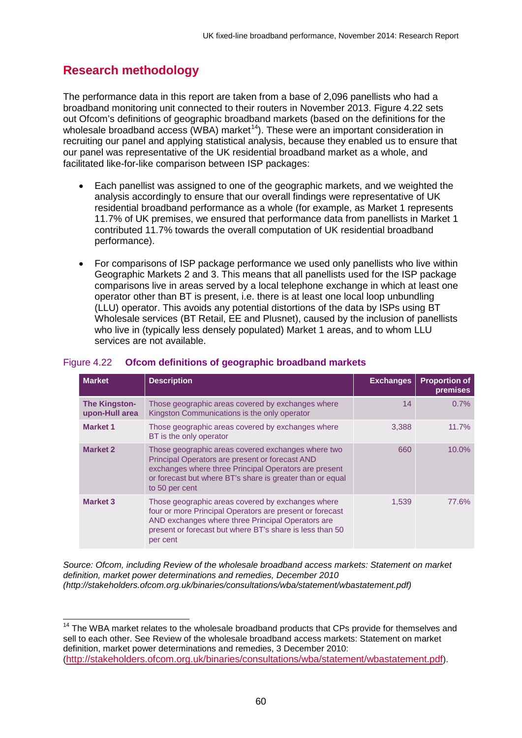## Research methodology

The performance data in this report are taken from a base of 2,096 panellists who had a broadband monitoring unit connected to their routers in November 2013. Figure 4.22 sets out Ofcom's definitions of geographic broadband markets (based on the definitions for the wholesale broadband access (WBA) market[14]). These were an important consideration in recruiting our panel and applying statistical analysis, because they enabled us to ensure that our panel was representative of the UK residential broadband market as a whole, and facilitated like-for-like comparison between ISP packages:

- Each panellist was assigned to one of the geographic markets, and we weighted the analysis accordingly to ensure that our overall findings were representative of UK residential broadband performance as a whole (for example, as Market 1 represents 11.7% of UK premises, we ensured that performance data from panellists in Market 1 contributed 11.7% towards the overall computation of UK residential broadband performance).
- For comparisons of ISP package performance we used only panellists who live within Geographic Markets 2 and 3. This means that all panellists used for the ISP package comparisons live in areas served by a local telephone exchange in which at least one operator other than BT is present, i.e. there is at least one local loop unbundling (LLU) operator. This avoids any potential distortions of the data by ISPs using BT Wholesale services (BT Retail, EE and Plusnet), caused by the inclusion of panellists who live in (typically less densely populated) Market 1 areas, and to whom LLU services are not available.

Figure 4.22 **Ofcom definitions of geographic broadband markets**

| Market | Description | Exchanges | Proportion of premises |
|---|---|---|---|
| **The Kingston-upon-Hull area** | Those geographic areas covered by exchanges where Kingston Communications is the only operator | 14 | 0.7% |
| **Market 1** | Those geographic areas covered by exchanges where BT is the only operator | 3,388 | 11.7% |
| **Market 2** | Those geographic areas covered exchanges where two Principal Operators are present or forecast AND exchanges where three Principal Operators are present or forecast but where BT's share is greater than or equal to 50 per cent | 660 | 10.0% |
| **Market 3** | Those geographic areas covered by exchanges where four or more Principal Operators are present or forecast AND exchanges where three Principal Operators are present or forecast but where BT's share is less than 50 per cent | 1,539 | 77.6% |

*Source: Ofcom, including Review of the wholesale broadband access markets: Statement on market definition, market power determinations and remedies, December 2010 (http://stakeholders.ofcom.org.uk/binaries/consultations/wba/statement/wbastatement.pdf)*

[14] The WBA market relates to the wholesale broadband products that CPs provide for themselves and sell to each other. See Review of the wholesale broadband access markets: Statement on market definition, market power determinations and remedies, 3 December 2010: (http://stakeholders.ofcom.org.uk/binaries/consultations/wba/statement/wbastatement.pdf).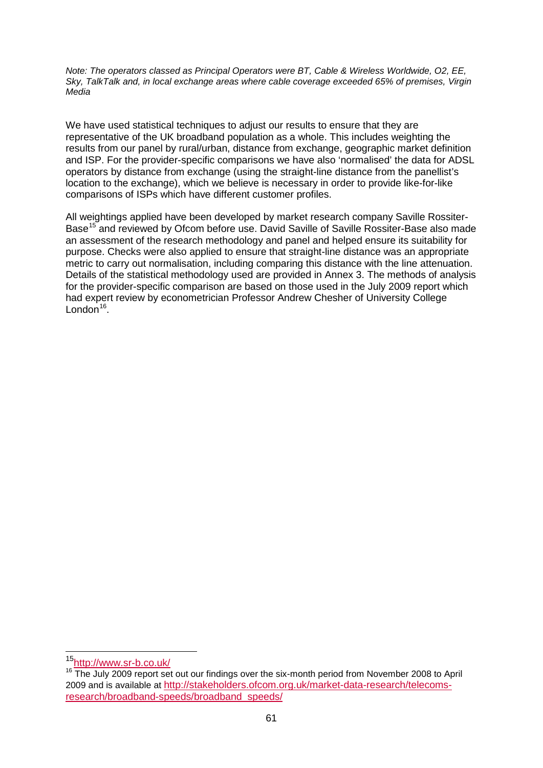*Note: The operators classed as Principal Operators were BT, Cable & Wireless Worldwide, O2, EE, Sky, TalkTalk and, in local exchange areas where cable coverage exceeded 65% of premises, Virgin Media*

We have used statistical techniques to adjust our results to ensure that they are representative of the UK broadband population as a whole. This includes weighting the results from our panel by rural/urban, distance from exchange, geographic market definition and ISP. For the provider-specific comparisons we have also 'normalised' the data for ADSL operators by distance from exchange (using the straight-line distance from the panellist's location to the exchange), which we believe is necessary in order to provide like-for-like comparisons of ISPs which have different customer profiles.

All weightings applied have been developed by market research company Saville Rossiter-Base[15] and reviewed by Ofcom before use. David Saville of Saville Rossiter-Base also made an assessment of the research methodology and panel and helped ensure its suitability for purpose. Checks were also applied to ensure that straight-line distance was an appropriate metric to carry out normalisation, including comparing this distance with the line attenuation. Details of the statistical methodology used are provided in Annex 3. The methods of analysis for the provider-specific comparison are based on those used in the July 2009 report which had expert review by econometrician Professor Andrew Chesher of University College London[16].

---

[15] http://www.sr-b.co.uk/

[16] The July 2009 report set out our findings over the six-month period from November 2008 to April 2009 and is available at http://stakeholders.ofcom.org.uk/market-data-research/telecoms-research/broadband-speeds/broadband_speeds/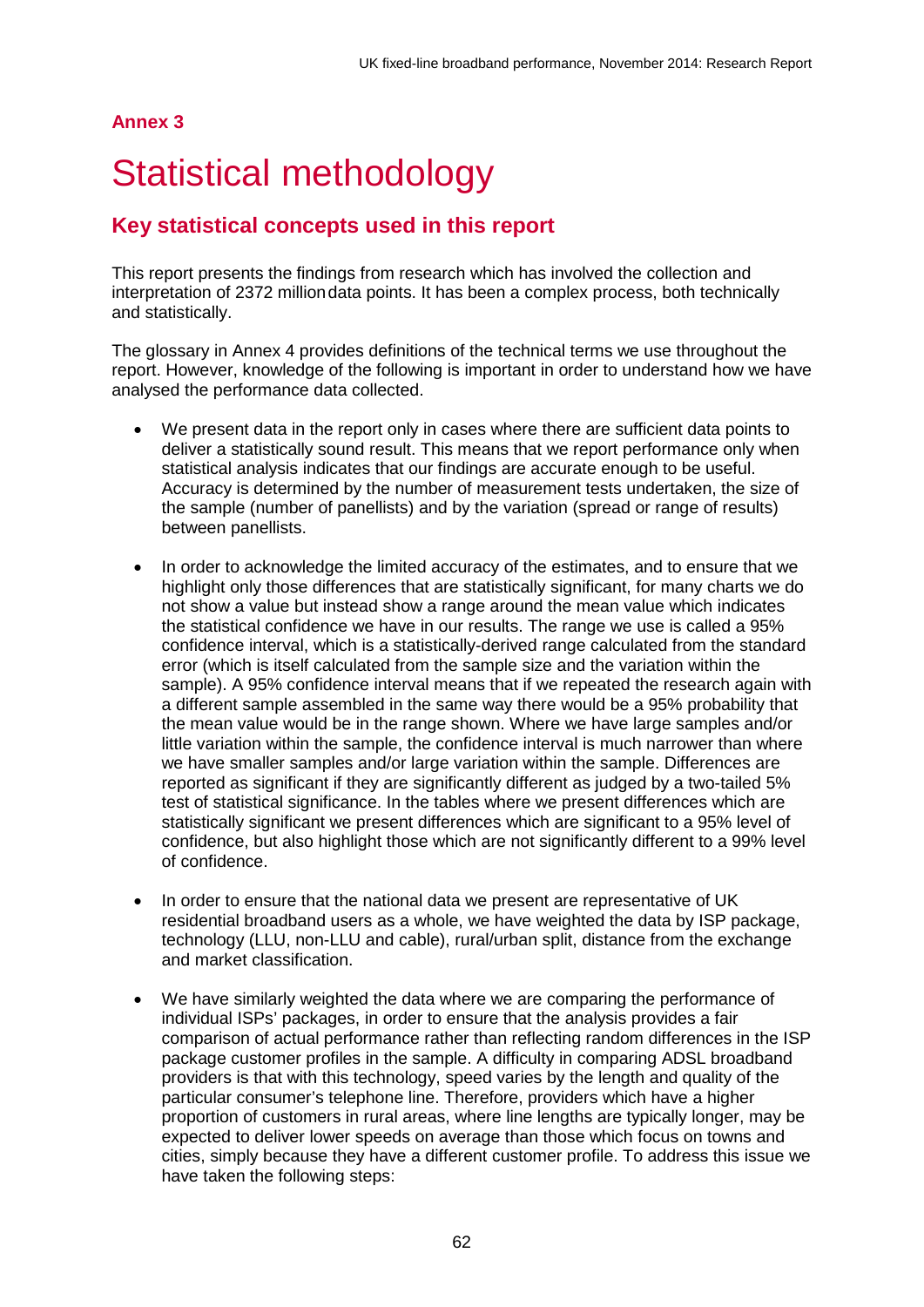## Annex 3

# Statistical methodology

## Key statistical concepts used in this report

This report presents the findings from research which has involved the collection and interpretation of 2372 million data points. It has been a complex process, both technically and statistically.

The glossary in Annex 4 provides definitions of the technical terms we use throughout the report. However, knowledge of the following is important in order to understand how we have analysed the performance data collected.

- We present data in the report only in cases where there are sufficient data points to deliver a statistically sound result. This means that we report performance only when statistical analysis indicates that our findings are accurate enough to be useful. Accuracy is determined by the number of measurement tests undertaken, the size of the sample (number of panellists) and by the variation (spread or range of results) between panellists.

- In order to acknowledge the limited accuracy of the estimates, and to ensure that we highlight only those differences that are statistically significant, for many charts we do not show a value but instead show a range around the mean value which indicates the statistical confidence we have in our results. The range we use is called a 95% confidence interval, which is a statistically-derived range calculated from the standard error (which is itself calculated from the sample size and the variation within the sample). A 95% confidence interval means that if we repeated the research again with a different sample assembled in the same way there would be a 95% probability that the mean value would be in the range shown. Where we have large samples and/or little variation within the sample, the confidence interval is much narrower than where we have smaller samples and/or large variation within the sample. Differences are reported as significant if they are significantly different as judged by a two-tailed 5% test of statistical significance. In the tables where we present differences which are statistically significant we present differences which are significant to a 95% level of confidence, but also highlight those which are not significantly different to a 99% level of confidence.

- In order to ensure that the national data we present are representative of UK residential broadband users as a whole, we have weighted the data by ISP package, technology (LLU, non-LLU and cable), rural/urban split, distance from the exchange and market classification.

- We have similarly weighted the data where we are comparing the performance of individual ISPs' packages, in order to ensure that the analysis provides a fair comparison of actual performance rather than reflecting random differences in the ISP package customer profiles in the sample. A difficulty in comparing ADSL broadband providers is that with this technology, speed varies by the length and quality of the particular consumer's telephone line. Therefore, providers which have a higher proportion of customers in rural areas, where line lengths are typically longer, may be expected to deliver lower speeds on average than those which focus on towns and cities, simply because they have a different customer profile. To address this issue we have taken the following steps: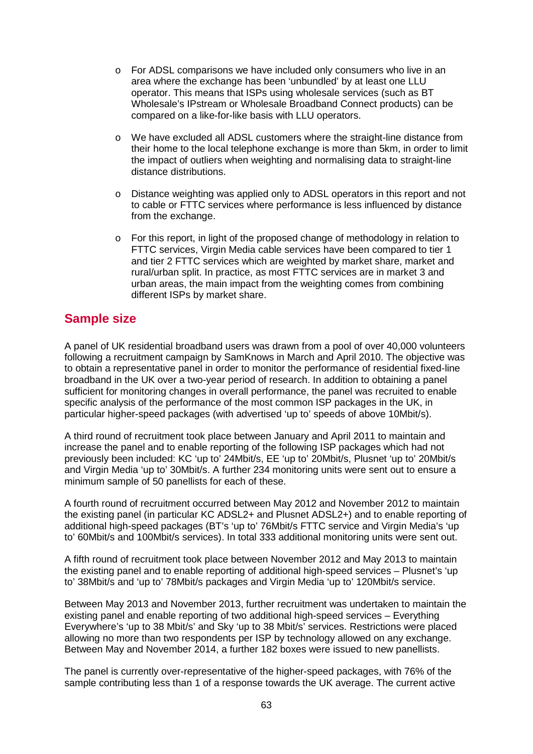- For ADSL comparisons we have included only consumers who live in an area where the exchange has been 'unbundled' by at least one LLU operator. This means that ISPs using wholesale services (such as BT Wholesale's IPstream or Wholesale Broadband Connect products) can be compared on a like-for-like basis with LLU operators.

- We have excluded all ADSL customers where the straight-line distance from their home to the local telephone exchange is more than 5km, in order to limit the impact of outliers when weighting and normalising data to straight-line distance distributions.

- Distance weighting was applied only to ADSL operators in this report and not to cable or FTTC services where performance is less influenced by distance from the exchange.

- For this report, in light of the proposed change of methodology in relation to FTTC services, Virgin Media cable services have been compared to tier 1 and tier 2 FTTC services which are weighted by market share, market and rural/urban split. In practice, as most FTTC services are in market 3 and urban areas, the main impact from the weighting comes from combining different ISPs by market share.

## Sample size

A panel of UK residential broadband users was drawn from a pool of over 40,000 volunteers following a recruitment campaign by SamKnows in March and April 2010. The objective was to obtain a representative panel in order to monitor the performance of residential fixed-line broadband in the UK over a two-year period of research. In addition to obtaining a panel sufficient for monitoring changes in overall performance, the panel was recruited to enable specific analysis of the performance of the most common ISP packages in the UK, in particular higher-speed packages (with advertised 'up to' speeds of above 10Mbit/s).

A third round of recruitment took place between January and April 2011 to maintain and increase the panel and to enable reporting of the following ISP packages which had not previously been included: KC 'up to' 24Mbit/s, EE 'up to' 20Mbit/s, Plusnet 'up to' 20Mbit/s and Virgin Media 'up to' 30Mbit/s. A further 234 monitoring units were sent out to ensure a minimum sample of 50 panellists for each of these.

A fourth round of recruitment occurred between May 2012 and November 2012 to maintain the existing panel (in particular KC ADSL2+ and Plusnet ADSL2+) and to enable reporting of additional high-speed packages (BT's 'up to' 76Mbit/s FTTC service and Virgin Media's 'up to' 60Mbit/s and 100Mbit/s services). In total 333 additional monitoring units were sent out.

A fifth round of recruitment took place between November 2012 and May 2013 to maintain the existing panel and to enable reporting of additional high-speed services – Plusnet's 'up to' 38Mbit/s and 'up to' 78Mbit/s packages and Virgin Media 'up to' 120Mbit/s service.

Between May 2013 and November 2013, further recruitment was undertaken to maintain the existing panel and enable reporting of two additional high-speed services – Everything Everywhere's 'up to 38 Mbit/s' and Sky 'up to 38 Mbit/s' services. Restrictions were placed allowing no more than two respondents per ISP by technology allowed on any exchange. Between May and November 2014, a further 182 boxes were issued to new panellists.

The panel is currently over-representative of the higher-speed packages, with 76% of the sample contributing less than 1 of a response towards the UK average. The current active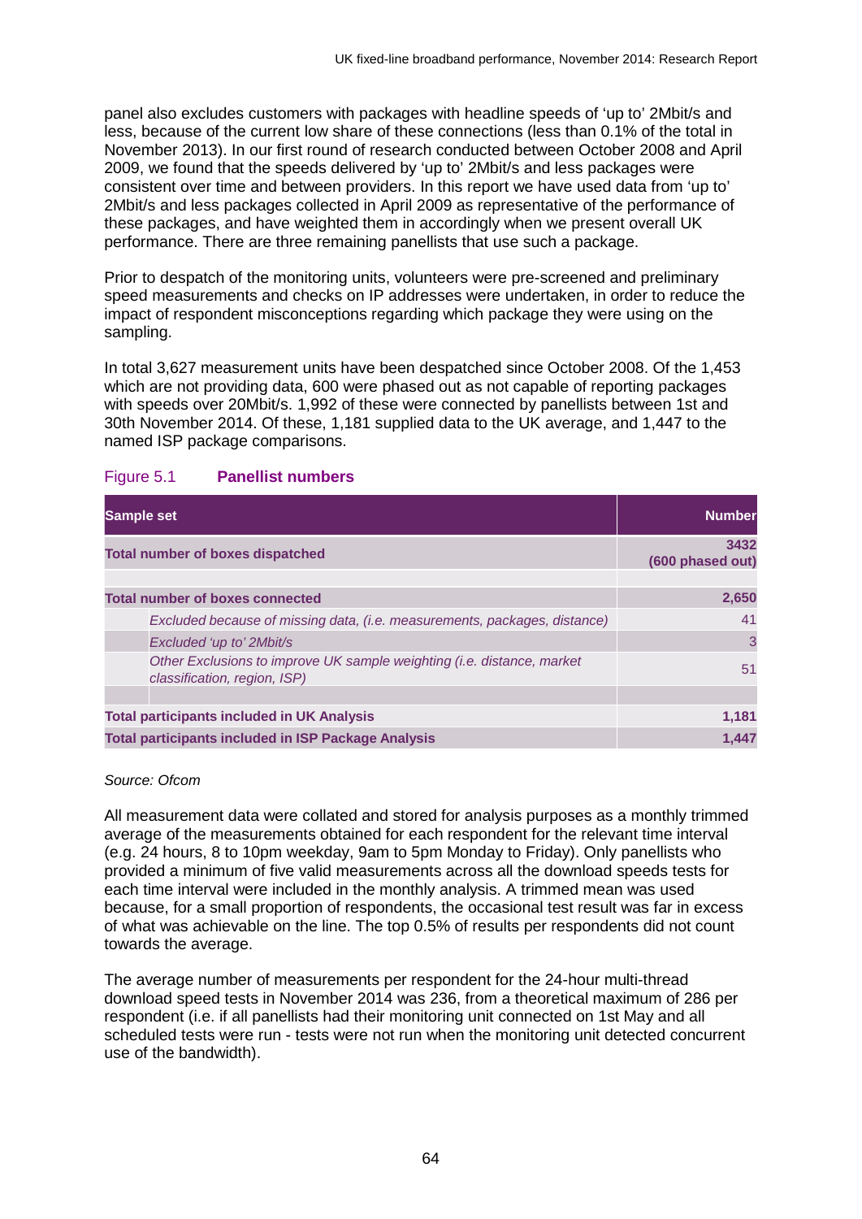panel also excludes customers with packages with headline speeds of 'up to' 2Mbit/s and less, because of the current low share of these connections (less than 0.1% of the total in November 2013). In our first round of research conducted between October 2008 and April 2009, we found that the speeds delivered by 'up to' 2Mbit/s and less packages were consistent over time and between providers. In this report we have used data from 'up to' 2Mbit/s and less packages collected in April 2009 as representative of the performance of these packages, and have weighted them in accordingly when we present overall UK performance. There are three remaining panellists that use such a package.

Prior to despatch of the monitoring units, volunteers were pre-screened and preliminary speed measurements and checks on IP addresses were undertaken, in order to reduce the impact of respondent misconceptions regarding which package they were using on the sampling.

In total 3,627 measurement units have been despatched since October 2008. Of the 1,453 which are not providing data, 600 were phased out as not capable of reporting packages with speeds over 20Mbit/s. 1,992 of these were connected by panellists between 1st and 30th November 2014. Of these, 1,181 supplied data to the UK average, and 1,447 to the named ISP package comparisons.

Figure 5.1 **Panellist numbers**

| Sample set | Number |
|---|---|
| **Total number of boxes dispatched** | **3432 (600 phased out)** |
| | |
| **Total number of boxes connected** | **2,650** |
| *Excluded because of missing data, (i.e. measurements, packages, distance)* | 41 |
| *Excluded 'up to' 2Mbit/s* | 3 |
| *Other Exclusions to improve UK sample weighting (i.e. distance, market classification, region, ISP)* | 51 |
| | |
| **Total participants included in UK Analysis** | **1,181** |
| **Total participants included in ISP Package Analysis** | **1,447** |

*Source: Ofcom*

All measurement data were collated and stored for analysis purposes as a monthly trimmed average of the measurements obtained for each respondent for the relevant time interval (e.g. 24 hours, 8 to 10pm weekday, 9am to 5pm Monday to Friday). Only panellists who provided a minimum of five valid measurements across all the download speeds tests for each time interval were included in the monthly analysis. A trimmed mean was used because, for a small proportion of respondents, the occasional test result was far in excess of what was achievable on the line. The top 0.5% of results per respondents did not count towards the average.

The average number of measurements per respondent for the 24-hour multi-thread download speed tests in November 2014 was 236, from a theoretical maximum of 286 per respondent (i.e. if all panellists had their monitoring unit connected on 1st May and all scheduled tests were run - tests were not run when the monitoring unit detected concurrent use of the bandwidth).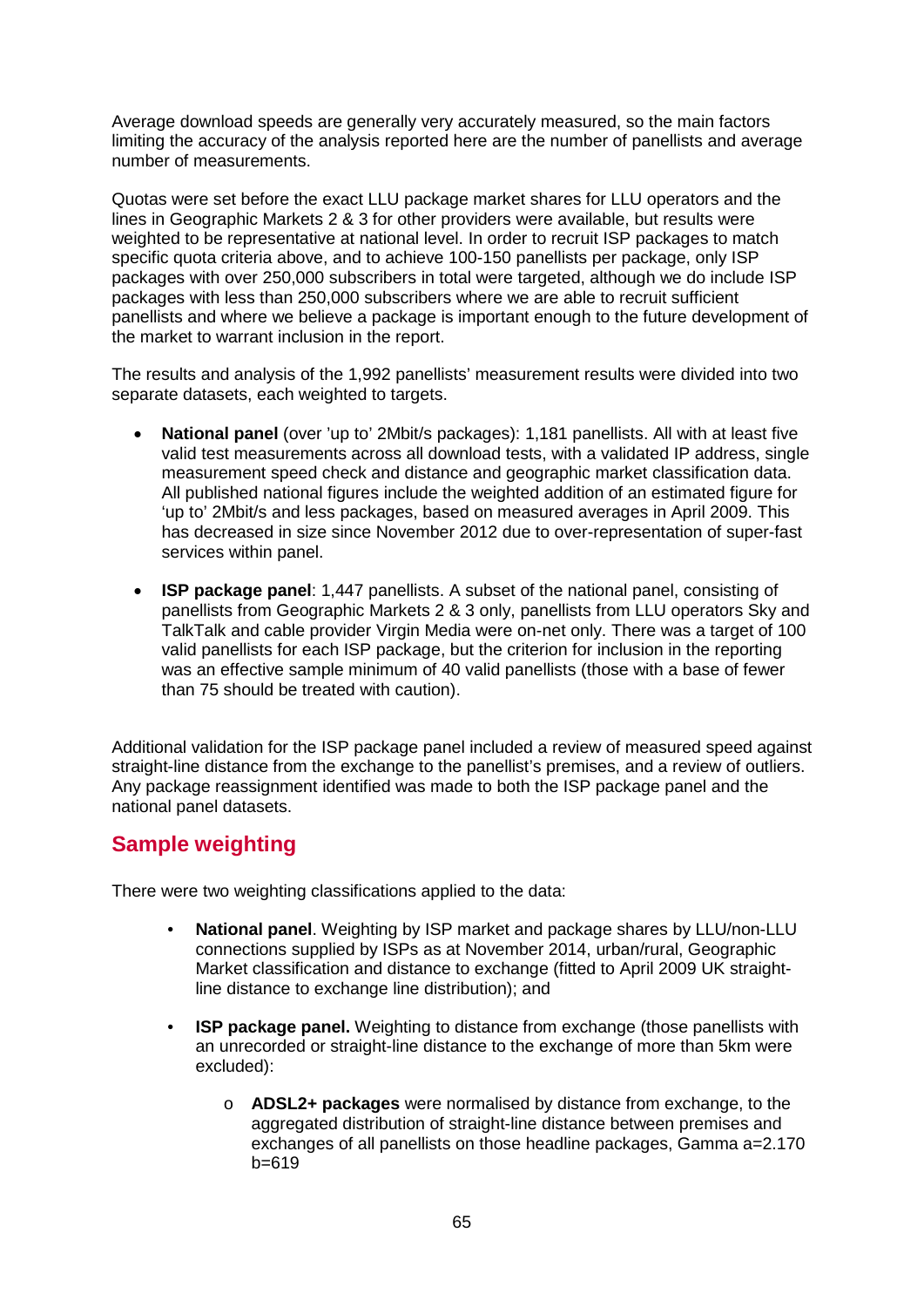Average download speeds are generally very accurately measured, so the main factors limiting the accuracy of the analysis reported here are the number of panellists and average number of measurements.

Quotas were set before the exact LLU package market shares for LLU operators and the lines in Geographic Markets 2 & 3 for other providers were available, but results were weighted to be representative at national level. In order to recruit ISP packages to match specific quota criteria above, and to achieve 100-150 panellists per package, only ISP packages with over 250,000 subscribers in total were targeted, although we do include ISP packages with less than 250,000 subscribers where we are able to recruit sufficient panellists and where we believe a package is important enough to the future development of the market to warrant inclusion in the report.

The results and analysis of the 1,992 panellists' measurement results were divided into two separate datasets, each weighted to targets.

- **National panel** (over 'up to' 2Mbit/s packages): 1,181 panellists. All with at least five valid test measurements across all download tests, with a validated IP address, single measurement speed check and distance and geographic market classification data. All published national figures include the weighted addition of an estimated figure for 'up to' 2Mbit/s and less packages, based on measured averages in April 2009. This has decreased in size since November 2012 due to over-representation of super-fast services within panel.
- **ISP package panel**: 1,447 panellists. A subset of the national panel, consisting of panellists from Geographic Markets 2 & 3 only, panellists from LLU operators Sky and TalkTalk and cable provider Virgin Media were on-net only. There was a target of 100 valid panellists for each ISP package, but the criterion for inclusion in the reporting was an effective sample minimum of 40 valid panellists (those with a base of fewer than 75 should be treated with caution).

Additional validation for the ISP package panel included a review of measured speed against straight-line distance from the exchange to the panellist's premises, and a review of outliers. Any package reassignment identified was made to both the ISP package panel and the national panel datasets.

## Sample weighting

There were two weighting classifications applied to the data:

- **National panel**. Weighting by ISP market and package shares by LLU/non-LLU connections supplied by ISPs as at November 2014, urban/rural, Geographic Market classification and distance to exchange (fitted to April 2009 UK straight-line distance to exchange line distribution); and
- **ISP package panel.** Weighting to distance from exchange (those panellists with an unrecorded or straight-line distance to the exchange of more than 5km were excluded):
  - **ADSL2+ packages** were normalised by distance from exchange, to the aggregated distribution of straight-line distance between premises and exchanges of all panellists on those headline packages, Gamma a=2.170 b=619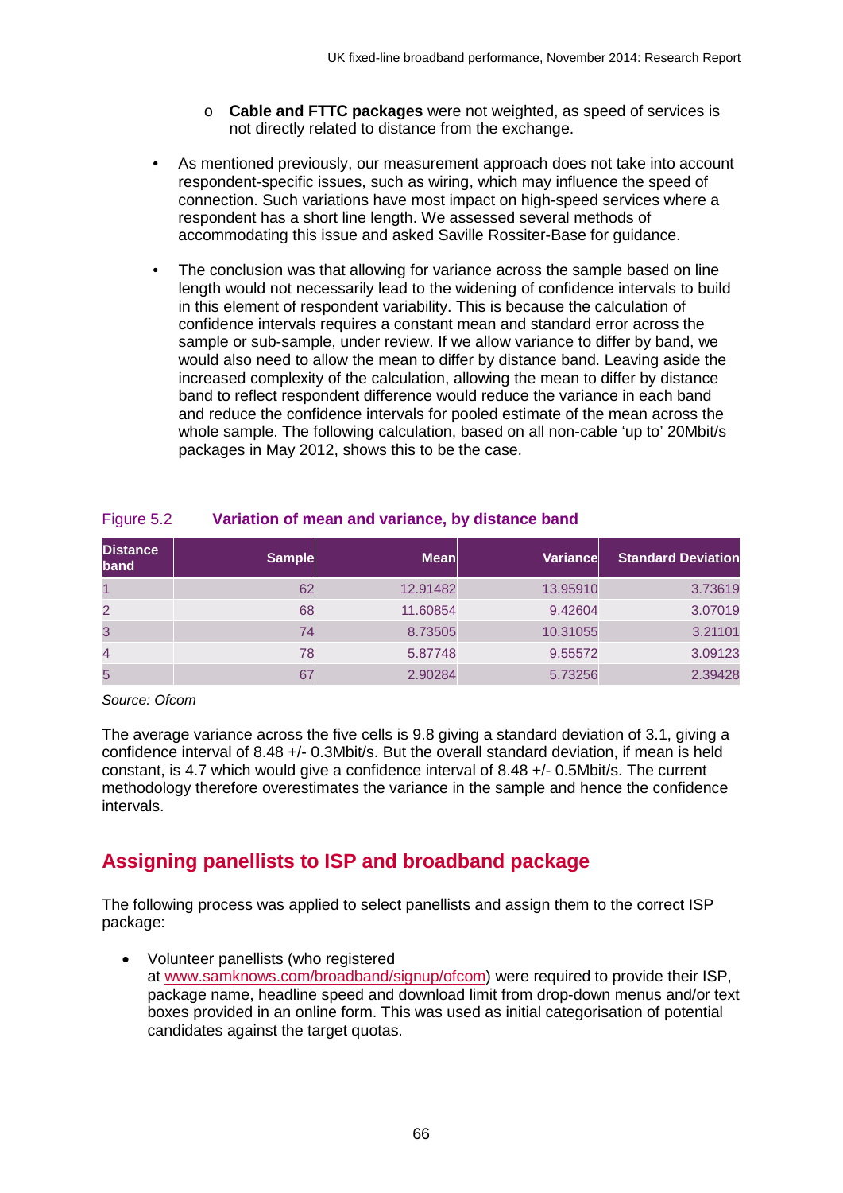- **Cable and FTTC packages** were not weighted, as speed of services is not directly related to distance from the exchange.

- As mentioned previously, our measurement approach does not take into account respondent-specific issues, such as wiring, which may influence the speed of connection. Such variations have most impact on high-speed services where a respondent has a short line length. We assessed several methods of accommodating this issue and asked Saville Rossiter-Base for guidance.

- The conclusion was that allowing for variance across the sample based on line length would not necessarily lead to the widening of confidence intervals to build in this element of respondent variability. This is because the calculation of confidence intervals requires a constant mean and standard error across the sample or sub-sample, under review. If we allow variance to differ by band, we would also need to allow the mean to differ by distance band. Leaving aside the increased complexity of the calculation, allowing the mean to differ by distance band to reflect respondent difference would reduce the variance in each band and reduce the confidence intervals for pooled estimate of the mean across the whole sample. The following calculation, based on all non-cable 'up to' 20Mbit/s packages in May 2012, shows this to be the case.

Figure 5.2 **Variation of mean and variance, by distance band**

| Distance band | Sample | Mean | Variance | Standard Deviation |
|---|---|---|---|---|
| 1 | 62 | 12.91482 | 13.95910 | 3.73619 |
| 2 | 68 | 11.60854 | 9.42604 | 3.07019 |
| 3 | 74 | 8.73505 | 10.31055 | 3.21101 |
| 4 | 78 | 5.87748 | 9.55572 | 3.09123 |
| 5 | 67 | 2.90284 | 5.73256 | 2.39428 |

*Source: Ofcom*

The average variance across the five cells is 9.8 giving a standard deviation of 3.1, giving a confidence interval of 8.48 +/- 0.3Mbit/s. But the overall standard deviation, if mean is held constant, is 4.7 which would give a confidence interval of 8.48 +/- 0.5Mbit/s. The current methodology therefore overestimates the variance in the sample and hence the confidence intervals.

## Assigning panellists to ISP and broadband package

The following process was applied to select panellists and assign them to the correct ISP package:

- Volunteer panellists (who registered at www.samknows.com/broadband/signup/ofcom) were required to provide their ISP, package name, headline speed and download limit from drop-down menus and/or text boxes provided in an online form. This was used as initial categorisation of potential candidates against the target quotas.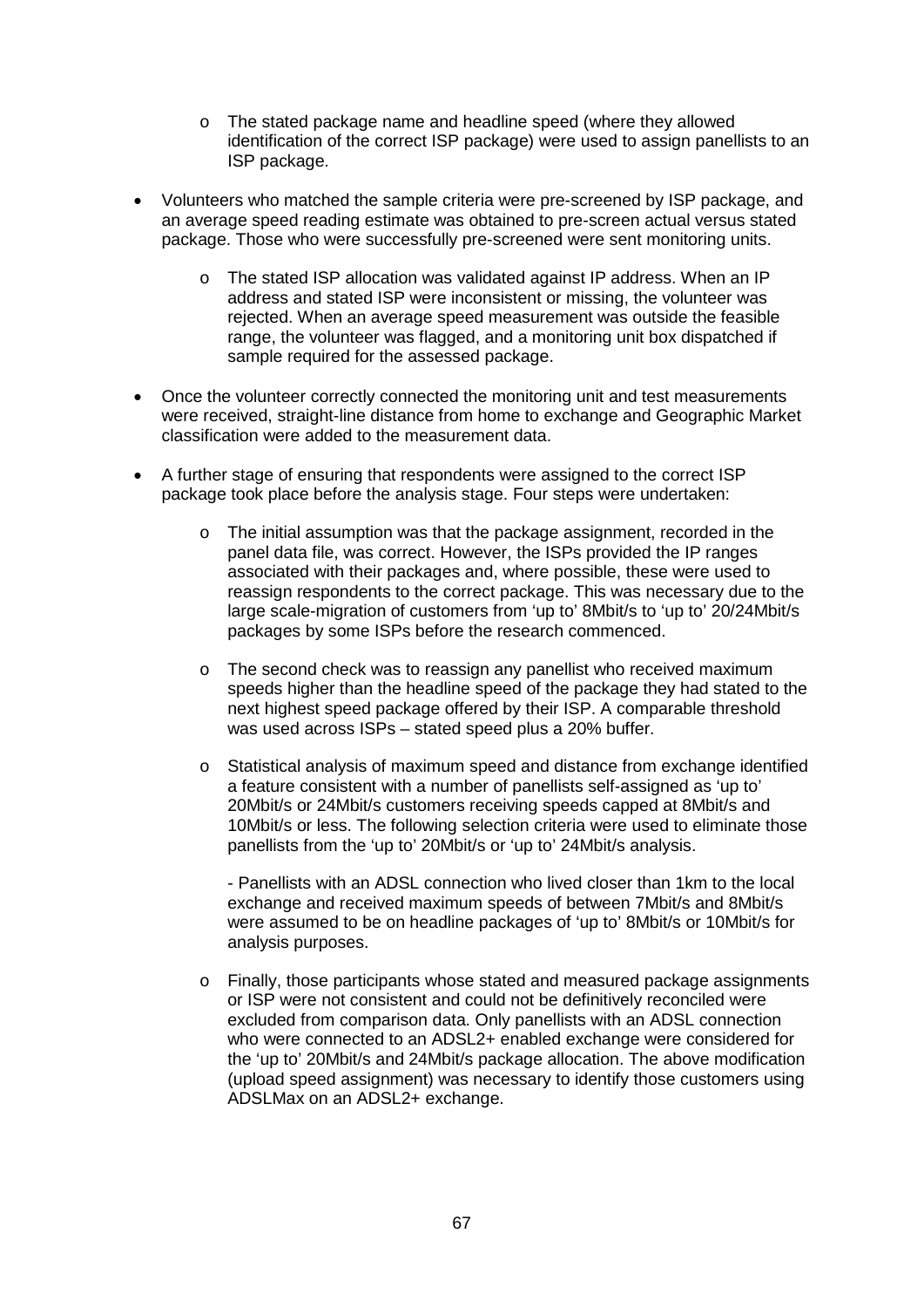- The stated package name and headline speed (where they allowed identification of the correct ISP package) were used to assign panellists to an ISP package.

- Volunteers who matched the sample criteria were pre-screened by ISP package, and an average speed reading estimate was obtained to pre-screen actual versus stated package. Those who were successfully pre-screened were sent monitoring units.
  - The stated ISP allocation was validated against IP address. When an IP address and stated ISP were inconsistent or missing, the volunteer was rejected. When an average speed measurement was outside the feasible range, the volunteer was flagged, and a monitoring unit box dispatched if sample required for the assessed package.

- Once the volunteer correctly connected the monitoring unit and test measurements were received, straight-line distance from home to exchange and Geographic Market classification were added to the measurement data.

- A further stage of ensuring that respondents were assigned to the correct ISP package took place before the analysis stage. Four steps were undertaken:
  - The initial assumption was that the package assignment, recorded in the panel data file, was correct. However, the ISPs provided the IP ranges associated with their packages and, where possible, these were used to reassign respondents to the correct package. This was necessary due to the large scale-migration of customers from 'up to' 8Mbit/s to 'up to' 20/24Mbit/s packages by some ISPs before the research commenced.
  - The second check was to reassign any panellist who received maximum speeds higher than the headline speed of the package they had stated to the next highest speed package offered by their ISP. A comparable threshold was used across ISPs – stated speed plus a 20% buffer.
  - Statistical analysis of maximum speed and distance from exchange identified a feature consistent with a number of panellists self-assigned as 'up to' 20Mbit/s or 24Mbit/s customers receiving speeds capped at 8Mbit/s and 10Mbit/s or less. The following selection criteria were used to eliminate those panellists from the 'up to' 20Mbit/s or 'up to' 24Mbit/s analysis.

    - Panellists with an ADSL connection who lived closer than 1km to the local exchange and received maximum speeds of between 7Mbit/s and 8Mbit/s were assumed to be on headline packages of 'up to' 8Mbit/s or 10Mbit/s for analysis purposes.
  - Finally, those participants whose stated and measured package assignments or ISP were not consistent and could not be definitively reconciled were excluded from comparison data. Only panellists with an ADSL connection who were connected to an ADSL2+ enabled exchange were considered for the 'up to' 20Mbit/s and 24Mbit/s package allocation. The above modification (upload speed assignment) was necessary to identify those customers using ADSLMax on an ADSL2+ exchange.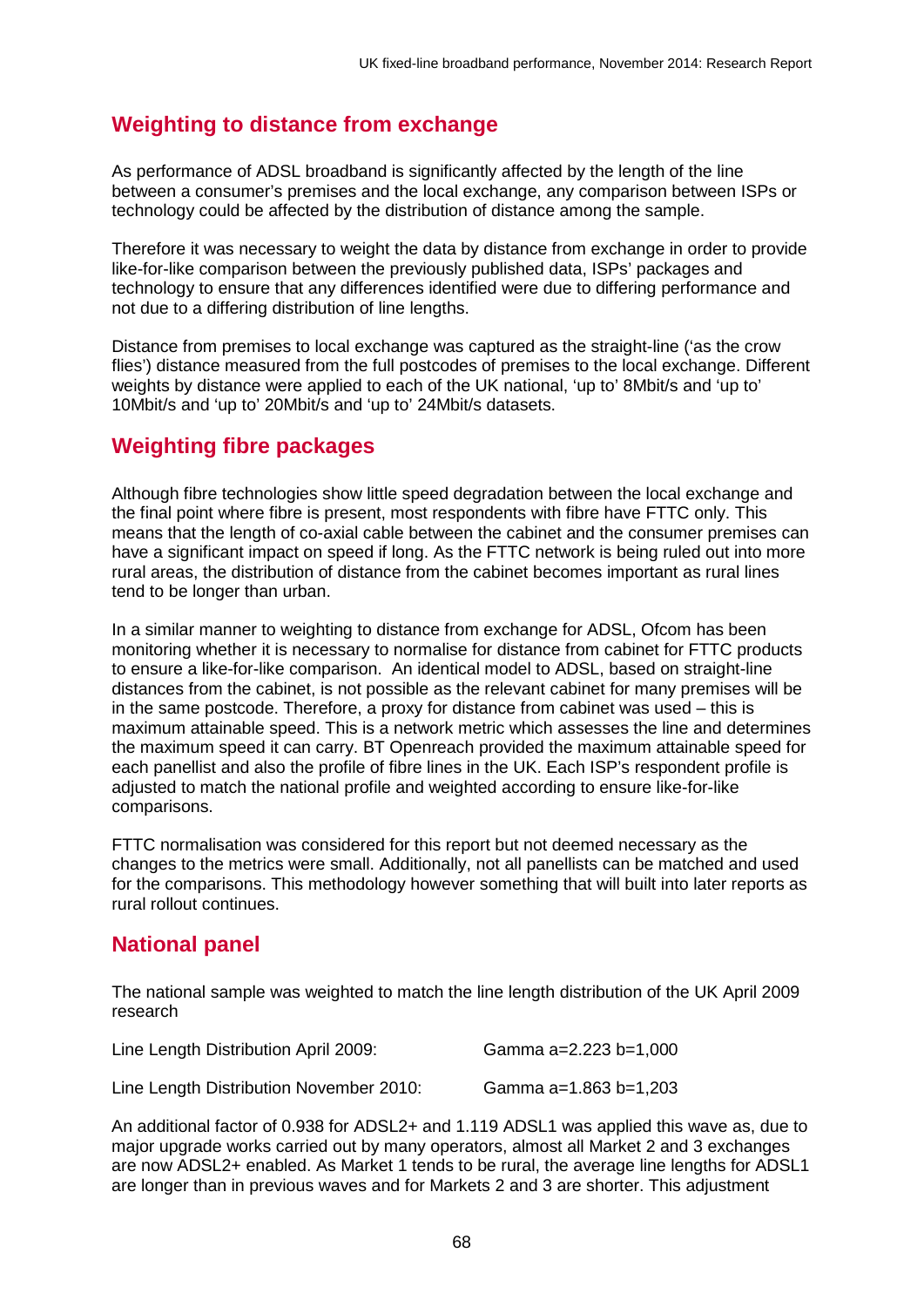## Weighting to distance from exchange

As performance of ADSL broadband is significantly affected by the length of the line between a consumer's premises and the local exchange, any comparison between ISPs or technology could be affected by the distribution of distance among the sample.

Therefore it was necessary to weight the data by distance from exchange in order to provide like-for-like comparison between the previously published data, ISPs' packages and technology to ensure that any differences identified were due to differing performance and not due to a differing distribution of line lengths.

Distance from premises to local exchange was captured as the straight-line ('as the crow flies') distance measured from the full postcodes of premises to the local exchange. Different weights by distance were applied to each of the UK national, 'up to' 8Mbit/s and 'up to' 10Mbit/s and 'up to' 20Mbit/s and 'up to' 24Mbit/s datasets.

## Weighting fibre packages

Although fibre technologies show little speed degradation between the local exchange and the final point where fibre is present, most respondents with fibre have FTTC only. This means that the length of co-axial cable between the cabinet and the consumer premises can have a significant impact on speed if long. As the FTTC network is being ruled out into more rural areas, the distribution of distance from the cabinet becomes important as rural lines tend to be longer than urban.

In a similar manner to weighting to distance from exchange for ADSL, Ofcom has been monitoring whether it is necessary to normalise for distance from cabinet for FTTC products to ensure a like-for-like comparison. An identical model to ADSL, based on straight-line distances from the cabinet, is not possible as the relevant cabinet for many premises will be in the same postcode. Therefore, a proxy for distance from cabinet was used – this is maximum attainable speed. This is a network metric which assesses the line and determines the maximum speed it can carry. BT Openreach provided the maximum attainable speed for each panellist and also the profile of fibre lines in the UK. Each ISP's respondent profile is adjusted to match the national profile and weighted according to ensure like-for-like comparisons.

FTTC normalisation was considered for this report but not deemed necessary as the changes to the metrics were small. Additionally, not all panellists can be matched and used for the comparisons. This methodology however something that will built into later reports as rural rollout continues.

## National panel

The national sample was weighted to match the line length distribution of the UK April 2009 research

| | |
|---|---|
| Line Length Distribution April 2009: | Gamma a=2.223 b=1,000 |
| Line Length Distribution November 2010: | Gamma a=1.863 b=1,203 |

An additional factor of 0.938 for ADSL2+ and 1.119 ADSL1 was applied this wave as, due to major upgrade works carried out by many operators, almost all Market 2 and 3 exchanges are now ADSL2+ enabled. As Market 1 tends to be rural, the average line lengths for ADSL1 are longer than in previous waves and for Markets 2 and 3 are shorter. This adjustment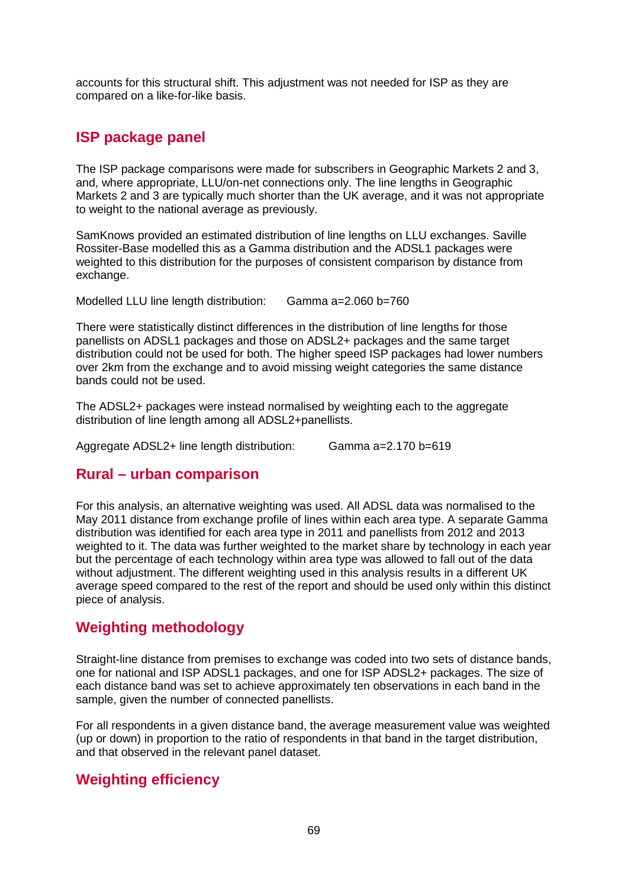accounts for this structural shift. This adjustment was not needed for ISP as they are compared on a like-for-like basis.

## ISP package panel

The ISP package comparisons were made for subscribers in Geographic Markets 2 and 3, and, where appropriate, LLU/on-net connections only. The line lengths in Geographic Markets 2 and 3 are typically much shorter than the UK average, and it was not appropriate to weight to the national average as previously.

SamKnows provided an estimated distribution of line lengths on LLU exchanges. Saville Rossiter-Base modelled this as a Gamma distribution and the ADSL1 packages were weighted to this distribution for the purposes of consistent comparison by distance from exchange.

Modelled LLU line length distribution: Gamma a=2.060 b=760

There were statistically distinct differences in the distribution of line lengths for those panellists on ADSL1 packages and those on ADSL2+ packages and the same target distribution could not be used for both. The higher speed ISP packages had lower numbers over 2km from the exchange and to avoid missing weight categories the same distance bands could not be used.

The ADSL2+ packages were instead normalised by weighting each to the aggregate distribution of line length among all ADSL2+panellists.

Aggregate ADSL2+ line length distribution: Gamma a=2.170 b=619

## Rural – urban comparison

For this analysis, an alternative weighting was used. All ADSL data was normalised to the May 2011 distance from exchange profile of lines within each area type. A separate Gamma distribution was identified for each area type in 2011 and panellists from 2012 and 2013 weighted to it. The data was further weighted to the market share by technology in each year but the percentage of each technology within area type was allowed to fall out of the data without adjustment. The different weighting used in this analysis results in a different UK average speed compared to the rest of the report and should be used only within this distinct piece of analysis.

## Weighting methodology

Straight-line distance from premises to exchange was coded into two sets of distance bands, one for national and ISP ADSL1 packages, and one for ISP ADSL2+ packages. The size of each distance band was set to achieve approximately ten observations in each band in the sample, given the number of connected panellists.

For all respondents in a given distance band, the average measurement value was weighted (up or down) in proportion to the ratio of respondents in that band in the target distribution, and that observed in the relevant panel dataset.

## Weighting efficiency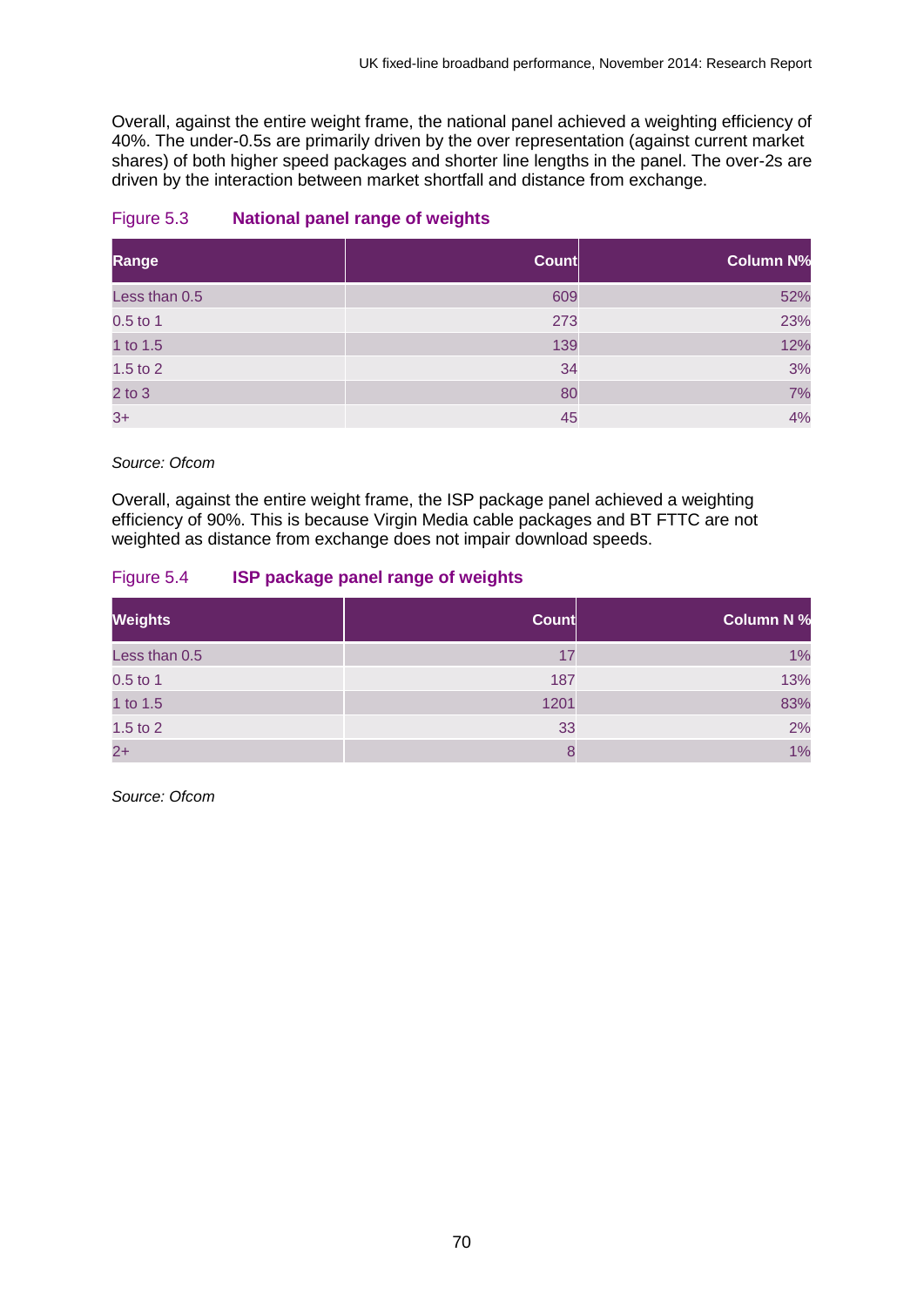Overall, against the entire weight frame, the national panel achieved a weighting efficiency of 40%. The under-0.5s are primarily driven by the over representation (against current market shares) of both higher speed packages and shorter line lengths in the panel. The over-2s are driven by the interaction between market shortfall and distance from exchange.

Figure 5.3 **National panel range of weights**

| Range | Count | Column N% |
|---|---|---|
| Less than 0.5 | 609 | 52% |
| 0.5 to 1 | 273 | 23% |
| 1 to 1.5 | 139 | 12% |
| 1.5 to 2 | 34 | 3% |
| 2 to 3 | 80 | 7% |
| 3+ | 45 | 4% |

*Source: Ofcom*

Overall, against the entire weight frame, the ISP package panel achieved a weighting efficiency of 90%. This is because Virgin Media cable packages and BT FTTC are not weighted as distance from exchange does not impair download speeds.

Figure 5.4 **ISP package panel range of weights**

| Weights | Count | Column N % |
|---|---|---|
| Less than 0.5 | 17 | 1% |
| 0.5 to 1 | 187 | 13% |
| 1 to 1.5 | 1201 | 83% |
| 1.5 to 2 | 33 | 2% |
| 2+ | 8 | 1% |

*Source: Ofcom*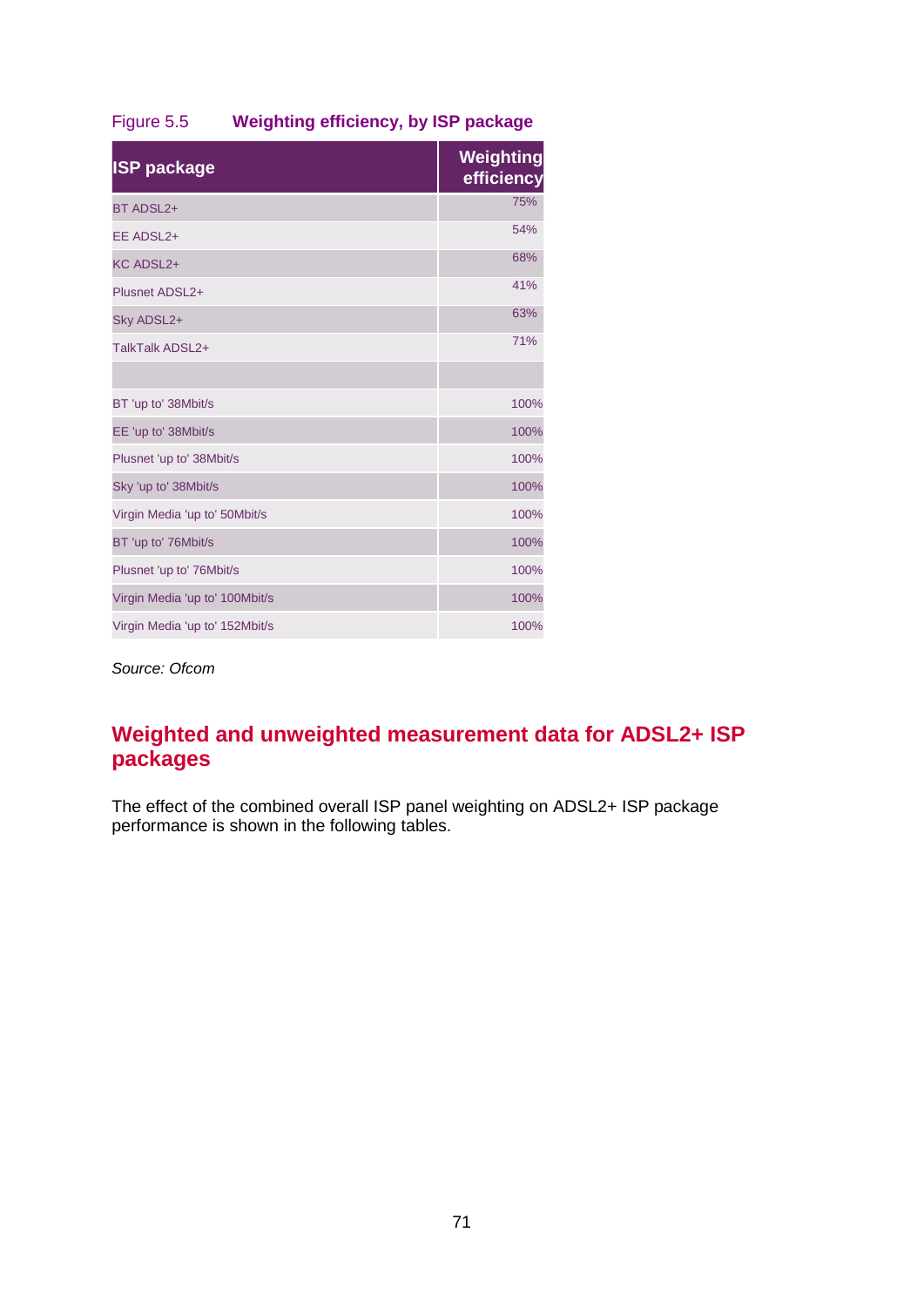Figure 5.5 **Weighting efficiency, by ISP package**

| ISP package | Weighting efficiency |
|---|---|
| BT ADSL2+ | 75% |
| EE ADSL2+ | 54% |
| KC ADSL2+ | 68% |
| Plusnet ADSL2+ | 41% |
| Sky ADSL2+ | 63% |
| TalkTalk ADSL2+ | 71% |
| | |
| BT 'up to' 38Mbit/s | 100% |
| EE 'up to' 38Mbit/s | 100% |
| Plusnet 'up to' 38Mbit/s | 100% |
| Sky 'up to' 38Mbit/s | 100% |
| Virgin Media 'up to' 50Mbit/s | 100% |
| BT 'up to' 76Mbit/s | 100% |
| Plusnet 'up to' 76Mbit/s | 100% |
| Virgin Media 'up to' 100Mbit/s | 100% |
| Virgin Media 'up to' 152Mbit/s | 100% |

*Source: Ofcom*

## Weighted and unweighted measurement data for ADSL2+ ISP packages

The effect of the combined overall ISP panel weighting on ADSL2+ ISP package performance is shown in the following tables.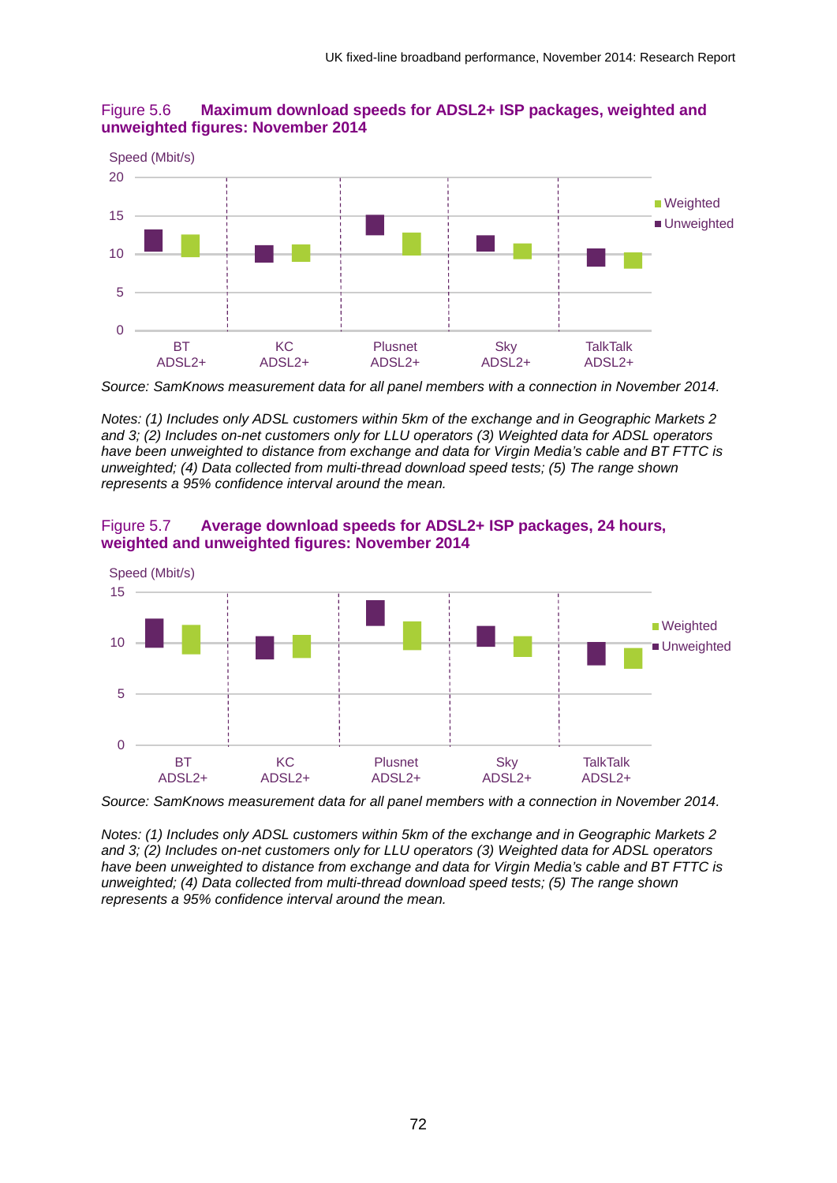**Figure 5.6 Maximum download speeds for ADSL2+ ISP packages, weighted and unweighted figures: November 2014**

Speed (Mbit/s)

*Source: SamKnows measurement data for all panel members with a connection in November 2014.*

*Notes: (1) Includes only ADSL customers within 5km of the exchange and in Geographic Markets 2 and 3; (2) Includes on-net customers only for LLU operators (3) Weighted data for ADSL operators have been unweighted to distance from exchange and data for Virgin Media's cable and BT FTTC is unweighted; (4) Data collected from multi-thread download speed tests; (5) The range shown represents a 95% confidence interval around the mean.*

**Figure 5.7 Average download speeds for ADSL2+ ISP packages, 24 hours, weighted and unweighted figures: November 2014**

Speed (Mbit/s)

*Source: SamKnows measurement data for all panel members with a connection in November 2014.*

*Notes: (1) Includes only ADSL customers within 5km of the exchange and in Geographic Markets 2 and 3; (2) Includes on-net customers only for LLU operators (3) Weighted data for ADSL operators have been unweighted to distance from exchange and data for Virgin Media's cable and BT FTTC is unweighted; (4) Data collected from multi-thread download speed tests; (5) The range shown represents a 95% confidence interval around the mean.*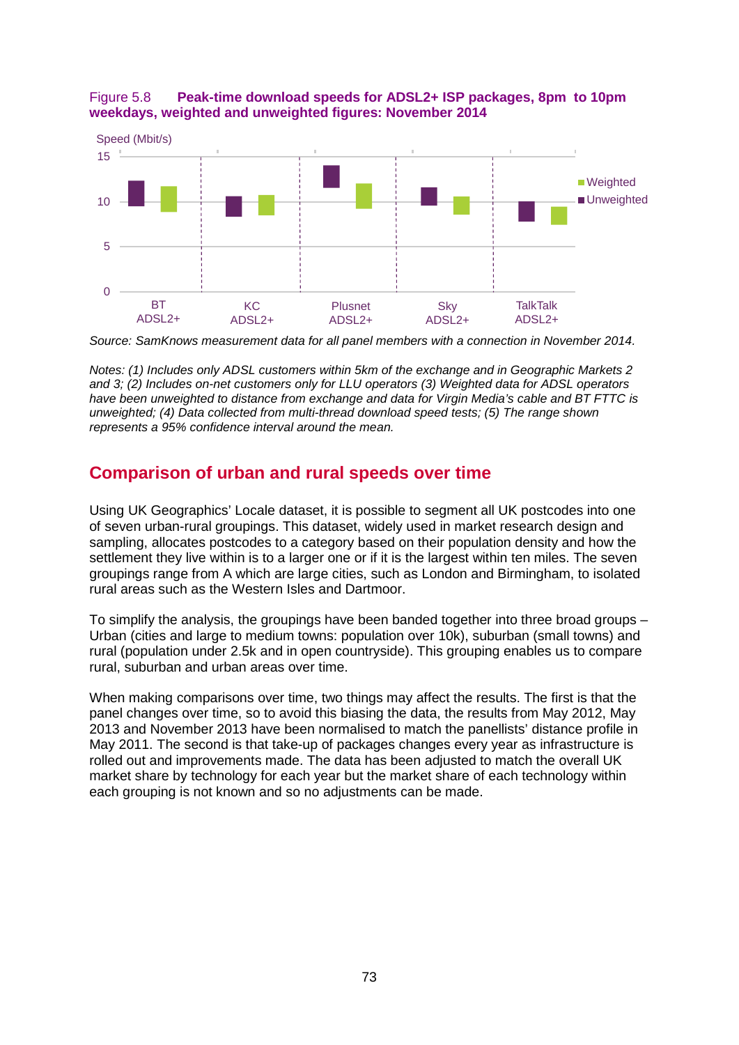Figure 5.8 **Peak-time download speeds for ADSL2+ ISP packages, 8pm to 10pm weekdays, weighted and unweighted figures: November 2014**

Speed (Mbit/s)

15

10

5

0

BT ADSL2+ | KC ADSL2+ | Plusnet ADSL2+ | Sky ADSL2+ | TalkTalk ADSL2+

Weighted
Unweighted

*Source: SamKnows measurement data for all panel members with a connection in November 2014.*

*Notes: (1) Includes only ADSL customers within 5km of the exchange and in Geographic Markets 2 and 3; (2) Includes on-net customers only for LLU operators (3) Weighted data for ADSL operators have been unweighted to distance from exchange and data for Virgin Media's cable and BT FTTC is unweighted; (4) Data collected from multi-thread download speed tests; (5) The range shown represents a 95% confidence interval around the mean.*

## Comparison of urban and rural speeds over time

Using UK Geographics' Locale dataset, it is possible to segment all UK postcodes into one of seven urban-rural groupings. This dataset, widely used in market research design and sampling, allocates postcodes to a category based on their population density and how the settlement they live within is to a larger one or if it is the largest within ten miles. The seven groupings range from A which are large cities, such as London and Birmingham, to isolated rural areas such as the Western Isles and Dartmoor.

To simplify the analysis, the groupings have been banded together into three broad groups – Urban (cities and large to medium towns: population over 10k), suburban (small towns) and rural (population under 2.5k and in open countryside). This grouping enables us to compare rural, suburban and urban areas over time.

When making comparisons over time, two things may affect the results. The first is that the panel changes over time, so to avoid this biasing the data, the results from May 2012, May 2013 and November 2013 have been normalised to match the panellists' distance profile in May 2011. The second is that take-up of packages changes every year as infrastructure is rolled out and improvements made. The data has been adjusted to match the overall UK market share by technology for each year but the market share of each technology within each grouping is not known and so no adjustments can be made.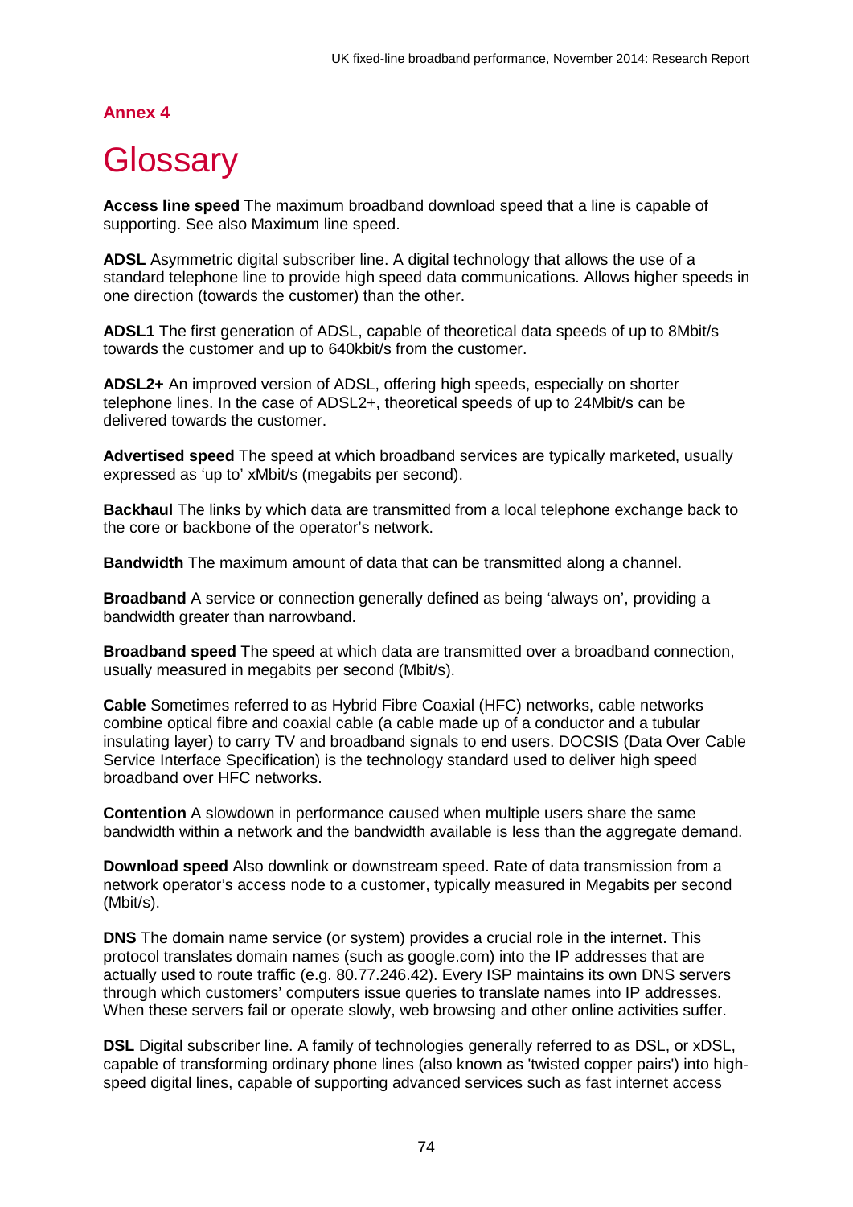## Annex 4

# Glossary

**Access line speed** The maximum broadband download speed that a line is capable of supporting. See also Maximum line speed.

**ADSL** Asymmetric digital subscriber line. A digital technology that allows the use of a standard telephone line to provide high speed data communications. Allows higher speeds in one direction (towards the customer) than the other.

**ADSL1** The first generation of ADSL, capable of theoretical data speeds of up to 8Mbit/s towards the customer and up to 640kbit/s from the customer.

**ADSL2+** An improved version of ADSL, offering high speeds, especially on shorter telephone lines. In the case of ADSL2+, theoretical speeds of up to 24Mbit/s can be delivered towards the customer.

**Advertised speed** The speed at which broadband services are typically marketed, usually expressed as 'up to' xMbit/s (megabits per second).

**Backhaul** The links by which data are transmitted from a local telephone exchange back to the core or backbone of the operator's network.

**Bandwidth** The maximum amount of data that can be transmitted along a channel.

**Broadband** A service or connection generally defined as being 'always on', providing a bandwidth greater than narrowband.

**Broadband speed** The speed at which data are transmitted over a broadband connection, usually measured in megabits per second (Mbit/s).

**Cable** Sometimes referred to as Hybrid Fibre Coaxial (HFC) networks, cable networks combine optical fibre and coaxial cable (a cable made up of a conductor and a tubular insulating layer) to carry TV and broadband signals to end users. DOCSIS (Data Over Cable Service Interface Specification) is the technology standard used to deliver high speed broadband over HFC networks.

**Contention** A slowdown in performance caused when multiple users share the same bandwidth within a network and the bandwidth available is less than the aggregate demand.

**Download speed** Also downlink or downstream speed. Rate of data transmission from a network operator's access node to a customer, typically measured in Megabits per second (Mbit/s).

**DNS** The domain name service (or system) provides a crucial role in the internet. This protocol translates domain names (such as google.com) into the IP addresses that are actually used to route traffic (e.g. 80.77.246.42). Every ISP maintains its own DNS servers through which customers' computers issue queries to translate names into IP addresses. When these servers fail or operate slowly, web browsing and other online activities suffer.

**DSL** Digital subscriber line. A family of technologies generally referred to as DSL, or xDSL, capable of transforming ordinary phone lines (also known as 'twisted copper pairs') into high-speed digital lines, capable of supporting advanced services such as fast internet access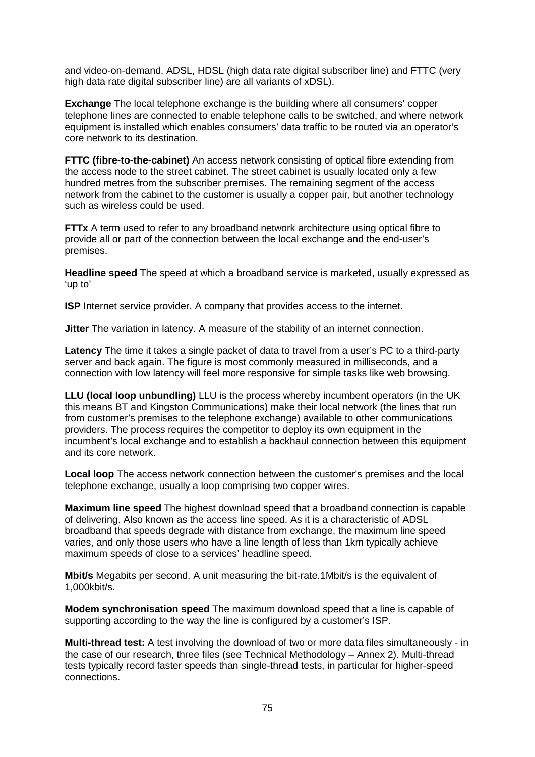and video-on-demand. ADSL, HDSL (high data rate digital subscriber line) and FTTC (very high data rate digital subscriber line) are all variants of xDSL).

**Exchange** The local telephone exchange is the building where all consumers' copper telephone lines are connected to enable telephone calls to be switched, and where network equipment is installed which enables consumers' data traffic to be routed via an operator's core network to its destination.

**FTTC (fibre-to-the-cabinet)** An access network consisting of optical fibre extending from the access node to the street cabinet. The street cabinet is usually located only a few hundred metres from the subscriber premises. The remaining segment of the access network from the cabinet to the customer is usually a copper pair, but another technology such as wireless could be used.

**FTTx** A term used to refer to any broadband network architecture using optical fibre to provide all or part of the connection between the local exchange and the end-user's premises.

**Headline speed** The speed at which a broadband service is marketed, usually expressed as 'up to'

**ISP** Internet service provider. A company that provides access to the internet.

**Jitter** The variation in latency. A measure of the stability of an internet connection.

**Latency** The time it takes a single packet of data to travel from a user's PC to a third-party server and back again. The figure is most commonly measured in milliseconds, and a connection with low latency will feel more responsive for simple tasks like web browsing.

**LLU (local loop unbundling)** LLU is the process whereby incumbent operators (in the UK this means BT and Kingston Communications) make their local network (the lines that run from customer's premises to the telephone exchange) available to other communications providers. The process requires the competitor to deploy its own equipment in the incumbent's local exchange and to establish a backhaul connection between this equipment and its core network.

**Local loop** The access network connection between the customer's premises and the local telephone exchange, usually a loop comprising two copper wires.

**Maximum line speed** The highest download speed that a broadband connection is capable of delivering. Also known as the access line speed. As it is a characteristic of ADSL broadband that speeds degrade with distance from exchange, the maximum line speed varies, and only those users who have a line length of less than 1km typically achieve maximum speeds of close to a services' headline speed.

**Mbit/s** Megabits per second. A unit measuring the bit-rate.1Mbit/s is the equivalent of 1,000kbit/s.

**Modem synchronisation speed** The maximum download speed that a line is capable of supporting according to the way the line is configured by a customer's ISP.

**Multi-thread test:** A test involving the download of two or more data files simultaneously - in the case of our research, three files (see Technical Methodology – Annex 2). Multi-thread tests typically record faster speeds than single-thread tests, in particular for higher-speed connections.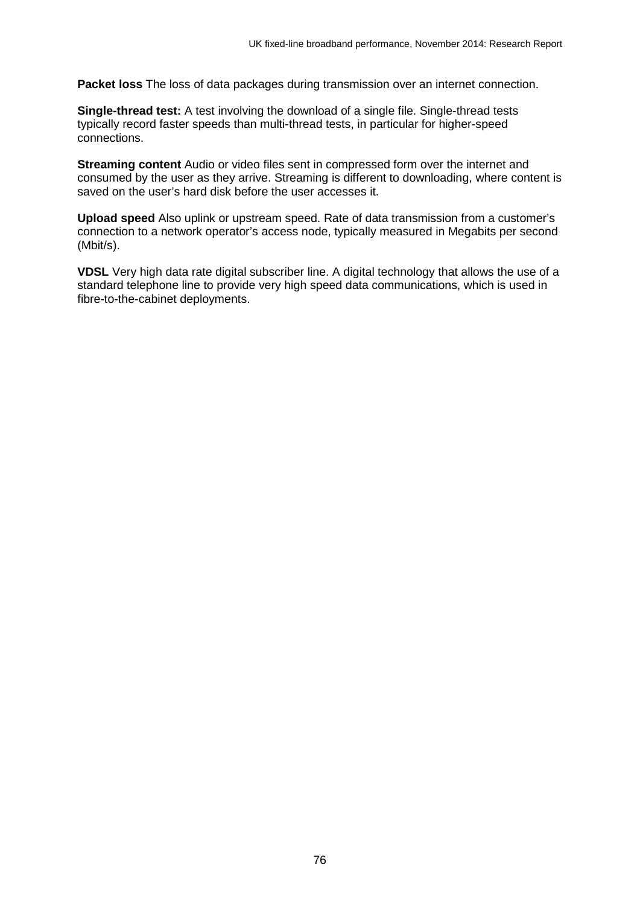**Packet loss** The loss of data packages during transmission over an internet connection.

**Single-thread test:** A test involving the download of a single file. Single-thread tests typically record faster speeds than multi-thread tests, in particular for higher-speed connections.

**Streaming content** Audio or video files sent in compressed form over the internet and consumed by the user as they arrive. Streaming is different to downloading, where content is saved on the user's hard disk before the user accesses it.

**Upload speed** Also uplink or upstream speed. Rate of data transmission from a customer's connection to a network operator's access node, typically measured in Megabits per second (Mbit/s).

**VDSL** Very high data rate digital subscriber line. A digital technology that allows the use of a standard telephone line to provide very high speed data communications, which is used in fibre-to-the-cabinet deployments.